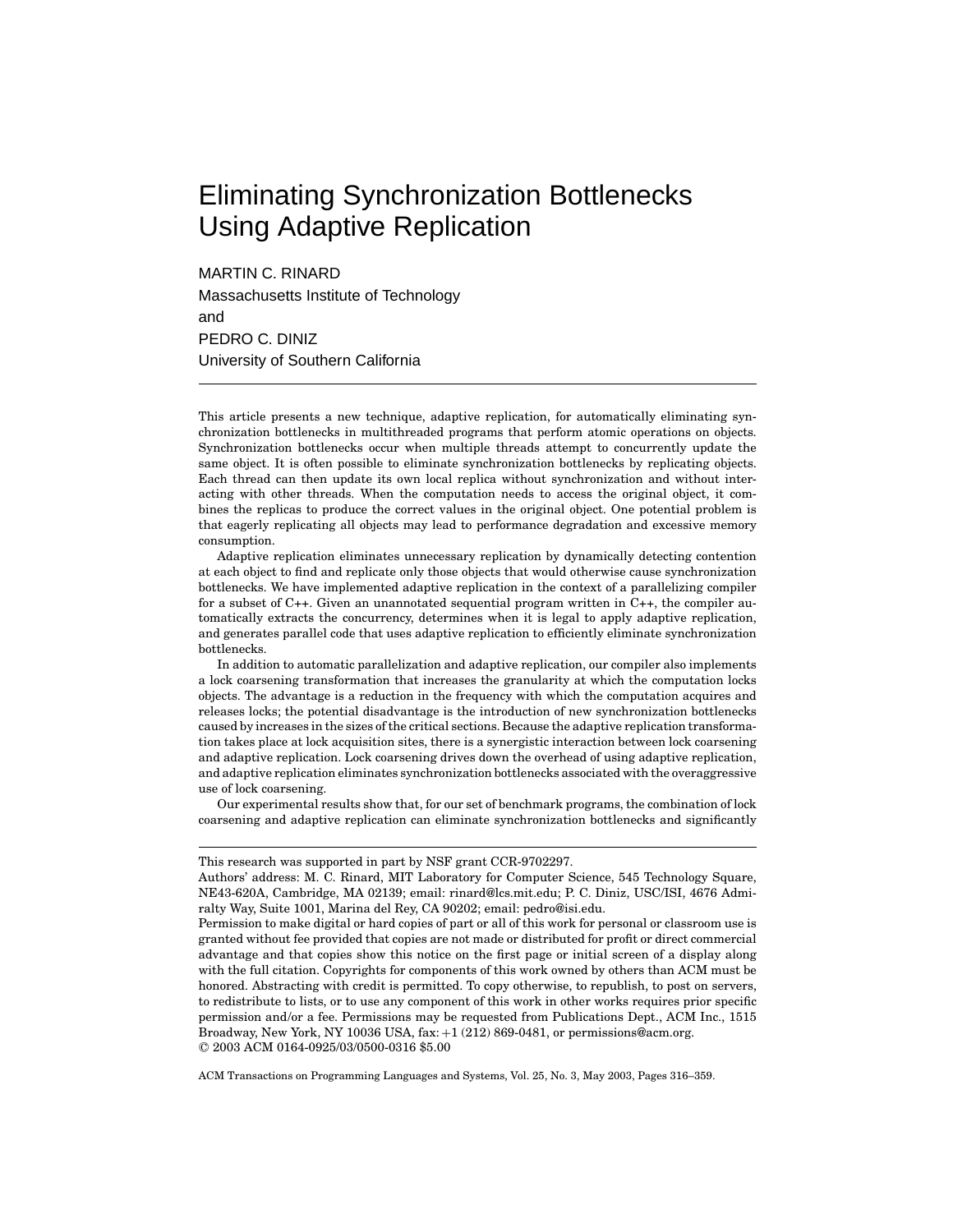# Eliminating Synchronization Bottlenecks Using Adaptive Replication

MARTIN C. RINARD
Massachusetts Institute of Technology
and
PEDRO C. DINIZ
University of Southern California

---

This article presents a new technique, adaptive replication, for automatically eliminating synchronization bottlenecks in multithreaded programs that perform atomic operations on objects. Synchronization bottlenecks occur when multiple threads attempt to concurrently update the same object. It is often possible to eliminate synchronization bottlenecks by replicating objects. Each thread can then update its own local replica without synchronization and without interacting with other threads. When the computation needs to access the original object, it combines the replicas to produce the correct values in the original object. One potential problem is that eagerly replicating all objects may lead to performance degradation and excessive memory consumption.

Adaptive replication eliminates unnecessary replication by dynamically detecting contention at each object to find and replicate only those objects that would otherwise cause synchronization bottlenecks. We have implemented adaptive replication in the context of a parallelizing compiler for a subset of C++. Given an unannotated sequential program written in C++, the compiler automatically extracts the concurrency, determines when it is legal to apply adaptive replication, and generates parallel code that uses adaptive replication to efficiently eliminate synchronization bottlenecks.

In addition to automatic parallelization and adaptive replication, our compiler also implements a lock coarsening transformation that increases the granularity at which the computation locks objects. The advantage is a reduction in the frequency with which the computation acquires and releases locks; the potential disadvantage is the introduction of new synchronization bottlenecks caused by increases in the sizes of the critical sections. Because the adaptive replication transformation takes place at lock acquisition sites, there is a synergistic interaction between lock coarsening and adaptive replication. Lock coarsening drives down the overhead of using adaptive replication, and adaptive replication eliminates synchronization bottlenecks associated with the overaggressive use of lock coarsening.

Our experimental results show that, for our set of benchmark programs, the combination of lock coarsening and adaptive replication can eliminate synchronization bottlenecks and significantly

---

This research was supported in part by NSF grant CCR-9702297.
Authors' address: M. C. Rinard, MIT Laboratory for Computer Science, 545 Technology Square, NE43-620A, Cambridge, MA 02139; email: rinard@lcs.mit.edu; P. C. Diniz, USC/ISI, 4676 Admiralty Way, Suite 1001, Marina del Rey, CA 90202; email: pedro@isi.edu.
Permission to make digital or hard copies of part or all of this work for personal or classroom use is granted without fee provided that copies are not made or distributed for profit or direct commercial advantage and that copies show this notice on the first page or initial screen of a display along with the full citation. Copyrights for components of this work owned by others than ACM must be honored. Abstracting with credit is permitted. To copy otherwise, to republish, to post on servers, to redistribute to lists, or to use any component of this work in other works requires prior specific permission and/or a fee. Permissions may be requested from Publications Dept., ACM Inc., 1515 Broadway, New York, NY 10036 USA, fax: +1 (212) 869-0481, or permissions@acm.org.
© 2003 ACM 0164-0925/03/0500-0316 $5.00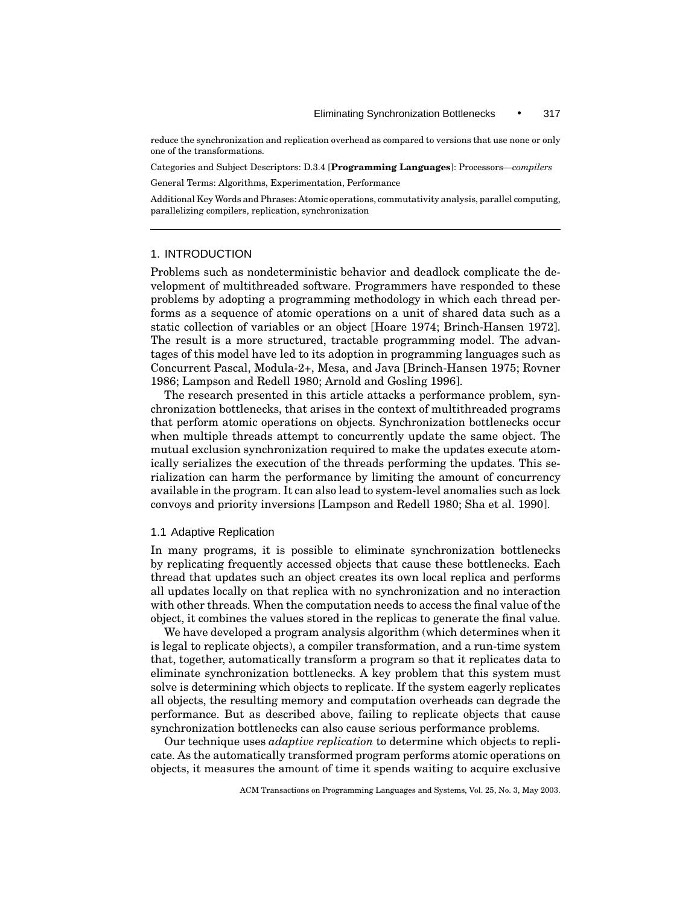reduce the synchronization and replication overhead as compared to versions that use none or only one of the transformations.

Categories and Subject Descriptors: D.3.4 [**Programming Languages**]: Processors—*compilers*

General Terms: Algorithms, Experimentation, Performance

Additional Key Words and Phrases: Atomic operations, commutativity analysis, parallel computing, parallelizing compilers, replication, synchronization

## 1. INTRODUCTION

Problems such as nondeterministic behavior and deadlock complicate the development of multithreaded software. Programmers have responded to these problems by adopting a programming methodology in which each thread performs as a sequence of atomic operations on a unit of shared data such as a static collection of variables or an object [Hoare 1974; Brinch-Hansen 1972]. The result is a more structured, tractable programming model. The advantages of this model have led to its adoption in programming languages such as Concurrent Pascal, Modula-2+, Mesa, and Java [Brinch-Hansen 1975; Rovner 1986; Lampson and Redell 1980; Arnold and Gosling 1996].

The research presented in this article attacks a performance problem, synchronization bottlenecks, that arises in the context of multithreaded programs that perform atomic operations on objects. Synchronization bottlenecks occur when multiple threads attempt to concurrently update the same object. The mutual exclusion synchronization required to make the updates execute atomically serializes the execution of the threads performing the updates. This serialization can harm the performance by limiting the amount of concurrency available in the program. It can also lead to system-level anomalies such as lock convoys and priority inversions [Lampson and Redell 1980; Sha et al. 1990].

### 1.1 Adaptive Replication

In many programs, it is possible to eliminate synchronization bottlenecks by replicating frequently accessed objects that cause these bottlenecks. Each thread that updates such an object creates its own local replica and performs all updates locally on that replica with no synchronization and no interaction with other threads. When the computation needs to access the final value of the object, it combines the values stored in the replicas to generate the final value.

We have developed a program analysis algorithm (which determines when it is legal to replicate objects), a compiler transformation, and a run-time system that, together, automatically transform a program so that it replicates data to eliminate synchronization bottlenecks. A key problem that this system must solve is determining which objects to replicate. If the system eagerly replicates all objects, the resulting memory and computation overheads can degrade the performance. But as described above, failing to replicate objects that cause synchronization bottlenecks can also cause serious performance problems.

Our technique uses *adaptive replication* to determine which objects to replicate. As the automatically transformed program performs atomic operations on objects, it measures the amount of time it spends waiting to acquire exclusive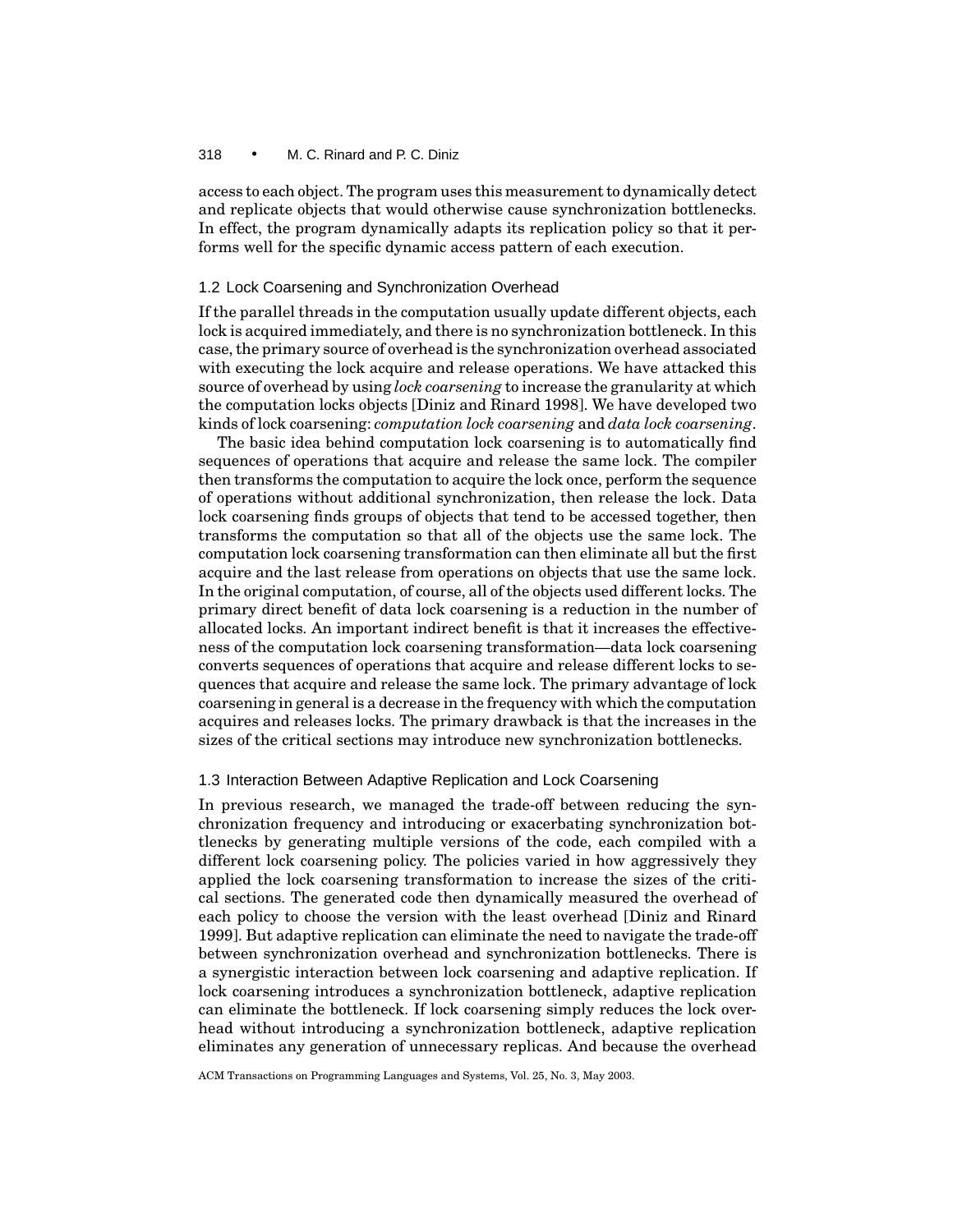access to each object. The program uses this measurement to dynamically detect and replicate objects that would otherwise cause synchronization bottlenecks. In effect, the program dynamically adapts its replication policy so that it performs well for the specific dynamic access pattern of each execution.

### 1.2 Lock Coarsening and Synchronization Overhead

If the parallel threads in the computation usually update different objects, each lock is acquired immediately, and there is no synchronization bottleneck. In this case, the primary source of overhead is the synchronization overhead associated with executing the lock acquire and release operations. We have attacked this source of overhead by using *lock coarsening* to increase the granularity at which the computation locks objects [Diniz and Rinard 1998]. We have developed two kinds of lock coarsening: *computation lock coarsening* and *data lock coarsening*.

The basic idea behind computation lock coarsening is to automatically find sequences of operations that acquire and release the same lock. The compiler then transforms the computation to acquire the lock once, perform the sequence of operations without additional synchronization, then release the lock. Data lock coarsening finds groups of objects that tend to be accessed together, then transforms the computation so that all of the objects use the same lock. The computation lock coarsening transformation can then eliminate all but the first acquire and the last release from operations on objects that use the same lock. In the original computation, of course, all of the objects used different locks. The primary direct benefit of data lock coarsening is a reduction in the number of allocated locks. An important indirect benefit is that it increases the effectiveness of the computation lock coarsening transformation—data lock coarsening converts sequences of operations that acquire and release different locks to sequences that acquire and release the same lock. The primary advantage of lock coarsening in general is a decrease in the frequency with which the computation acquires and releases locks. The primary drawback is that the increases in the sizes of the critical sections may introduce new synchronization bottlenecks.

### 1.3 Interaction Between Adaptive Replication and Lock Coarsening

In previous research, we managed the trade-off between reducing the synchronization frequency and introducing or exacerbating synchronization bottlenecks by generating multiple versions of the code, each compiled with a different lock coarsening policy. The policies varied in how aggressively they applied the lock coarsening transformation to increase the sizes of the critical sections. The generated code then dynamically measured the overhead of each policy to choose the version with the least overhead [Diniz and Rinard 1999]. But adaptive replication can eliminate the need to navigate the trade-off between synchronization overhead and synchronization bottlenecks. There is a synergistic interaction between lock coarsening and adaptive replication. If lock coarsening introduces a synchronization bottleneck, adaptive replication can eliminate the bottleneck. If lock coarsening simply reduces the lock overhead without introducing a synchronization bottleneck, adaptive replication eliminates any generation of unnecessary replicas. And because the overhead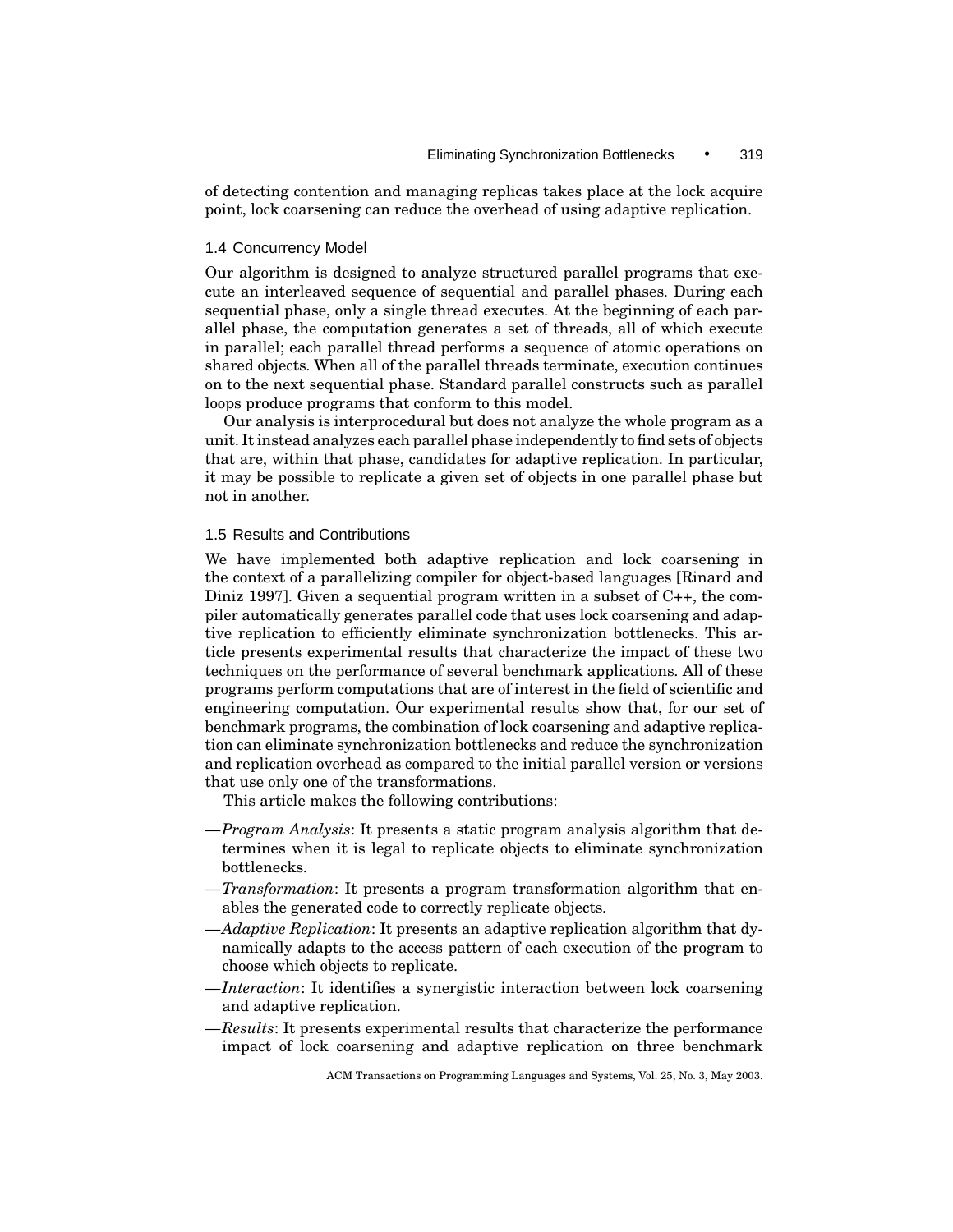of detecting contention and managing replicas takes place at the lock acquire point, lock coarsening can reduce the overhead of using adaptive replication.

### 1.4 Concurrency Model

Our algorithm is designed to analyze structured parallel programs that execute an interleaved sequence of sequential and parallel phases. During each sequential phase, only a single thread executes. At the beginning of each parallel phase, the computation generates a set of threads, all of which execute in parallel; each parallel thread performs a sequence of atomic operations on shared objects. When all of the parallel threads terminate, execution continues on to the next sequential phase. Standard parallel constructs such as parallel loops produce programs that conform to this model.

Our analysis is interprocedural but does not analyze the whole program as a unit. It instead analyzes each parallel phase independently to find sets of objects that are, within that phase, candidates for adaptive replication. In particular, it may be possible to replicate a given set of objects in one parallel phase but not in another.

### 1.5 Results and Contributions

We have implemented both adaptive replication and lock coarsening in the context of a parallelizing compiler for object-based languages [Rinard and Diniz 1997]. Given a sequential program written in a subset of C++, the compiler automatically generates parallel code that uses lock coarsening and adaptive replication to efficiently eliminate synchronization bottlenecks. This article presents experimental results that characterize the impact of these two techniques on the performance of several benchmark applications. All of these programs perform computations that are of interest in the field of scientific and engineering computation. Our experimental results show that, for our set of benchmark programs, the combination of lock coarsening and adaptive replication can eliminate synchronization bottlenecks and reduce the synchronization and replication overhead as compared to the initial parallel version or versions that use only one of the transformations.

This article makes the following contributions:

—*Program Analysis*: It presents a static program analysis algorithm that determines when it is legal to replicate objects to eliminate synchronization bottlenecks.

—*Transformation*: It presents a program transformation algorithm that enables the generated code to correctly replicate objects.

—*Adaptive Replication*: It presents an adaptive replication algorithm that dynamically adapts to the access pattern of each execution of the program to choose which objects to replicate.

—*Interaction*: It identifies a synergistic interaction between lock coarsening and adaptive replication.

—*Results*: It presents experimental results that characterize the performance impact of lock coarsening and adaptive replication on three benchmark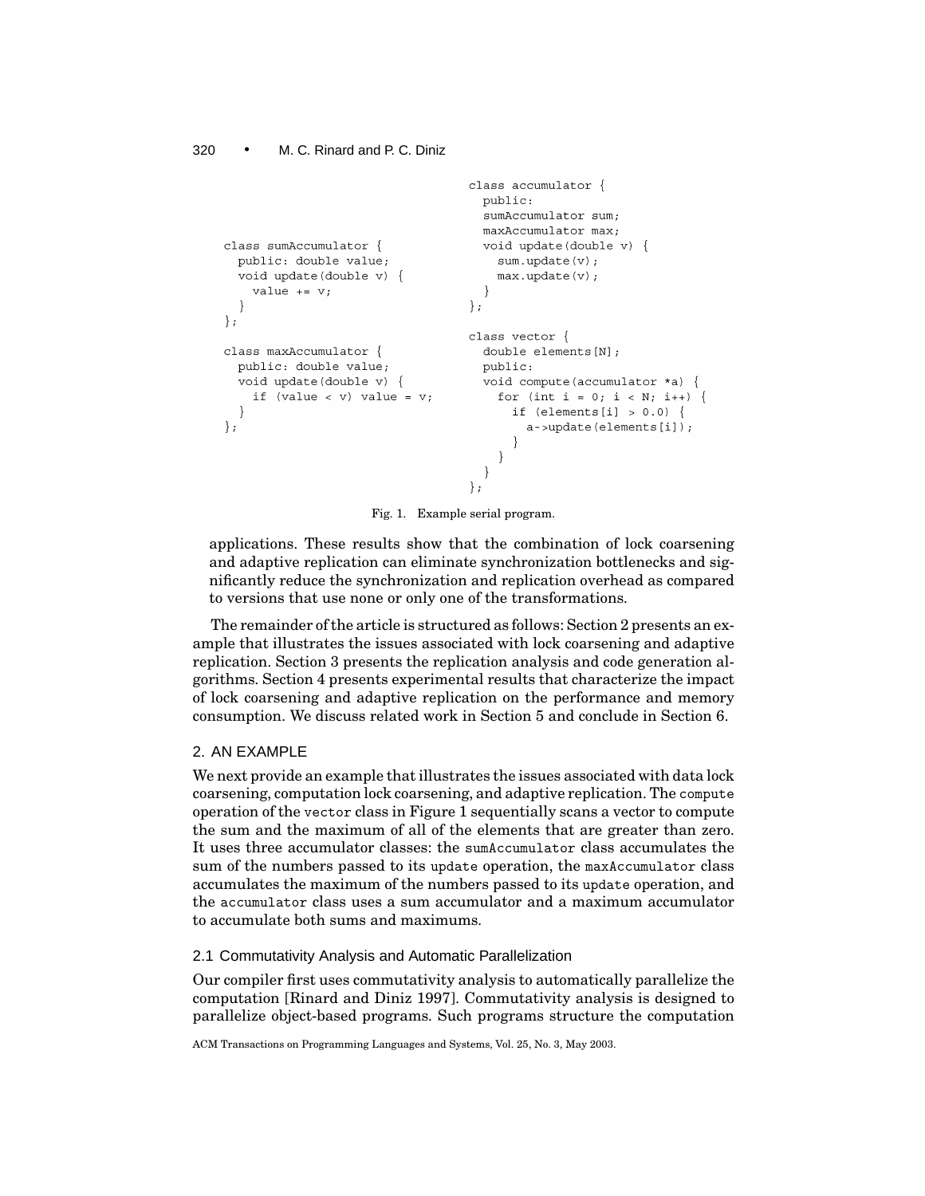```
class sumAccumulator {
  public: double value;
  void update(double v) {
    value += v;
  }
};

class maxAccumulator {
  public: double value;
  void update(double v) {
    if (value < v) value = v;
  }
};
```

```
class accumulator {
  public:
  sumAccumulator sum;
  maxAccumulator max;
  void update(double v) {
    sum.update(v);
    max.update(v);
  }
};

class vector {
  double elements[N];
  public:
  void compute(accumulator *a) {
    for (int i = 0; i < N; i++) {
      if (elements[i] > 0.0) {
        a->update(elements[i]);
      }
    }
  }
};
```

Fig. 1. Example serial program.

applications. These results show that the combination of lock coarsening and adaptive replication can eliminate synchronization bottlenecks and significantly reduce the synchronization and replication overhead as compared to versions that use none or only one of the transformations.

The remainder of the article is structured as follows: Section 2 presents an example that illustrates the issues associated with lock coarsening and adaptive replication. Section 3 presents the replication analysis and code generation algorithms. Section 4 presents experimental results that characterize the impact of lock coarsening and adaptive replication on the performance and memory consumption. We discuss related work in Section 5 and conclude in Section 6.

## 2. AN EXAMPLE

We next provide an example that illustrates the issues associated with data lock coarsening, computation lock coarsening, and adaptive replication. The `compute` operation of the `vector` class in Figure 1 sequentially scans a vector to compute the sum and the maximum of all of the elements that are greater than zero. It uses three accumulator classes: the `sumAccumulator` class accumulates the sum of the numbers passed to its `update` operation, the `maxAccumulator` class accumulates the maximum of the numbers passed to its `update` operation, and the `accumulator` class uses a sum accumulator and a maximum accumulator to accumulate both sums and maximums.

### 2.1 Commutativity Analysis and Automatic Parallelization

Our compiler first uses commutativity analysis to automatically parallelize the computation [Rinard and Diniz 1997]. Commutativity analysis is designed to parallelize object-based programs. Such programs structure the computation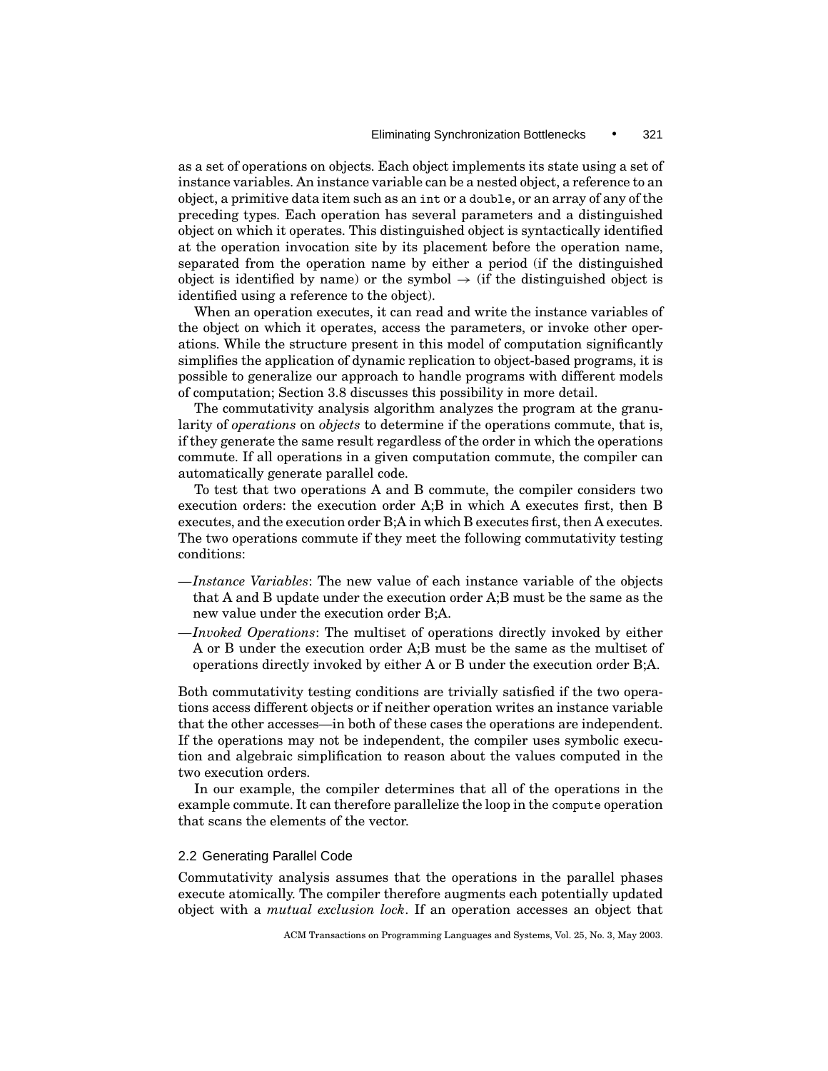as a set of operations on objects. Each object implements its state using a set of instance variables. An instance variable can be a nested object, a reference to an object, a primitive data item such as an `int` or a `double`, or an array of any of the preceding types. Each operation has several parameters and a distinguished object on which it operates. This distinguished object is syntactically identified at the operation invocation site by its placement before the operation name, separated from the operation name by either a period (if the distinguished object is identified by name) or the symbol $\rightarrow$ (if the distinguished object is identified using a reference to the object).

When an operation executes, it can read and write the instance variables of the object on which it operates, access the parameters, or invoke other operations. While the structure present in this model of computation significantly simplifies the application of dynamic replication to object-based programs, it is possible to generalize our approach to handle programs with different models of computation; Section 3.8 discusses this possibility in more detail.

The commutativity analysis algorithm analyzes the program at the granularity of *operations* on *objects* to determine if the operations commute, that is, if they generate the same result regardless of the order in which the operations commute. If all operations in a given computation commute, the compiler can automatically generate parallel code.

To test that two operations A and B commute, the compiler considers two execution orders: the execution order A;B in which A executes first, then B executes, and the execution order B;A in which B executes first, then A executes. The two operations commute if they meet the following commutativity testing conditions:

—*Instance Variables*: The new value of each instance variable of the objects that A and B update under the execution order A;B must be the same as the new value under the execution order B;A.

—*Invoked Operations*: The multiset of operations directly invoked by either A or B under the execution order A;B must be the same as the multiset of operations directly invoked by either A or B under the execution order B;A.

Both commutativity testing conditions are trivially satisfied if the two operations access different objects or if neither operation writes an instance variable that the other accesses—in both of these cases the operations are independent. If the operations may not be independent, the compiler uses symbolic execution and algebraic simplification to reason about the values computed in the two execution orders.

In our example, the compiler determines that all of the operations in the example commute. It can therefore parallelize the loop in the `compute` operation that scans the elements of the vector.

## 2.2 Generating Parallel Code

Commutativity analysis assumes that the operations in the parallel phases execute atomically. The compiler therefore augments each potentially updated object with a *mutual exclusion lock*. If an operation accesses an object that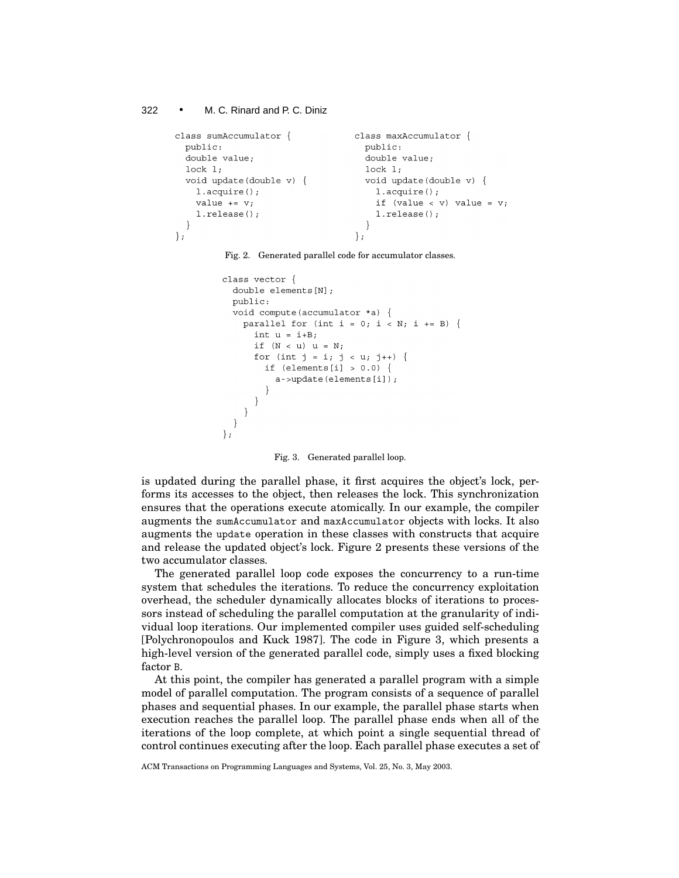```
class sumAccumulator {
  public:
  double value;
  lock l;
  void update(double v) {
    l.acquire();
    value += v;
    l.release();
  }
};
```

```
class maxAccumulator {
  public:
  double value;
  lock l;
  void update(double v) {
    l.acquire();
    if (value < v) value = v;
    l.release();
  }
};
```

Fig. 2. Generated parallel code for accumulator classes.

```
class vector {
  double elements[N];
  public:
  void compute(accumulator *a) {
    parallel for (int i = 0; i < N; i += B) {
      int u = i+B;
      if (N < u) u = N;
      for (int j = i; j < u; j++) {
        if (elements[i] > 0.0) {
          a->update(elements[i]);
        }
      }
    }
  }
};
```

Fig. 3. Generated parallel loop.

is updated during the parallel phase, it first acquires the object's lock, performs its accesses to the object, then releases the lock. This synchronization ensures that the operations execute atomically. In our example, the compiler augments the sumAccumulator and maxAccumulator objects with locks. It also augments the update operation in these classes with constructs that acquire and release the updated object's lock. Figure 2 presents these versions of the two accumulator classes.

The generated parallel loop code exposes the concurrency to a run-time system that schedules the iterations. To reduce the concurrency exploitation overhead, the scheduler dynamically allocates blocks of iterations to processors instead of scheduling the parallel computation at the granularity of individual loop iterations. Our implemented compiler uses guided self-scheduling [Polychronopoulos and Kuck 1987]. The code in Figure 3, which presents a high-level version of the generated parallel code, simply uses a fixed blocking factor B.

At this point, the compiler has generated a parallel program with a simple model of parallel computation. The program consists of a sequence of parallel phases and sequential phases. In our example, the parallel phase starts when execution reaches the parallel loop. The parallel phase ends when all of the iterations of the loop complete, at which point a single sequential thread of control continues executing after the loop. Each parallel phase executes a set of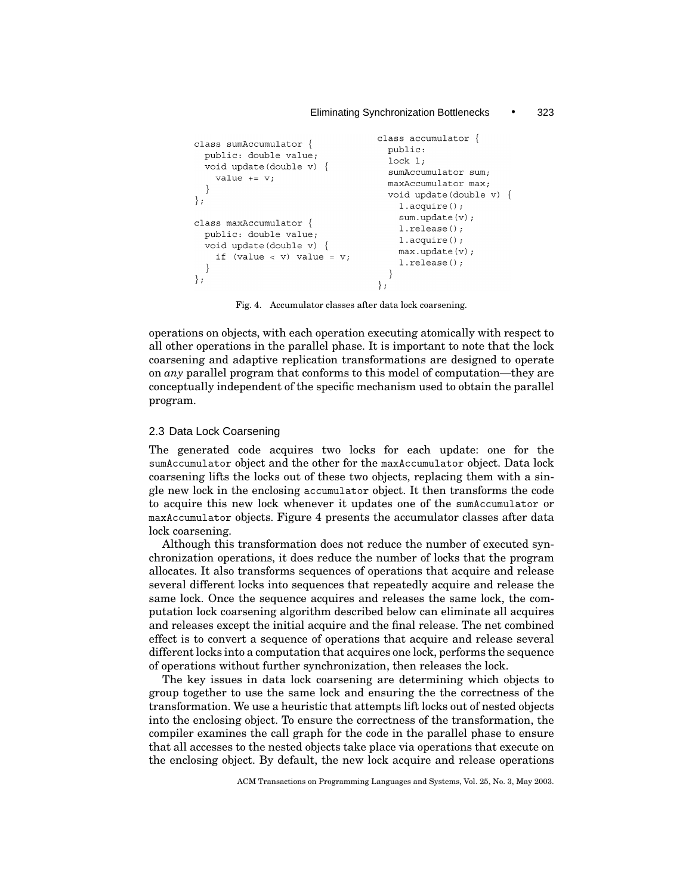```
class sumAccumulator {
  public: double value;
  void update(double v) {
    value += v;
  }
};

class maxAccumulator {
  public: double value;
  void update(double v) {
    if (value < v) value = v;
  }
};
```

```
class accumulator {
  public:
  lock l;
  sumAccumulator sum;
  maxAccumulator max;
  void update(double v) {
    l.acquire();
    sum.update(v);
    l.release();
    l.acquire();
    max.update(v);
    l.release();
  }
};
```

Fig. 4. Accumulator classes after data lock coarsening.

operations on objects, with each operation executing atomically with respect to all other operations in the parallel phase. It is important to note that the lock coarsening and adaptive replication transformations are designed to operate on *any* parallel program that conforms to this model of computation—they are conceptually independent of the specific mechanism used to obtain the parallel program.

### 2.3 Data Lock Coarsening

The generated code acquires two locks for each update: one for the `sumAccumulator` object and the other for the `maxAccumulator` object. Data lock coarsening lifts the locks out of these two objects, replacing them with a single new lock in the enclosing `accumulator` object. It then transforms the code to acquire this new lock whenever it updates one of the `sumAccumulator` or `maxAccumulator` objects. Figure 4 presents the accumulator classes after data lock coarsening.

Although this transformation does not reduce the number of executed synchronization operations, it does reduce the number of locks that the program allocates. It also transforms sequences of operations that acquire and release several different locks into sequences that repeatedly acquire and release the same lock. Once the sequence acquires and releases the same lock, the computation lock coarsening algorithm described below can eliminate all acquires and releases except the initial acquire and the final release. The net combined effect is to convert a sequence of operations that acquire and release several different locks into a computation that acquires one lock, performs the sequence of operations without further synchronization, then releases the lock.

The key issues in data lock coarsening are determining which objects to group together to use the same lock and ensuring the the correctness of the transformation. We use a heuristic that attempts lift locks out of nested objects into the enclosing object. To ensure the correctness of the transformation, the compiler examines the call graph for the code in the parallel phase to ensure that all accesses to the nested objects take place via operations that execute on the enclosing object. By default, the new lock acquire and release operations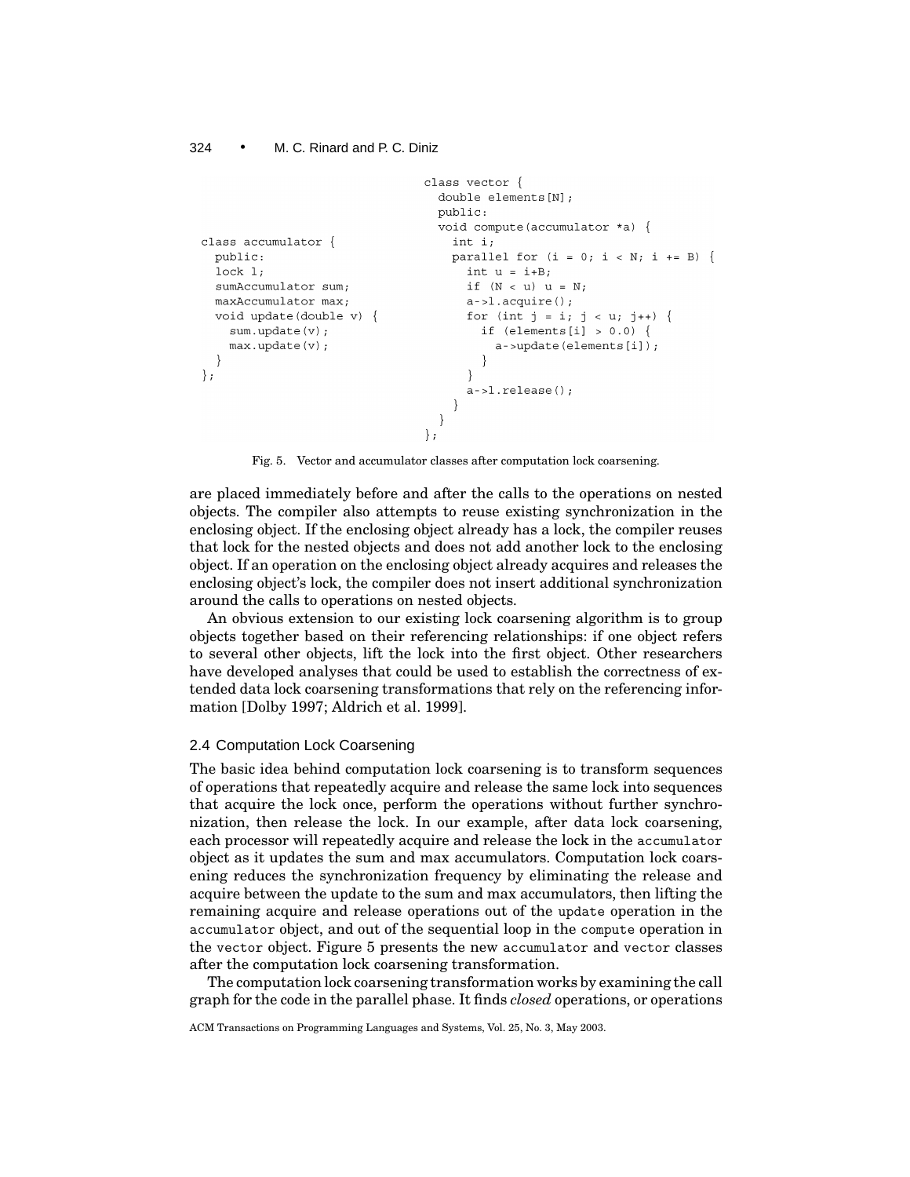```
class accumulator {
  public:
  lock l;
  sumAccumulator sum;
  maxAccumulator max;
  void update(double v) {
    sum.update(v);
    max.update(v);
  }
};
```

```
class vector {
  double elements[N];
  public:
  void compute(accumulator *a) {
    int i;
    parallel for (i = 0; i < N; i += B) {
      int u = i+B;
      if (N < u) u = N;
      a->l.acquire();
      for (int j = i; j < u; j++) {
        if (elements[i] > 0.0) {
          a->update(elements[i]);
        }
      }
      a->l.release();
    }
  }
};
```

Fig. 5. Vector and accumulator classes after computation lock coarsening.

are placed immediately before and after the calls to the operations on nested objects. The compiler also attempts to reuse existing synchronization in the enclosing object. If the enclosing object already has a lock, the compiler reuses that lock for the nested objects and does not add another lock to the enclosing object. If an operation on the enclosing object already acquires and releases the enclosing object's lock, the compiler does not insert additional synchronization around the calls to operations on nested objects.

An obvious extension to our existing lock coarsening algorithm is to group objects together based on their referencing relationships: if one object refers to several other objects, lift the lock into the first object. Other researchers have developed analyses that could be used to establish the correctness of extended data lock coarsening transformations that rely on the referencing information [Dolby 1997; Aldrich et al. 1999].

### 2.4 Computation Lock Coarsening

The basic idea behind computation lock coarsening is to transform sequences of operations that repeatedly acquire and release the same lock into sequences that acquire the lock once, perform the operations without further synchronization, then release the lock. In our example, after data lock coarsening, each processor will repeatedly acquire and release the lock in the `accumulator` object as it updates the sum and max accumulators. Computation lock coarsening reduces the synchronization frequency by eliminating the release and acquire between the update to the sum and max accumulators, then lifting the remaining acquire and release operations out of the `update` operation in the `accumulator` object, and out of the sequential loop in the `compute` operation in the `vector` object. Figure 5 presents the new `accumulator` and `vector` classes after the computation lock coarsening transformation.

The computation lock coarsening transformation works by examining the call graph for the code in the parallel phase. It finds *closed* operations, or operations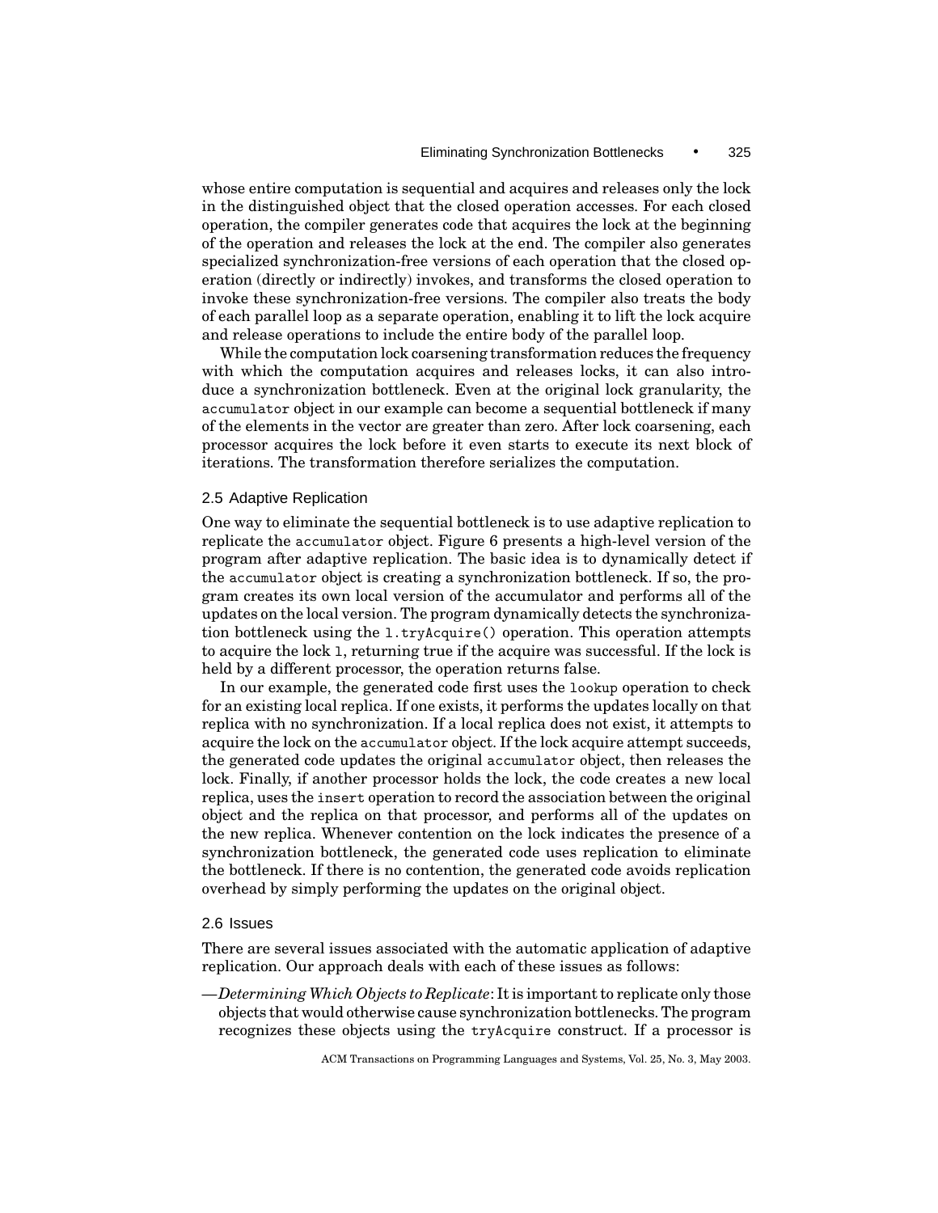whose entire computation is sequential and acquires and releases only the lock in the distinguished object that the closed operation accesses. For each closed operation, the compiler generates code that acquires the lock at the beginning of the operation and releases the lock at the end. The compiler also generates specialized synchronization-free versions of each operation that the closed operation (directly or indirectly) invokes, and transforms the closed operation to invoke these synchronization-free versions. The compiler also treats the body of each parallel loop as a separate operation, enabling it to lift the lock acquire and release operations to include the entire body of the parallel loop.

While the computation lock coarsening transformation reduces the frequency with which the computation acquires and releases locks, it can also introduce a synchronization bottleneck. Even at the original lock granularity, the `accumulator` object in our example can become a sequential bottleneck if many of the elements in the vector are greater than zero. After lock coarsening, each processor acquires the lock before it even starts to execute its next block of iterations. The transformation therefore serializes the computation.

### 2.5 Adaptive Replication

One way to eliminate the sequential bottleneck is to use adaptive replication to replicate the `accumulator` object. Figure 6 presents a high-level version of the program after adaptive replication. The basic idea is to dynamically detect if the `accumulator` object is creating a synchronization bottleneck. If so, the program creates its own local version of the accumulator and performs all of the updates on the local version. The program dynamically detects the synchronization bottleneck using the `l.tryAcquire()` operation. This operation attempts to acquire the lock `l`, returning true if the acquire was successful. If the lock is held by a different processor, the operation returns false.

In our example, the generated code first uses the `lookup` operation to check for an existing local replica. If one exists, it performs the updates locally on that replica with no synchronization. If a local replica does not exist, it attempts to acquire the lock on the `accumulator` object. If the lock acquire attempt succeeds, the generated code updates the original `accumulator` object, then releases the lock. Finally, if another processor holds the lock, the code creates a new local replica, uses the `insert` operation to record the association between the original object and the replica on that processor, and performs all of the updates on the new replica. Whenever contention on the lock indicates the presence of a synchronization bottleneck, the generated code uses replication to eliminate the bottleneck. If there is no contention, the generated code avoids replication overhead by simply performing the updates on the original object.

### 2.6 Issues

There are several issues associated with the automatic application of adaptive replication. Our approach deals with each of these issues as follows:

—*Determining Which Objects to Replicate*: It is important to replicate only those objects that would otherwise cause synchronization bottlenecks. The program recognizes these objects using the `tryAcquire` construct. If a processor is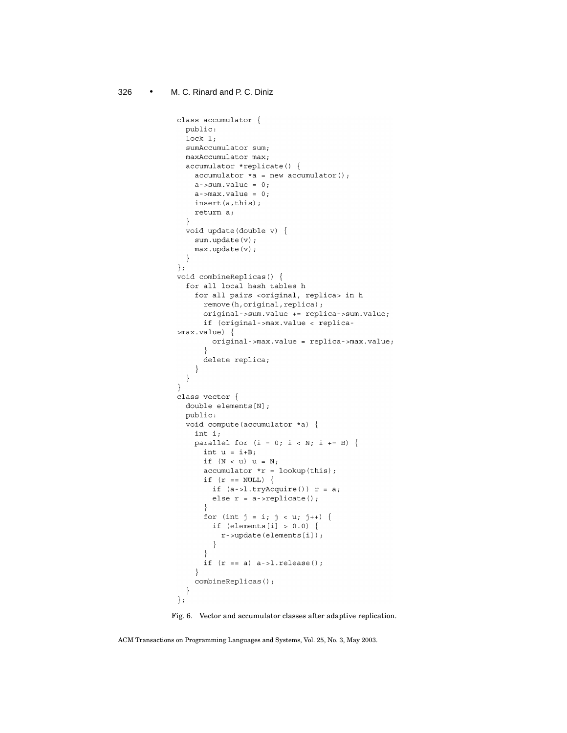```
class accumulator {
  public:
  lock l;
  sumAccumulator sum;
  maxAccumulator max;
  accumulator *replicate() {
    accumulator *a = new accumulator();
    a->sum.value = 0;
    a->max.value = 0;
    insert(a,this);
    return a;
  }
  void update(double v) {
    sum.update(v);
    max.update(v);
  }
};
void combineReplicas() {
  for all local hash tables h
    for all pairs <original, replica> in h
      remove(h,original,replica);
      original->sum.value += replica->sum.value;
      if (original->max.value < replica-
>max.value) {
        original->max.value = replica->max.value;
      }
      delete replica;
    }
  }
}
class vector {
  double elements[N];
  public:
  void compute(accumulator *a) {
    int i;
    parallel for (i = 0; i < N; i += B) {
      int u = i+B;
      if (N < u) u = N;
      accumulator *r = lookup(this);
      if (r == NULL) {
        if (a->l.tryAcquire()) r = a;
        else r = a->replicate();
      }
      for (int j = i; j < u; j++) {
        if (elements[i] > 0.0) {
          r->update(elements[i]);
        }
      }
      if (r == a) a->l.release();
    }
    combineReplicas();
  }
};
```

Fig. 6. Vector and accumulator classes after adaptive replication.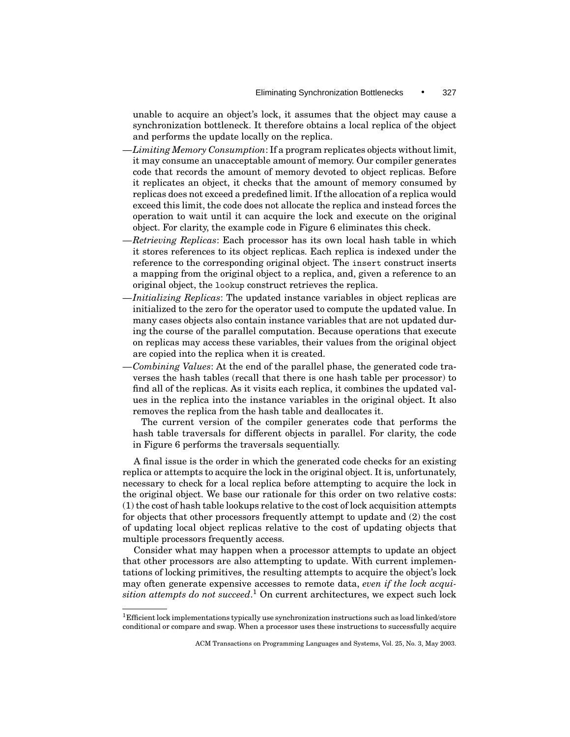unable to acquire an object's lock, it assumes that the object may cause a synchronization bottleneck. It therefore obtains a local replica of the object and performs the update locally on the replica.

—*Limiting Memory Consumption*: If a program replicates objects without limit, it may consume an unacceptable amount of memory. Our compiler generates code that records the amount of memory devoted to object replicas. Before it replicates an object, it checks that the amount of memory consumed by replicas does not exceed a predefined limit. If the allocation of a replica would exceed this limit, the code does not allocate the replica and instead forces the operation to wait until it can acquire the lock and execute on the original object. For clarity, the example code in Figure 6 eliminates this check.

—*Retrieving Replicas*: Each processor has its own local hash table in which it stores references to its object replicas. Each replica is indexed under the reference to the corresponding original object. The `insert` construct inserts a mapping from the original object to a replica, and, given a reference to an original object, the `lookup` construct retrieves the replica.

—*Initializing Replicas*: The updated instance variables in object replicas are initialized to the zero for the operator used to compute the updated value. In many cases objects also contain instance variables that are not updated during the course of the parallel computation. Because operations that execute on replicas may access these variables, their values from the original object are copied into the replica when it is created.

—*Combining Values*: At the end of the parallel phase, the generated code traverses the hash tables (recall that there is one hash table per processor) to find all of the replicas. As it visits each replica, it combines the updated values in the replica into the instance variables in the original object. It also removes the replica from the hash table and deallocates it.

The current version of the compiler generates code that performs the hash table traversals for different objects in parallel. For clarity, the code in Figure 6 performs the traversals sequentially.

A final issue is the order in which the generated code checks for an existing replica or attempts to acquire the lock in the original object. It is, unfortunately, necessary to check for a local replica before attempting to acquire the lock in the original object. We base our rationale for this order on two relative costs: (1) the cost of hash table lookups relative to the cost of lock acquisition attempts for objects that other processors frequently attempt to update and (2) the cost of updating local object replicas relative to the cost of updating objects that multiple processors frequently access.

Consider what may happen when a processor attempts to update an object that other processors are also attempting to update. With current implementations of locking primitives, the resulting attempts to acquire the object's lock may often generate expensive accesses to remote data, *even if the lock acquisition attempts do not succeed*.[1] On current architectures, we expect such lock

[1]Efficient lock implementations typically use synchronization instructions such as load linked/store conditional or compare and swap. When a processor uses these instructions to successfully acquire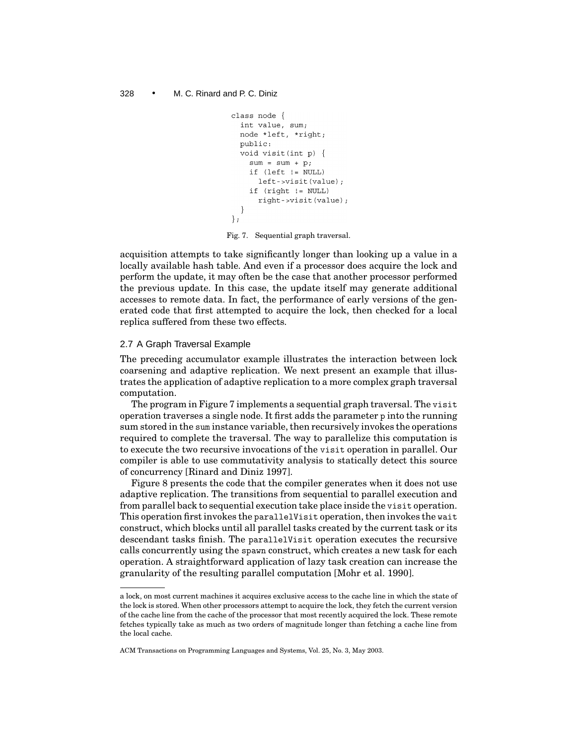```
class node {
  int value, sum;
  node *left, *right;
  public:
  void visit(int p) {
    sum = sum + p;
    if (left != NULL)
      left->visit(value);
    if (right != NULL)
      right->visit(value);
  }
};
```

Fig. 7. Sequential graph traversal.

acquisition attempts to take significantly longer than looking up a value in a locally available hash table. And even if a processor does acquire the lock and perform the update, it may often be the case that another processor performed the previous update. In this case, the update itself may generate additional accesses to remote data. In fact, the performance of early versions of the generated code that first attempted to acquire the lock, then checked for a local replica suffered from these two effects.

### 2.7 A Graph Traversal Example

The preceding accumulator example illustrates the interaction between lock coarsening and adaptive replication. We next present an example that illustrates the application of adaptive replication to a more complex graph traversal computation.

The program in Figure 7 implements a sequential graph traversal. The `visit` operation traverses a single node. It first adds the parameter `p` into the running sum stored in the `sum` instance variable, then recursively invokes the operations required to complete the traversal. The way to parallelize this computation is to execute the two recursive invocations of the `visit` operation in parallel. Our compiler is able to use commutativity analysis to statically detect this source of concurrency [Rinard and Diniz 1997].

Figure 8 presents the code that the compiler generates when it does not use adaptive replication. The transitions from sequential to parallel execution and from parallel back to sequential execution take place inside the `visit` operation. This operation first invokes the `parallelVisit` operation, then invokes the `wait` construct, which blocks until all parallel tasks created by the current task or its descendant tasks finish. The `parallelVisit` operation executes the recursive calls concurrently using the `spawn` construct, which creates a new task for each operation. A straightforward application of lazy task creation can increase the granularity of the resulting parallel computation [Mohr et al. 1990].

---

a lock, on most current machines it acquires exclusive access to the cache line in which the state of the lock is stored. When other processors attempt to acquire the lock, they fetch the current version of the cache line from the cache of the processor that most recently acquired the lock. These remote fetches typically take as much as two orders of magnitude longer than fetching a cache line from the local cache.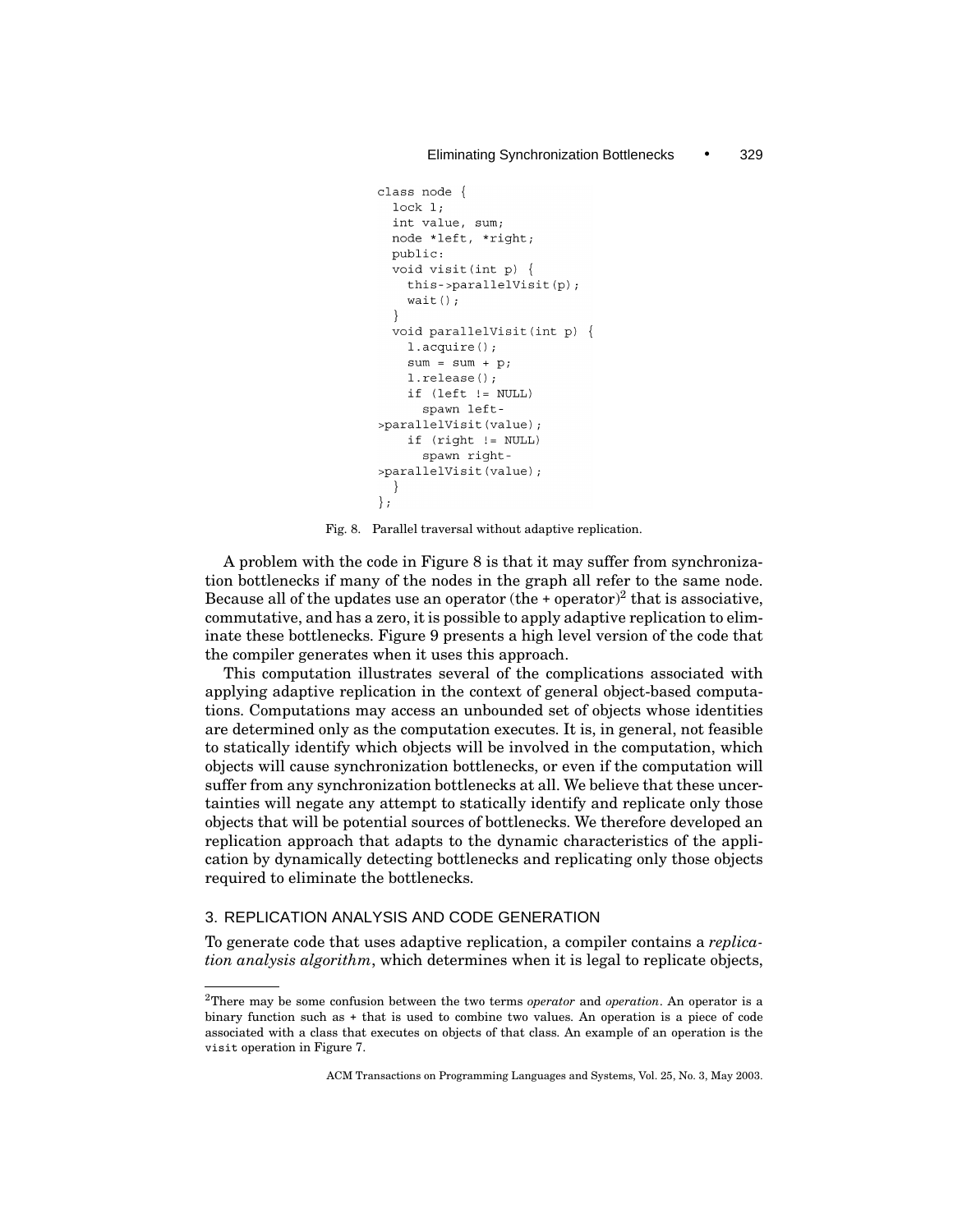```
class node {
  lock l;
  int value, sum;
  node *left, *right;
  public:
  void visit(int p) {
    this->parallelVisit(p);
    wait();
  }
  void parallelVisit(int p) {
    l.acquire();
    sum = sum + p;
    l.release();
    if (left != NULL)
      spawn left-
>parallelVisit(value);
    if (right != NULL)
      spawn right-
>parallelVisit(value);
  }
};
```

Fig. 8. Parallel traversal without adaptive replication.

A problem with the code in Figure 8 is that it may suffer from synchronization bottlenecks if many of the nodes in the graph all refer to the same node. Because all of the updates use an operator (the + operator)[2] that is associative, commutative, and has a zero, it is possible to apply adaptive replication to eliminate these bottlenecks. Figure 9 presents a high level version of the code that the compiler generates when it uses this approach.

This computation illustrates several of the complications associated with applying adaptive replication in the context of general object-based computations. Computations may access an unbounded set of objects whose identities are determined only as the computation executes. It is, in general, not feasible to statically identify which objects will be involved in the computation, which objects will cause synchronization bottlenecks, or even if the computation will suffer from any synchronization bottlenecks at all. We believe that these uncertainties will negate any attempt to statically identify and replicate only those objects that will be potential sources of bottlenecks. We therefore developed an replication approach that adapts to the dynamic characteristics of the application by dynamically detecting bottlenecks and replicating only those objects required to eliminate the bottlenecks.

## 3. REPLICATION ANALYSIS AND CODE GENERATION

To generate code that uses adaptive replication, a compiler contains a *replication analysis algorithm*, which determines when it is legal to replicate objects,

[2]There may be some confusion between the two terms *operator* and *operation*. An operator is a binary function such as + that is used to combine two values. An operation is a piece of code associated with a class that executes on objects of that class. An example of an operation is the `visit` operation in Figure 7.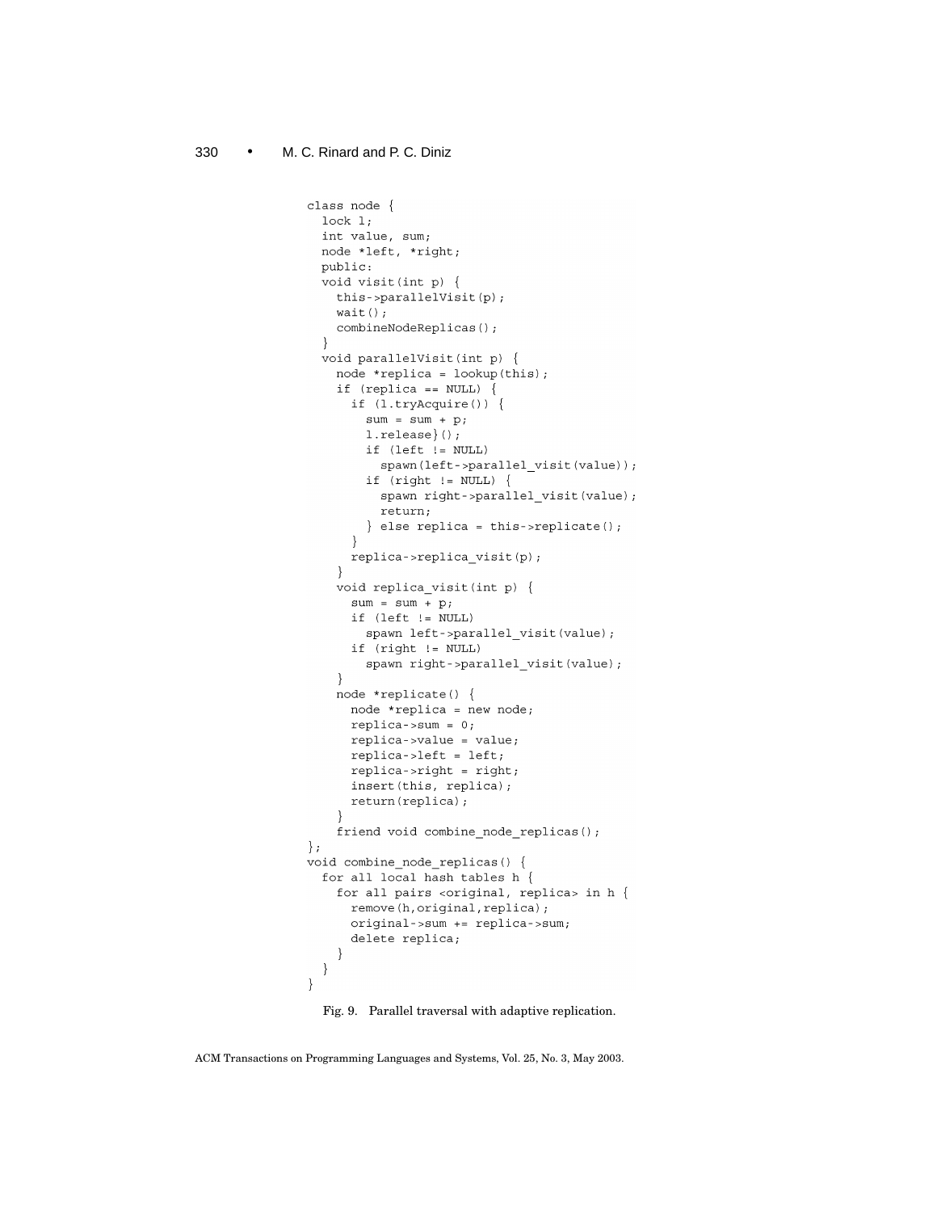```
class node {
  lock l;
  int value, sum;
  node *left, *right;
  public:
  void visit(int p) {
    this->parallelVisit(p);
    wait();
    combineNodeReplicas();
  }
  void parallelVisit(int p) {
    node *replica = lookup(this);
    if (replica == NULL) {
      if (l.tryAcquire()) {
        sum = sum + p;
        l.release}();
        if (left != NULL)
          spawn(left->parallel_visit(value));
        if (right != NULL) {
          spawn right->parallel_visit(value);
          return;
        } else replica = this->replicate();
      }
      replica->replica_visit(p);
    }
    void replica_visit(int p) {
      sum = sum + p;
      if (left != NULL)
        spawn left->parallel_visit(value);
      if (right != NULL)
        spawn right->parallel_visit(value);
    }
    node *replicate() {
      node *replica = new node;
      replica->sum = 0;
      replica->value = value;
      replica->left = left;
      replica->right = right;
      insert(this, replica);
      return(replica);
    }
    friend void combine_node_replicas();
};
void combine_node_replicas() {
  for all local hash tables h {
    for all pairs <original, replica> in h {
      remove(h,original,replica);
      original->sum += replica->sum;
      delete replica;
    }
  }
}
```

Fig. 9. Parallel traversal with adaptive replication.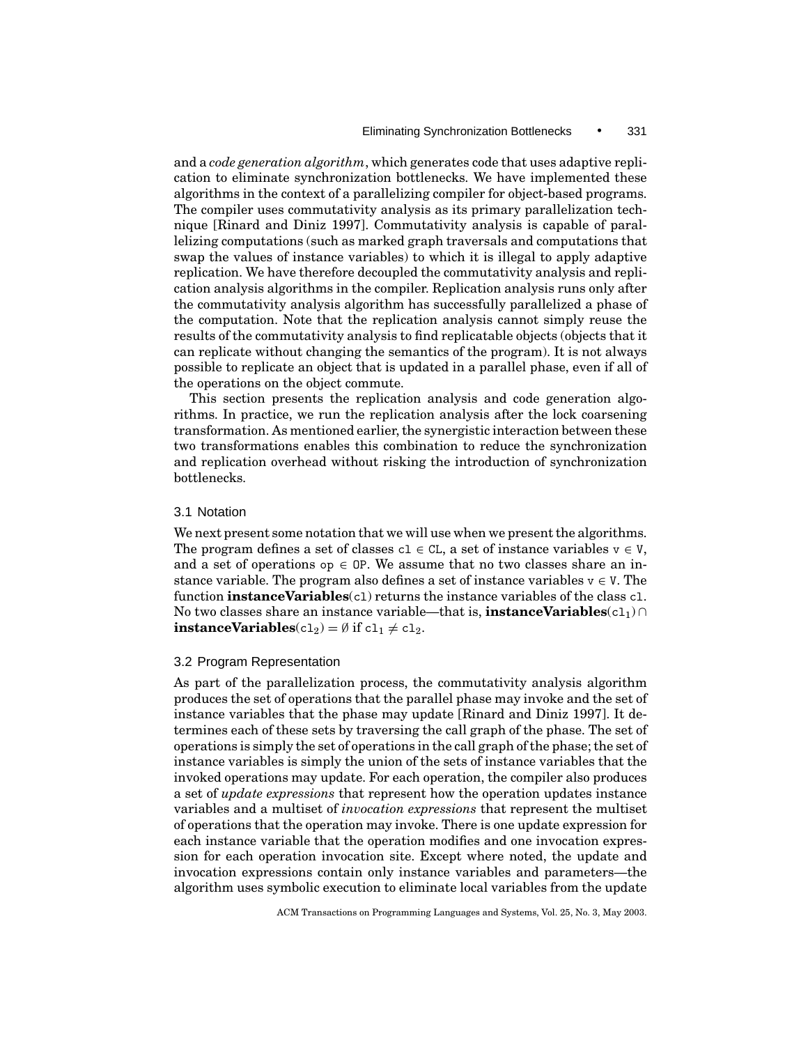and a *code generation algorithm*, which generates code that uses adaptive replication to eliminate synchronization bottlenecks. We have implemented these algorithms in the context of a parallelizing compiler for object-based programs. The compiler uses commutativity analysis as its primary parallelization technique [Rinard and Diniz 1997]. Commutativity analysis is capable of parallelizing computations (such as marked graph traversals and computations that swap the values of instance variables) to which it is illegal to apply adaptive replication. We have therefore decoupled the commutativity analysis and replication analysis algorithms in the compiler. Replication analysis runs only after the commutativity analysis algorithm has successfully parallelized a phase of the computation. Note that the replication analysis cannot simply reuse the results of the commutativity analysis to find replicatable objects (objects that it can replicate without changing the semantics of the program). It is not always possible to replicate an object that is updated in a parallel phase, even if all of the operations on the object commute.

This section presents the replication analysis and code generation algorithms. In practice, we run the replication analysis after the lock coarsening transformation. As mentioned earlier, the synergistic interaction between these two transformations enables this combination to reduce the synchronization and replication overhead without risking the introduction of synchronization bottlenecks.

### 3.1 Notation

We next present some notation that we will use when we present the algorithms. The program defines a set of classes $\mathtt{cl} \in \mathtt{CL}$, a set of instance variables $\mathtt{v} \in \mathtt{V}$, and a set of operations $\mathtt{op} \in \mathtt{OP}$. We assume that no two classes share an instance variable. The program also defines a set of instance variables $\mathtt{v} \in \mathtt{V}$. The function **instanceVariables**(cl) returns the instance variables of the class cl. No two classes share an instance variable—that is, $\textbf{instanceVariables}(\mathtt{cl}_1) \cap \textbf{instanceVariables}(\mathtt{cl}_2) = \emptyset$ if $\mathtt{cl}_1 \neq \mathtt{cl}_2$.

### 3.2 Program Representation

As part of the parallelization process, the commutativity analysis algorithm produces the set of operations that the parallel phase may invoke and the set of instance variables that the phase may update [Rinard and Diniz 1997]. It determines each of these sets by traversing the call graph of the phase. The set of operations is simply the set of operations in the call graph of the phase; the set of instance variables is simply the union of the sets of instance variables that the invoked operations may update. For each operation, the compiler also produces a set of *update expressions* that represent how the operation updates instance variables and a multiset of *invocation expressions* that represent the multiset of operations that the operation may invoke. There is one update expression for each instance variable that the operation modifies and one invocation expression for each operation invocation site. Except where noted, the update and invocation expressions contain only instance variables and parameters—the algorithm uses symbolic execution to eliminate local variables from the update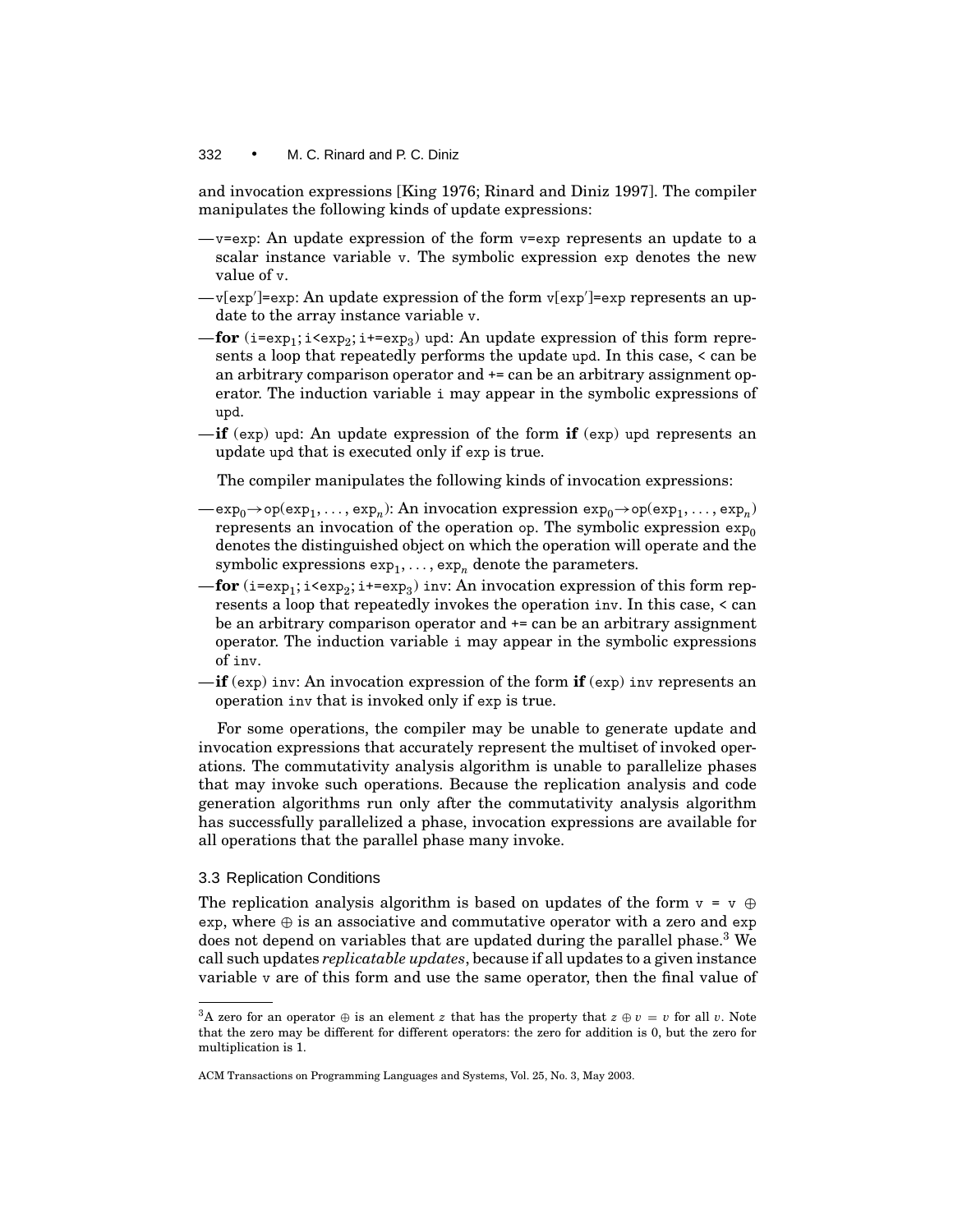and invocation expressions [King 1976; Rinard and Diniz 1997]. The compiler manipulates the following kinds of update expressions:

- `v=exp`: An update expression of the form `v=exp` represents an update to a scalar instance variable `v`. The symbolic expression `exp` denotes the new value of `v`.
- `v[exp′]=exp`: An update expression of the form `v[exp′]=exp` represents an update to the array instance variable `v`.
- **for** ($\texttt{i=exp}_1$; $\texttt{i<exp}_2$; $\texttt{i+=exp}_3$) `upd`: An update expression of this form represents a loop that repeatedly performs the update `upd`. In this case, `<` can be an arbitrary comparison operator and `+=` can be an arbitrary assignment operator. The induction variable `i` may appear in the symbolic expressions of `upd`.
- **if** (`exp`) `upd`: An update expression of the form **if** (`exp`) `upd` represents an update `upd` that is executed only if `exp` is true.

The compiler manipulates the following kinds of invocation expressions:

- $\texttt{exp}_0 \rightarrow \texttt{op}(\texttt{exp}_1, \ldots, \texttt{exp}_n)$: An invocation expression $\texttt{exp}_0 \rightarrow \texttt{op}(\texttt{exp}_1, \ldots, \texttt{exp}_n)$ represents an invocation of the operation `op`. The symbolic expression $\texttt{exp}_0$ denotes the distinguished object on which the operation will operate and the symbolic expressions $\texttt{exp}_1, \ldots, \texttt{exp}_n$ denote the parameters.
- **for** ($\texttt{i=exp}_1$; $\texttt{i<exp}_2$; $\texttt{i+=exp}_3$) `inv`: An invocation expression of this form represents a loop that repeatedly invokes the operation `inv`. In this case, `<` can be an arbitrary comparison operator and `+=` can be an arbitrary assignment operator. The induction variable `i` may appear in the symbolic expressions of `inv`.
- **if** (`exp`) `inv`: An invocation expression of the form **if** (`exp`) `inv` represents an operation `inv` that is invoked only if `exp` is true.

For some operations, the compiler may be unable to generate update and invocation expressions that accurately represent the multiset of invoked operations. The commutativity analysis algorithm is unable to parallelize phases that may invoke such operations. Because the replication analysis and code generation algorithms run only after the commutativity analysis algorithm has successfully parallelized a phase, invocation expressions are available for all operations that the parallel phase many invoke.

### 3.3 Replication Conditions

The replication analysis algorithm is based on updates of the form `v = v` $\oplus$ `exp`, where $\oplus$ is an associative and commutative operator with a zero and `exp` does not depend on variables that are updated during the parallel phase.[3] We call such updates *replicatable updates*, because if all updates to a given instance variable `v` are of this form and use the same operator, then the final value of

[3]A zero for an operator $\oplus$ is an element $z$ that has the property that $z \oplus v = v$ for all $v$. Note that the zero may be different for different operators: the zero for addition is 0, but the zero for multiplication is 1.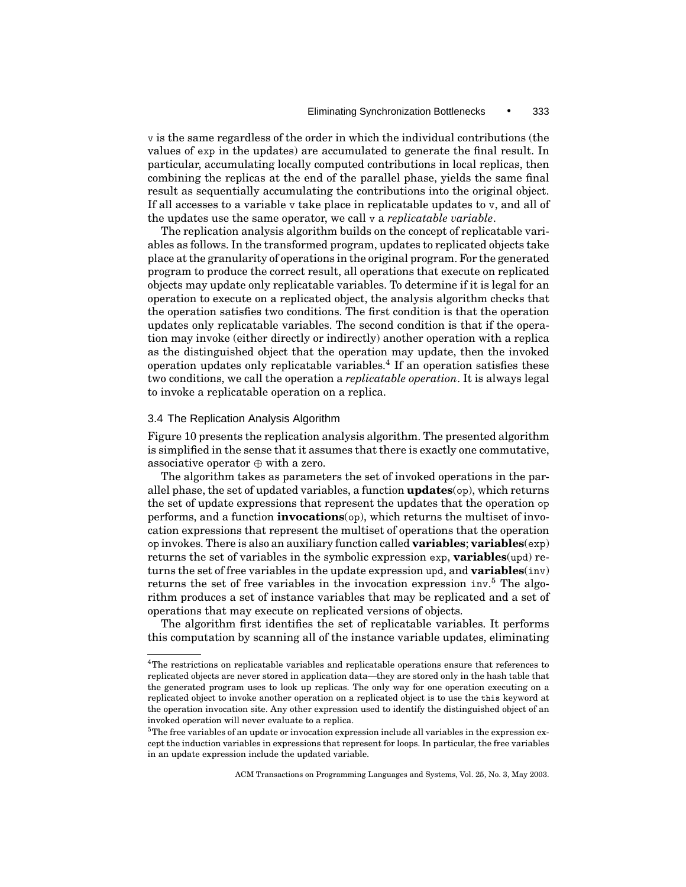v is the same regardless of the order in which the individual contributions (the values of exp in the updates) are accumulated to generate the final result. In particular, accumulating locally computed contributions in local replicas, then combining the replicas at the end of the parallel phase, yields the same final result as sequentially accumulating the contributions into the original object. If all accesses to a variable v take place in replicatable updates to v, and all of the updates use the same operator, we call v a *replicatable variable*.

The replication analysis algorithm builds on the concept of replicatable variables as follows. In the transformed program, updates to replicated objects take place at the granularity of operations in the original program. For the generated program to produce the correct result, all operations that execute on replicated objects may update only replicatable variables. To determine if it is legal for an operation to execute on a replicated object, the analysis algorithm checks that the operation satisfies two conditions. The first condition is that the operation updates only replicatable variables. The second condition is that if the operation may invoke (either directly or indirectly) another operation with a replica as the distinguished object that the operation may update, then the invoked operation updates only replicatable variables.[4] If an operation satisfies these two conditions, we call the operation a *replicatable operation*. It is always legal to invoke a replicatable operation on a replica.

### 3.4 The Replication Analysis Algorithm

Figure 10 presents the replication analysis algorithm. The presented algorithm is simplified in the sense that it assumes that there is exactly one commutative, associative operator $\oplus$ with a zero.

The algorithm takes as parameters the set of invoked operations in the parallel phase, the set of updated variables, a function **updates**(op), which returns the set of update expressions that represent the updates that the operation op performs, and a function **invocations**(op), which returns the multiset of invocation expressions that represent the multiset of operations that the operation op invokes. There is also an auxiliary function called **variables**; **variables**(exp) returns the set of variables in the symbolic expression exp, **variables**(upd) returns the set of free variables in the update expression upd, and **variables**(inv) returns the set of free variables in the invocation expression inv.[5] The algorithm produces a set of instance variables that may be replicated and a set of operations that may execute on replicated versions of objects.

The algorithm first identifies the set of replicatable variables. It performs this computation by scanning all of the instance variable updates, eliminating

---

[4]The restrictions on replicatable variables and replicatable operations ensure that references to replicated objects are never stored in application data—they are stored only in the hash table that the generated program uses to look up replicas. The only way for one operation executing on a replicated object to invoke another operation on a replicated object is to use the this keyword at the operation invocation site. Any other expression used to identify the distinguished object of an invoked operation will never evaluate to a replica.

[5]The free variables of an update or invocation expression include all variables in the expression except the induction variables in expressions that represent for loops. In particular, the free variables in an update expression include the updated variable.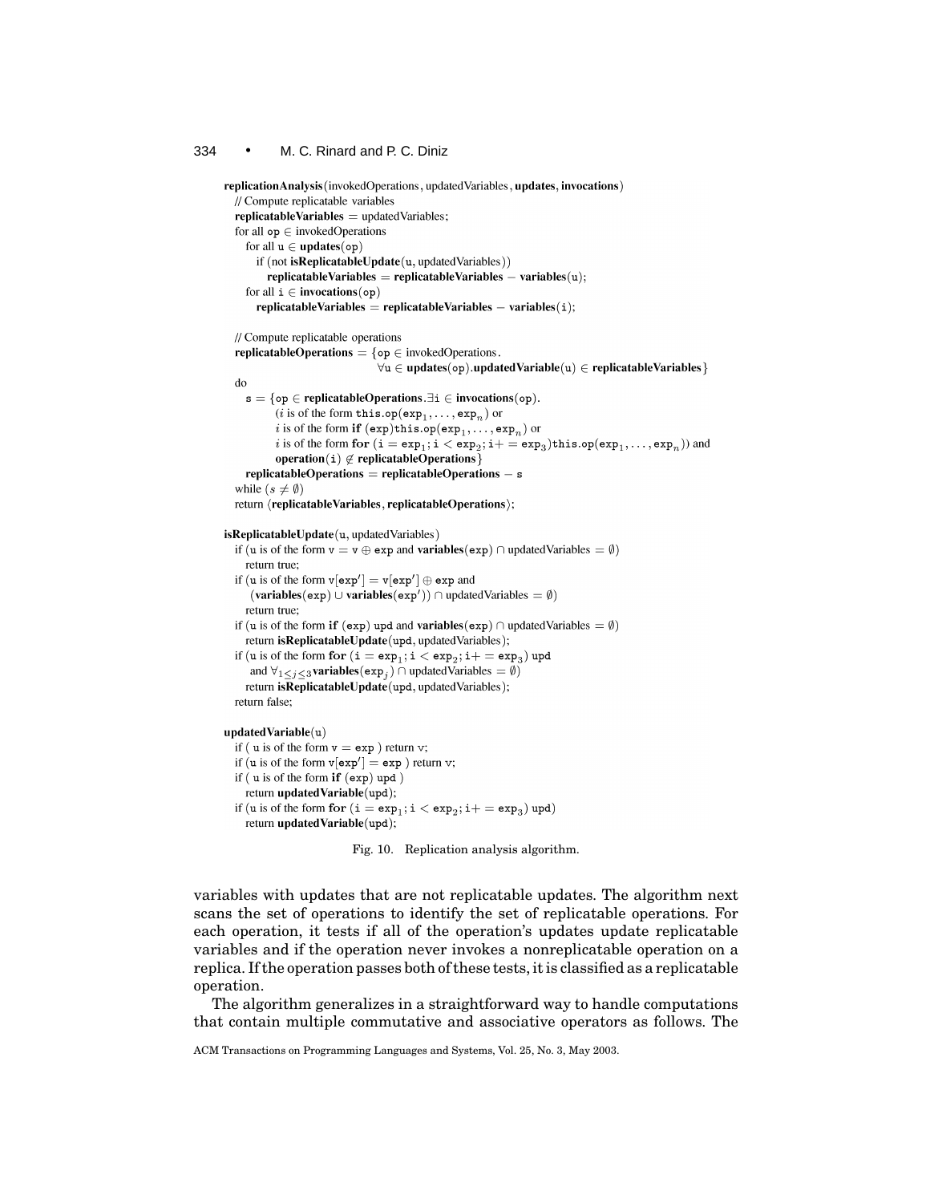```
replicationAnalysis(invokedOperations, updatedVariables, updates, invocations)
  // Compute replicatable variables
  replicatableVariables = updatedVariables;
  for all op ∈ invokedOperations
    for all u ∈ updates(op)
      if (not isReplicatableUpdate(u, updatedVariables))
        replicatableVariables = replicatableVariables − variables(u);
    for all i ∈ invocations(op)
      replicatableVariables = replicatableVariables − variables(i);

  // Compute replicatable operations
  replicatableOperations = {op ∈ invokedOperations.
                            ∀u ∈ updates(op).updatedVariable(u) ∈ replicatableVariables}
  do
    s = {op ∈ replicatableOperations.∃i ∈ invocations(op).
          (i is of the form this.op(exp_1, ..., exp_n) or
          i is of the form if (exp)this.op(exp_1, ..., exp_n) or
          i is of the form for (i = exp_1; i < exp_2; i+ = exp_3)this.op(exp_1, ..., exp_n)) and
          operation(i) ∉ replicatableOperations}
    replicatableOperations = replicatableOperations − s
  while (s ≠ ∅)
  return ⟨replicatableVariables, replicatableOperations⟩;

isReplicatableUpdate(u, updatedVariables)
  if (u is of the form v = v ⊕ exp and variables(exp) ∩ updatedVariables = ∅)
    return true;
  if (u is of the form v[exp'] = v[exp'] ⊕ exp and
      (variables(exp) ∪ variables(exp')) ∩ updatedVariables = ∅)
    return true;
  if (u is of the form if (exp) upd and variables(exp) ∩ updatedVariables = ∅)
    return isReplicatableUpdate(upd, updatedVariables);
  if (u is of the form for (i = exp_1; i < exp_2; i+ = exp_3) upd
      and ∀_{1≤j≤3} variables(exp_j) ∩ updatedVariables = ∅)
    return isReplicatableUpdate(upd, updatedVariables);
  return false;

updatedVariable(u)
  if ( u is of the form v = exp ) return v;
  if (u is of the form v[exp'] = exp ) return v;
  if ( u is of the form if (exp) upd )
    return updatedVariable(upd);
  if (u is of the form for (i = exp_1; i < exp_2; i+ = exp_3) upd)
    return updatedVariable(upd);
```

Fig. 10. Replication analysis algorithm.

variables with updates that are not replicatable updates. The algorithm next scans the set of operations to identify the set of replicatable operations. For each operation, it tests if all of the operation's updates update replicatable variables and if the operation never invokes a nonreplicatable operation on a replica. If the operation passes both of these tests, it is classified as a replicatable operation.

The algorithm generalizes in a straightforward way to handle computations that contain multiple commutative and associative operators as follows. The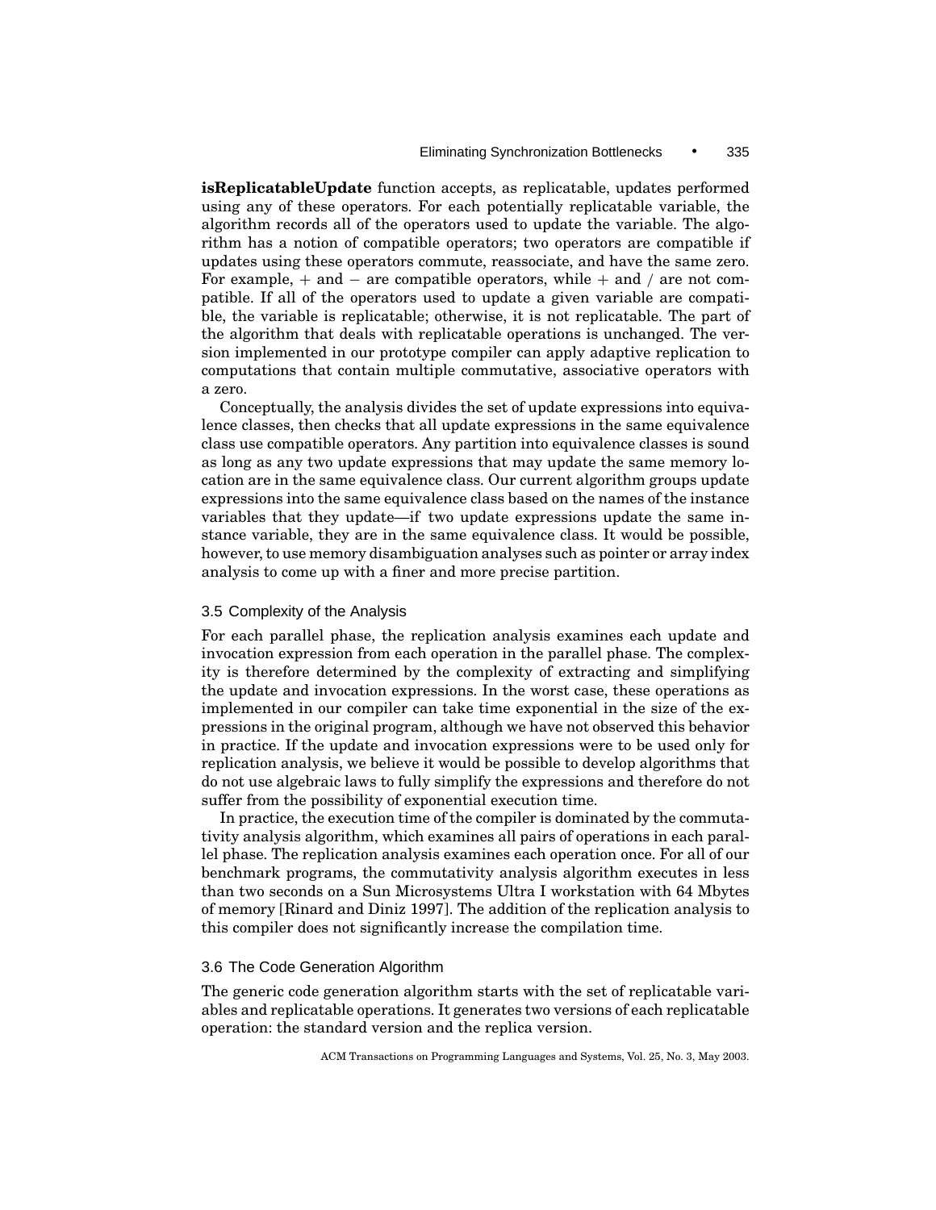**isReplicatableUpdate** function accepts, as replicatable, updates performed using any of these operators. For each potentially replicatable variable, the algorithm records all of the operators used to update the variable. The algorithm has a notion of compatible operators; two operators are compatible if updates using these operators commute, reassociate, and have the same zero. For example, + and − are compatible operators, while + and / are not compatible. If all of the operators used to update a given variable are compatible, the variable is replicatable; otherwise, it is not replicatable. The part of the algorithm that deals with replicatable operations is unchanged. The version implemented in our prototype compiler can apply adaptive replication to computations that contain multiple commutative, associative operators with a zero.

Conceptually, the analysis divides the set of update expressions into equivalence classes, then checks that all update expressions in the same equivalence class use compatible operators. Any partition into equivalence classes is sound as long as any two update expressions that may update the same memory location are in the same equivalence class. Our current algorithm groups update expressions into the same equivalence class based on the names of the instance variables that they update—if two update expressions update the same instance variable, they are in the same equivalence class. It would be possible, however, to use memory disambiguation analyses such as pointer or array index analysis to come up with a finer and more precise partition.

### 3.5 Complexity of the Analysis

For each parallel phase, the replication analysis examines each update and invocation expression from each operation in the parallel phase. The complexity is therefore determined by the complexity of extracting and simplifying the update and invocation expressions. In the worst case, these operations as implemented in our compiler can take time exponential in the size of the expressions in the original program, although we have not observed this behavior in practice. If the update and invocation expressions were to be used only for replication analysis, we believe it would be possible to develop algorithms that do not use algebraic laws to fully simplify the expressions and therefore do not suffer from the possibility of exponential execution time.

In practice, the execution time of the compiler is dominated by the commutativity analysis algorithm, which examines all pairs of operations in each parallel phase. The replication analysis examines each operation once. For all of our benchmark programs, the commutativity analysis algorithm executes in less than two seconds on a Sun Microsystems Ultra I workstation with 64 Mbytes of memory [Rinard and Diniz 1997]. The addition of the replication analysis to this compiler does not significantly increase the compilation time.

### 3.6 The Code Generation Algorithm

The generic code generation algorithm starts with the set of replicatable variables and replicatable operations. It generates two versions of each replicatable operation: the standard version and the replica version.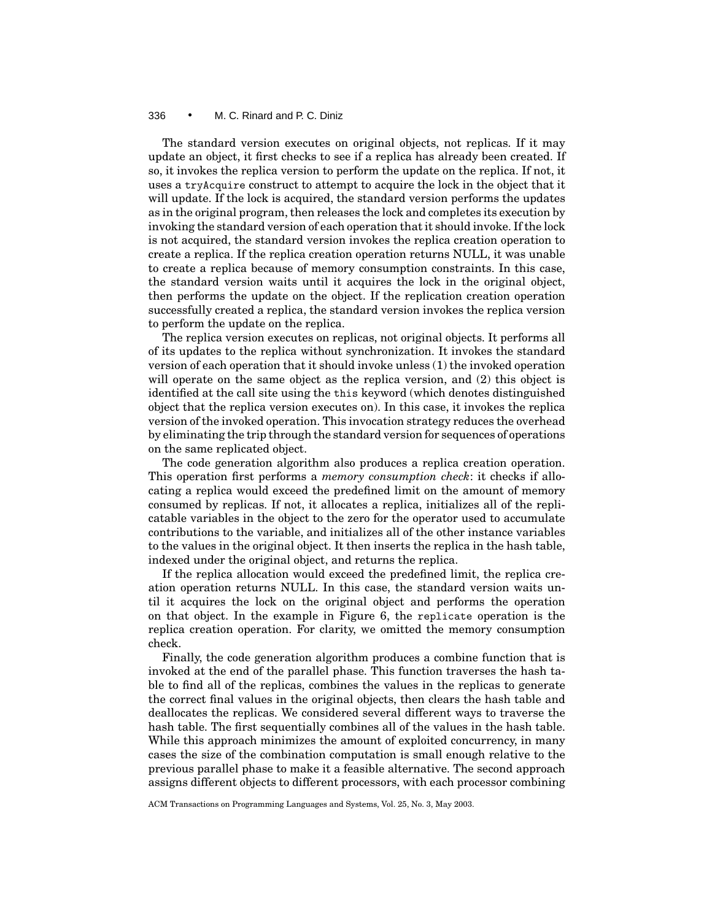The standard version executes on original objects, not replicas. If it may update an object, it first checks to see if a replica has already been created. If so, it invokes the replica version to perform the update on the replica. If not, it uses a `tryAcquire` construct to attempt to acquire the lock in the object that it will update. If the lock is acquired, the standard version performs the updates as in the original program, then releases the lock and completes its execution by invoking the standard version of each operation that it should invoke. If the lock is not acquired, the standard version invokes the replica creation operation to create a replica. If the replica creation operation returns NULL, it was unable to create a replica because of memory consumption constraints. In this case, the standard version waits until it acquires the lock in the original object, then performs the update on the object. If the replication creation operation successfully created a replica, the standard version invokes the replica version to perform the update on the replica.

The replica version executes on replicas, not original objects. It performs all of its updates to the replica without synchronization. It invokes the standard version of each operation that it should invoke unless (1) the invoked operation will operate on the same object as the replica version, and (2) this object is identified at the call site using the `this` keyword (which denotes distinguished object that the replica version executes on). In this case, it invokes the replica version of the invoked operation. This invocation strategy reduces the overhead by eliminating the trip through the standard version for sequences of operations on the same replicated object.

The code generation algorithm also produces a replica creation operation. This operation first performs a *memory consumption check*: it checks if allocating a replica would exceed the predefined limit on the amount of memory consumed by replicas. If not, it allocates a replica, initializes all of the replicatable variables in the object to the zero for the operator used to accumulate contributions to the variable, and initializes all of the other instance variables to the values in the original object. It then inserts the replica in the hash table, indexed under the original object, and returns the replica.

If the replica allocation would exceed the predefined limit, the replica creation operation returns NULL. In this case, the standard version waits until it acquires the lock on the original object and performs the operation on that object. In the example in Figure 6, the `replicate` operation is the replica creation operation. For clarity, we omitted the memory consumption check.

Finally, the code generation algorithm produces a combine function that is invoked at the end of the parallel phase. This function traverses the hash table to find all of the replicas, combines the values in the replicas to generate the correct final values in the original objects, then clears the hash table and deallocates the replicas. We considered several different ways to traverse the hash table. The first sequentially combines all of the values in the hash table. While this approach minimizes the amount of exploited concurrency, in many cases the size of the combination computation is small enough relative to the previous parallel phase to make it a feasible alternative. The second approach assigns different objects to different processors, with each processor combining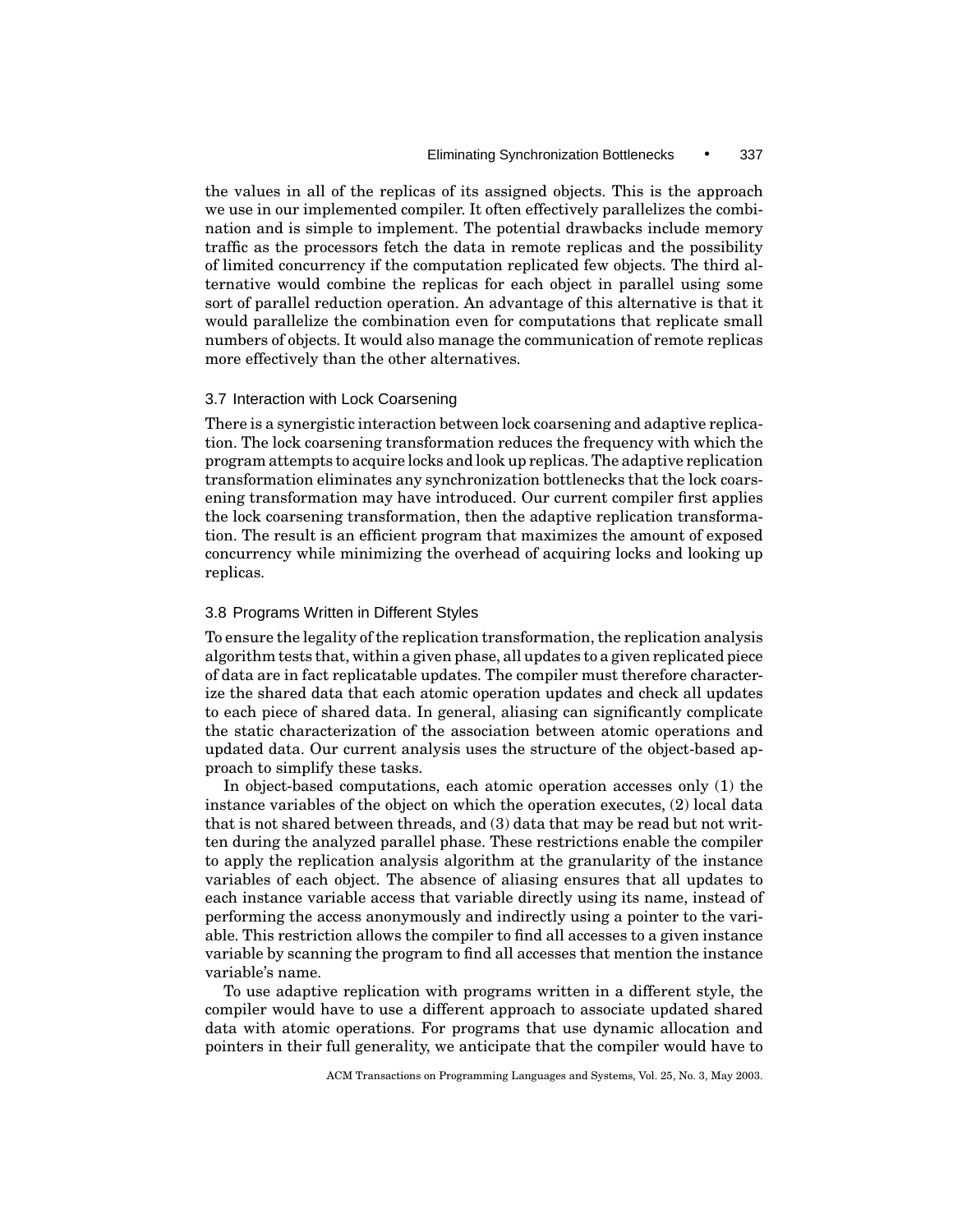the values in all of the replicas of its assigned objects. This is the approach we use in our implemented compiler. It often effectively parallelizes the combination and is simple to implement. The potential drawbacks include memory traffic as the processors fetch the data in remote replicas and the possibility of limited concurrency if the computation replicated few objects. The third alternative would combine the replicas for each object in parallel using some sort of parallel reduction operation. An advantage of this alternative is that it would parallelize the combination even for computations that replicate small numbers of objects. It would also manage the communication of remote replicas more effectively than the other alternatives.

### 3.7 Interaction with Lock Coarsening

There is a synergistic interaction between lock coarsening and adaptive replication. The lock coarsening transformation reduces the frequency with which the program attempts to acquire locks and look up replicas. The adaptive replication transformation eliminates any synchronization bottlenecks that the lock coarsening transformation may have introduced. Our current compiler first applies the lock coarsening transformation, then the adaptive replication transformation. The result is an efficient program that maximizes the amount of exposed concurrency while minimizing the overhead of acquiring locks and looking up replicas.

### 3.8 Programs Written in Different Styles

To ensure the legality of the replication transformation, the replication analysis algorithm tests that, within a given phase, all updates to a given replicated piece of data are in fact replicatable updates. The compiler must therefore characterize the shared data that each atomic operation updates and check all updates to each piece of shared data. In general, aliasing can significantly complicate the static characterization of the association between atomic operations and updated data. Our current analysis uses the structure of the object-based approach to simplify these tasks.

In object-based computations, each atomic operation accesses only (1) the instance variables of the object on which the operation executes, (2) local data that is not shared between threads, and (3) data that may be read but not written during the analyzed parallel phase. These restrictions enable the compiler to apply the replication analysis algorithm at the granularity of the instance variables of each object. The absence of aliasing ensures that all updates to each instance variable access that variable directly using its name, instead of performing the access anonymously and indirectly using a pointer to the variable. This restriction allows the compiler to find all accesses to a given instance variable by scanning the program to find all accesses that mention the instance variable's name.

To use adaptive replication with programs written in a different style, the compiler would have to use a different approach to associate updated shared data with atomic operations. For programs that use dynamic allocation and pointers in their full generality, we anticipate that the compiler would have to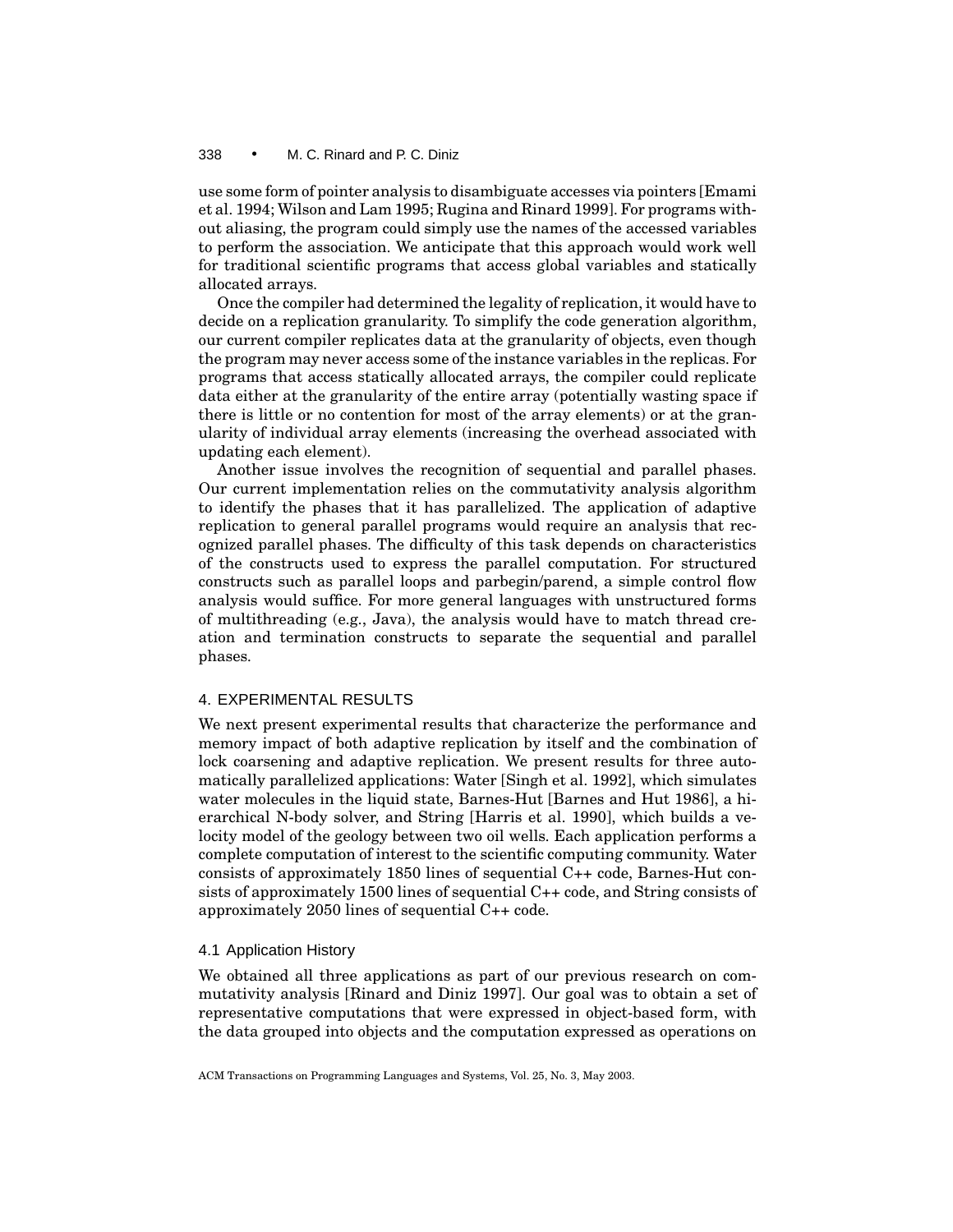use some form of pointer analysis to disambiguate accesses via pointers [Emami et al. 1994; Wilson and Lam 1995; Rugina and Rinard 1999]. For programs without aliasing, the program could simply use the names of the accessed variables to perform the association. We anticipate that this approach would work well for traditional scientific programs that access global variables and statically allocated arrays.

Once the compiler had determined the legality of replication, it would have to decide on a replication granularity. To simplify the code generation algorithm, our current compiler replicates data at the granularity of objects, even though the program may never access some of the instance variables in the replicas. For programs that access statically allocated arrays, the compiler could replicate data either at the granularity of the entire array (potentially wasting space if there is little or no contention for most of the array elements) or at the granularity of individual array elements (increasing the overhead associated with updating each element).

Another issue involves the recognition of sequential and parallel phases. Our current implementation relies on the commutativity analysis algorithm to identify the phases that it has parallelized. The application of adaptive replication to general parallel programs would require an analysis that recognized parallel phases. The difficulty of this task depends on characteristics of the constructs used to express the parallel computation. For structured constructs such as parallel loops and parbegin/parend, a simple control flow analysis would suffice. For more general languages with unstructured forms of multithreading (e.g., Java), the analysis would have to match thread creation and termination constructs to separate the sequential and parallel phases.

## 4. EXPERIMENTAL RESULTS

We next present experimental results that characterize the performance and memory impact of both adaptive replication by itself and the combination of lock coarsening and adaptive replication. We present results for three automatically parallelized applications: Water [Singh et al. 1992], which simulates water molecules in the liquid state, Barnes-Hut [Barnes and Hut 1986], a hierarchical N-body solver, and String [Harris et al. 1990], which builds a velocity model of the geology between two oil wells. Each application performs a complete computation of interest to the scientific computing community. Water consists of approximately 1850 lines of sequential C++ code, Barnes-Hut consists of approximately 1500 lines of sequential C++ code, and String consists of approximately 2050 lines of sequential C++ code.

### 4.1 Application History

We obtained all three applications as part of our previous research on commutativity analysis [Rinard and Diniz 1997]. Our goal was to obtain a set of representative computations that were expressed in object-based form, with the data grouped into objects and the computation expressed as operations on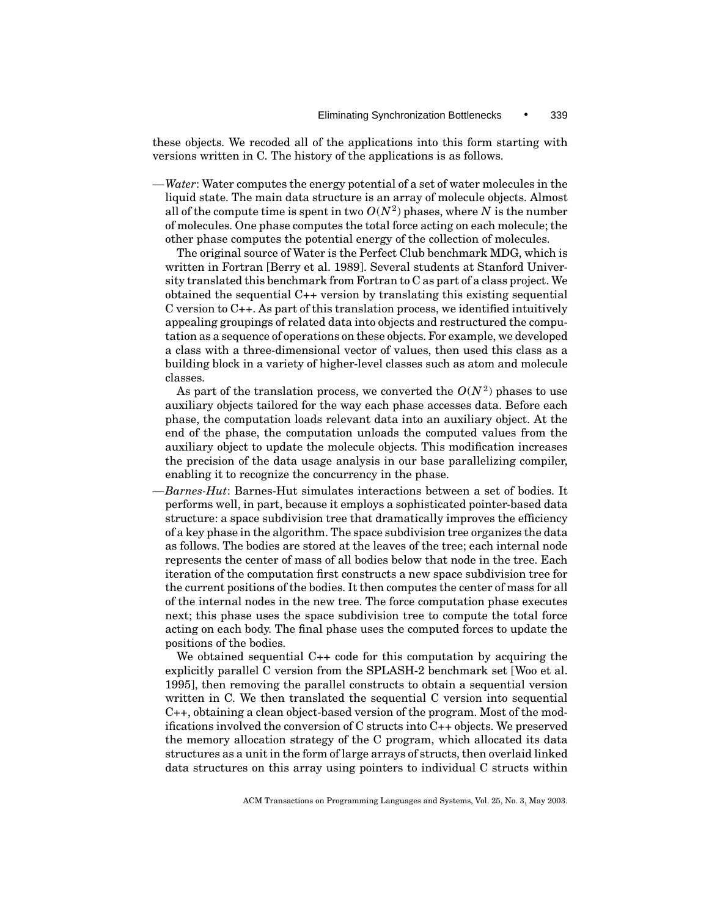these objects. We recoded all of the applications into this form starting with versions written in C. The history of the applications is as follows.

—*Water*: Water computes the energy potential of a set of water molecules in the liquid state. The main data structure is an array of molecule objects. Almost all of the compute time is spent in two $O(N^2)$ phases, where $N$ is the number of molecules. One phase computes the total force acting on each molecule; the other phase computes the potential energy of the collection of molecules.

The original source of Water is the Perfect Club benchmark MDG, which is written in Fortran [Berry et al. 1989]. Several students at Stanford University translated this benchmark from Fortran to C as part of a class project. We obtained the sequential C++ version by translating this existing sequential C version to C++. As part of this translation process, we identified intuitively appealing groupings of related data into objects and restructured the computation as a sequence of operations on these objects. For example, we developed a class with a three-dimensional vector of values, then used this class as a building block in a variety of higher-level classes such as atom and molecule classes.

As part of the translation process, we converted the $O(N^2)$ phases to use auxiliary objects tailored for the way each phase accesses data. Before each phase, the computation loads relevant data into an auxiliary object. At the end of the phase, the computation unloads the computed values from the auxiliary object to update the molecule objects. This modification increases the precision of the data usage analysis in our base parallelizing compiler, enabling it to recognize the concurrency in the phase.

—*Barnes-Hut*: Barnes-Hut simulates interactions between a set of bodies. It performs well, in part, because it employs a sophisticated pointer-based data structure: a space subdivision tree that dramatically improves the efficiency of a key phase in the algorithm. The space subdivision tree organizes the data as follows. The bodies are stored at the leaves of the tree; each internal node represents the center of mass of all bodies below that node in the tree. Each iteration of the computation first constructs a new space subdivision tree for the current positions of the bodies. It then computes the center of mass for all of the internal nodes in the new tree. The force computation phase executes next; this phase uses the space subdivision tree to compute the total force acting on each body. The final phase uses the computed forces to update the positions of the bodies.

We obtained sequential C++ code for this computation by acquiring the explicitly parallel C version from the SPLASH-2 benchmark set [Woo et al. 1995], then removing the parallel constructs to obtain a sequential version written in C. We then translated the sequential C version into sequential C++, obtaining a clean object-based version of the program. Most of the modifications involved the conversion of C structs into C++ objects. We preserved the memory allocation strategy of the C program, which allocated its data structures as a unit in the form of large arrays of structs, then overlaid linked data structures on this array using pointers to individual C structs within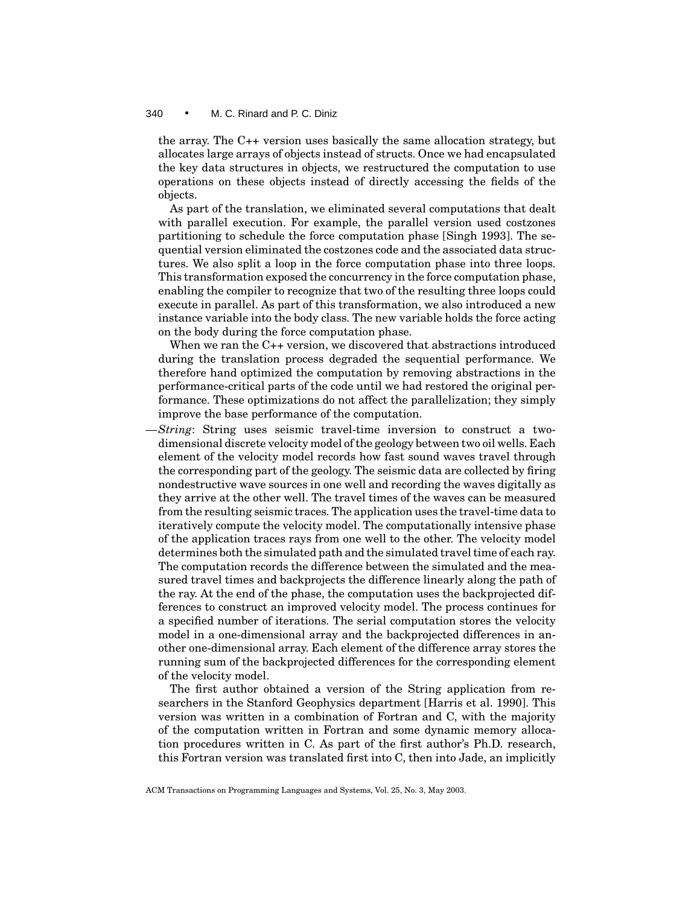the array. The C++ version uses basically the same allocation strategy, but allocates large arrays of objects instead of structs. Once we had encapsulated the key data structures in objects, we restructured the computation to use operations on these objects instead of directly accessing the fields of the objects.

As part of the translation, we eliminated several computations that dealt with parallel execution. For example, the parallel version used costzones partitioning to schedule the force computation phase [Singh 1993]. The sequential version eliminated the costzones code and the associated data structures. We also split a loop in the force computation phase into three loops. This transformation exposed the concurrency in the force computation phase, enabling the compiler to recognize that two of the resulting three loops could execute in parallel. As part of this transformation, we also introduced a new instance variable into the body class. The new variable holds the force acting on the body during the force computation phase.

When we ran the C++ version, we discovered that abstractions introduced during the translation process degraded the sequential performance. We therefore hand optimized the computation by removing abstractions in the performance-critical parts of the code until we had restored the original performance. These optimizations do not affect the parallelization; they simply improve the base performance of the computation.

—*String*: String uses seismic travel-time inversion to construct a two-dimensional discrete velocity model of the geology between two oil wells. Each element of the velocity model records how fast sound waves travel through the corresponding part of the geology. The seismic data are collected by firing nondestructive wave sources in one well and recording the waves digitally as they arrive at the other well. The travel times of the waves can be measured from the resulting seismic traces. The application uses the travel-time data to iteratively compute the velocity model. The computationally intensive phase of the application traces rays from one well to the other. The velocity model determines both the simulated path and the simulated travel time of each ray. The computation records the difference between the simulated and the measured travel times and backprojects the difference linearly along the path of the ray. At the end of the phase, the computation uses the backprojected differences to construct an improved velocity model. The process continues for a specified number of iterations. The serial computation stores the velocity model in a one-dimensional array and the backprojected differences in another one-dimensional array. Each element of the difference array stores the running sum of the backprojected differences for the corresponding element of the velocity model.

The first author obtained a version of the String application from researchers in the Stanford Geophysics department [Harris et al. 1990]. This version was written in a combination of Fortran and C, with the majority of the computation written in Fortran and some dynamic memory allocation procedures written in C. As part of the first author's Ph.D. research, this Fortran version was translated first into C, then into Jade, an implicitly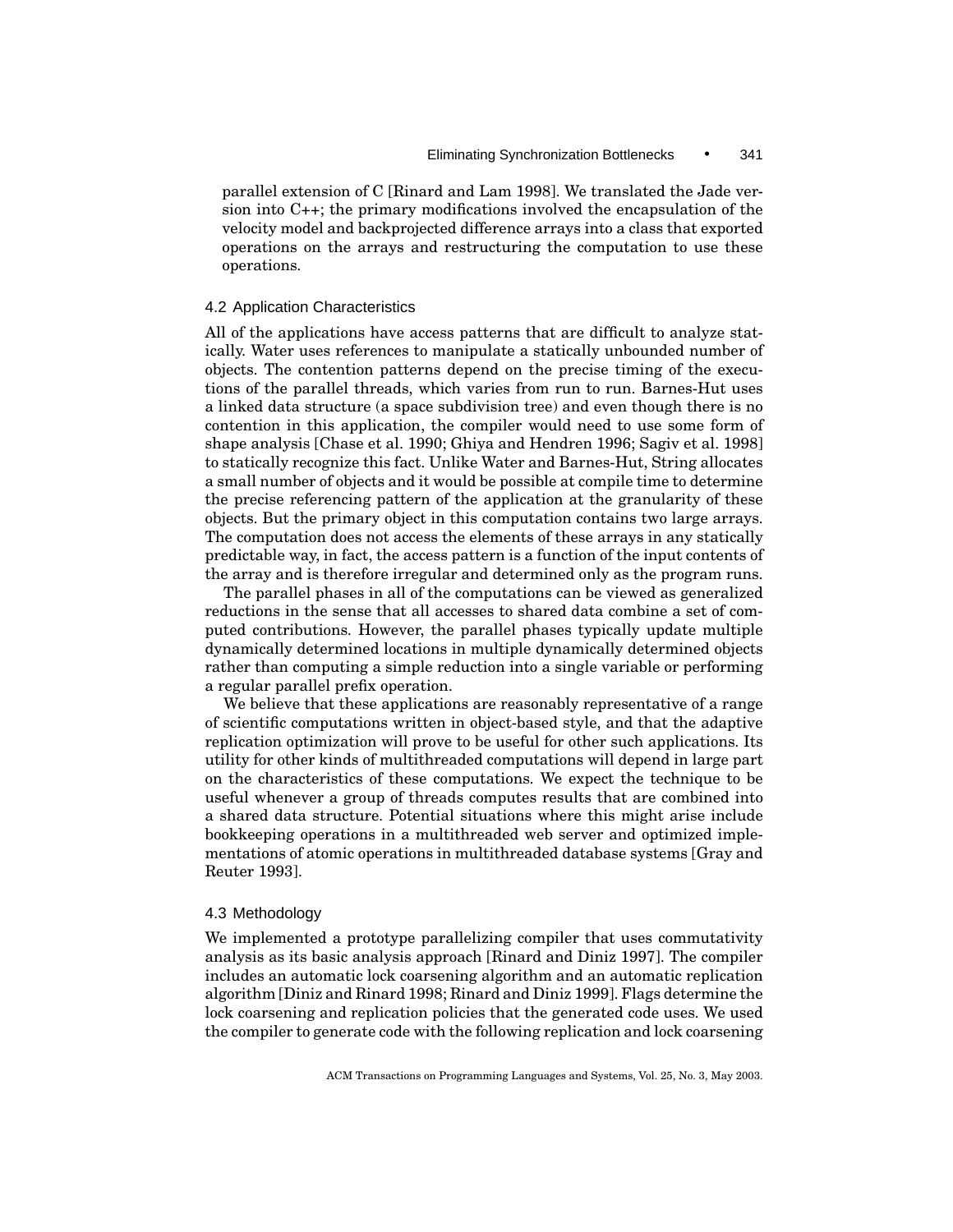parallel extension of C [Rinard and Lam 1998]. We translated the Jade version into C++; the primary modifications involved the encapsulation of the velocity model and backprojected difference arrays into a class that exported operations on the arrays and restructuring the computation to use these operations.

### 4.2 Application Characteristics

All of the applications have access patterns that are difficult to analyze statically. Water uses references to manipulate a statically unbounded number of objects. The contention patterns depend on the precise timing of the executions of the parallel threads, which varies from run to run. Barnes-Hut uses a linked data structure (a space subdivision tree) and even though there is no contention in this application, the compiler would need to use some form of shape analysis [Chase et al. 1990; Ghiya and Hendren 1996; Sagiv et al. 1998] to statically recognize this fact. Unlike Water and Barnes-Hut, String allocates a small number of objects and it would be possible at compile time to determine the precise referencing pattern of the application at the granularity of these objects. But the primary object in this computation contains two large arrays. The computation does not access the elements of these arrays in any statically predictable way, in fact, the access pattern is a function of the input contents of the array and is therefore irregular and determined only as the program runs.

The parallel phases in all of the computations can be viewed as generalized reductions in the sense that all accesses to shared data combine a set of computed contributions. However, the parallel phases typically update multiple dynamically determined locations in multiple dynamically determined objects rather than computing a simple reduction into a single variable or performing a regular parallel prefix operation.

We believe that these applications are reasonably representative of a range of scientific computations written in object-based style, and that the adaptive replication optimization will prove to be useful for other such applications. Its utility for other kinds of multithreaded computations will depend in large part on the characteristics of these computations. We expect the technique to be useful whenever a group of threads computes results that are combined into a shared data structure. Potential situations where this might arise include bookkeeping operations in a multithreaded web server and optimized implementations of atomic operations in multithreaded database systems [Gray and Reuter 1993].

### 4.3 Methodology

We implemented a prototype parallelizing compiler that uses commutativity analysis as its basic analysis approach [Rinard and Diniz 1997]. The compiler includes an automatic lock coarsening algorithm and an automatic replication algorithm [Diniz and Rinard 1998; Rinard and Diniz 1999]. Flags determine the lock coarsening and replication policies that the generated code uses. We used the compiler to generate code with the following replication and lock coarsening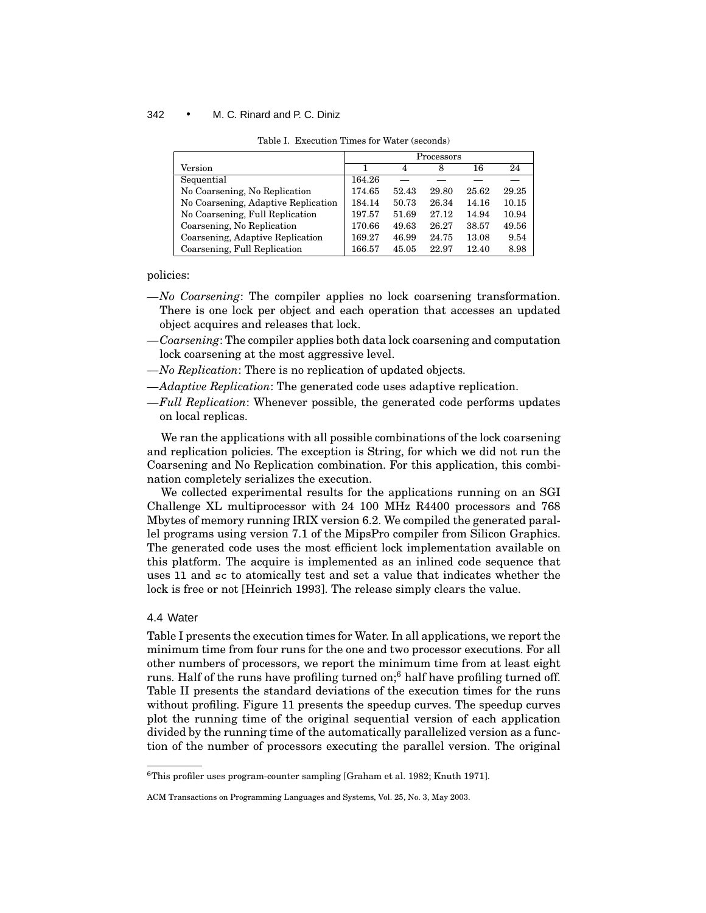Table I. Execution Times for Water (seconds)

| | Processors | | | | |
|---|---|---|---|---|---|
| Version | 1 | 4 | 8 | 16 | 24 |
| Sequential | 164.26 | — | — | — | — |
| No Coarsening, No Replication | 174.65 | 52.43 | 29.80 | 25.62 | 29.25 |
| No Coarsening, Adaptive Replication | 184.14 | 50.73 | 26.34 | 14.16 | 10.15 |
| No Coarsening, Full Replication | 197.57 | 51.69 | 27.12 | 14.94 | 10.94 |
| Coarsening, No Replication | 170.66 | 49.63 | 26.27 | 38.57 | 49.56 |
| Coarsening, Adaptive Replication | 169.27 | 46.99 | 24.75 | 13.08 | 9.54 |
| Coarsening, Full Replication | 166.57 | 45.05 | 22.97 | 12.40 | 8.98 |

policies:

- —*No Coarsening*: The compiler applies no lock coarsening transformation. There is one lock per object and each operation that accesses an updated object acquires and releases that lock.
- —*Coarsening*: The compiler applies both data lock coarsening and computation lock coarsening at the most aggressive level.
- —*No Replication*: There is no replication of updated objects.
- —*Adaptive Replication*: The generated code uses adaptive replication.
- —*Full Replication*: Whenever possible, the generated code performs updates on local replicas.

We ran the applications with all possible combinations of the lock coarsening and replication policies. The exception is String, for which we did not run the Coarsening and No Replication combination. For this application, this combination completely serializes the execution.

We collected experimental results for the applications running on an SGI Challenge XL multiprocessor with 24 100 MHz R4400 processors and 768 Mbytes of memory running IRIX version 6.2. We compiled the generated parallel programs using version 7.1 of the MipsPro compiler from Silicon Graphics. The generated code uses the most efficient lock implementation available on this platform. The acquire is implemented as an inlined code sequence that uses `ll` and `sc` to atomically test and set a value that indicates whether the lock is free or not [Heinrich 1993]. The release simply clears the value.

### 4.4 Water

Table I presents the execution times for Water. In all applications, we report the minimum time from four runs for the one and two processor executions. For all other numbers of processors, we report the minimum time from at least eight runs. Half of the runs have profiling turned on;[6] half have profiling turned off. Table II presents the standard deviations of the execution times for the runs without profiling. Figure 11 presents the speedup curves. The speedup curves plot the running time of the original sequential version of each application divided by the running time of the automatically parallelized version as a function of the number of processors executing the parallel version. The original

[6] This profiler uses program-counter sampling [Graham et al. 1982; Knuth 1971].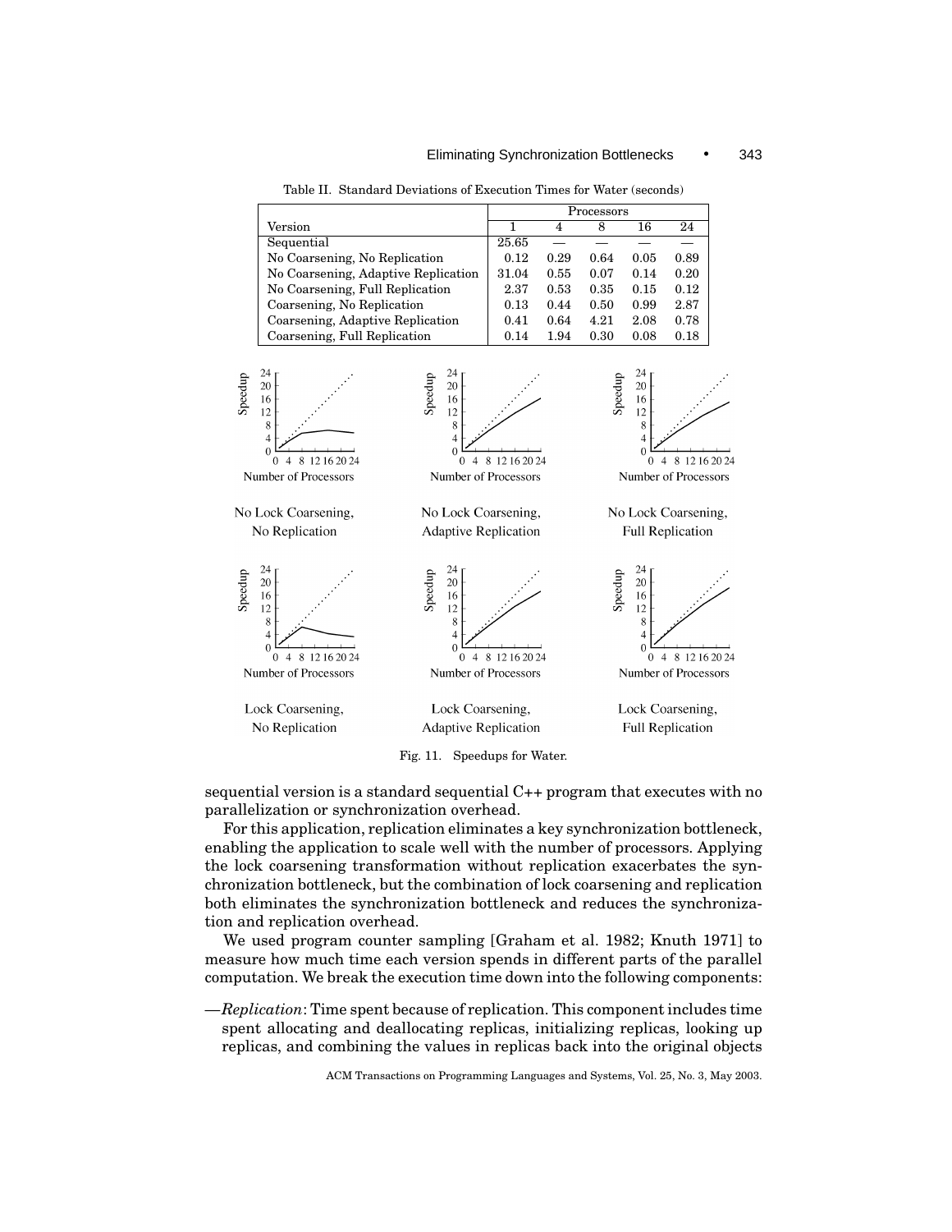Table II. Standard Deviations of Execution Times for Water (seconds)

| Version | Processors | | | | |
|---|---|---|---|---|---|
| | 1 | 4 | 8 | 16 | 24 |
| Sequential | 25.65 | — | — | — | — |
| No Coarsening, No Replication | 0.12 | 0.29 | 0.64 | 0.05 | 0.89 |
| No Coarsening, Adaptive Replication | 31.04 | 0.55 | 0.07 | 0.14 | 0.20 |
| No Coarsening, Full Replication | 2.37 | 0.53 | 0.35 | 0.15 | 0.12 |
| Coarsening, No Replication | 0.13 | 0.44 | 0.50 | 0.99 | 2.87 |
| Coarsening, Adaptive Replication | 0.41 | 0.64 | 4.21 | 2.08 | 0.78 |
| Coarsening, Full Replication | 0.14 | 1.94 | 0.30 | 0.08 | 0.18 |

Fig. 11. Speedups for Water.

sequential version is a standard sequential C++ program that executes with no parallelization or synchronization overhead.

For this application, replication eliminates a key synchronization bottleneck, enabling the application to scale well with the number of processors. Applying the lock coarsening transformation without replication exacerbates the synchronization bottleneck, but the combination of lock coarsening and replication both eliminates the synchronization bottleneck and reduces the synchronization and replication overhead.

We used program counter sampling [Graham et al. 1982; Knuth 1971] to measure how much time each version spends in different parts of the parallel computation. We break the execution time down into the following components:

—*Replication*: Time spent because of replication. This component includes time spent allocating and deallocating replicas, initializing replicas, looking up replicas, and combining the values in replicas back into the original objects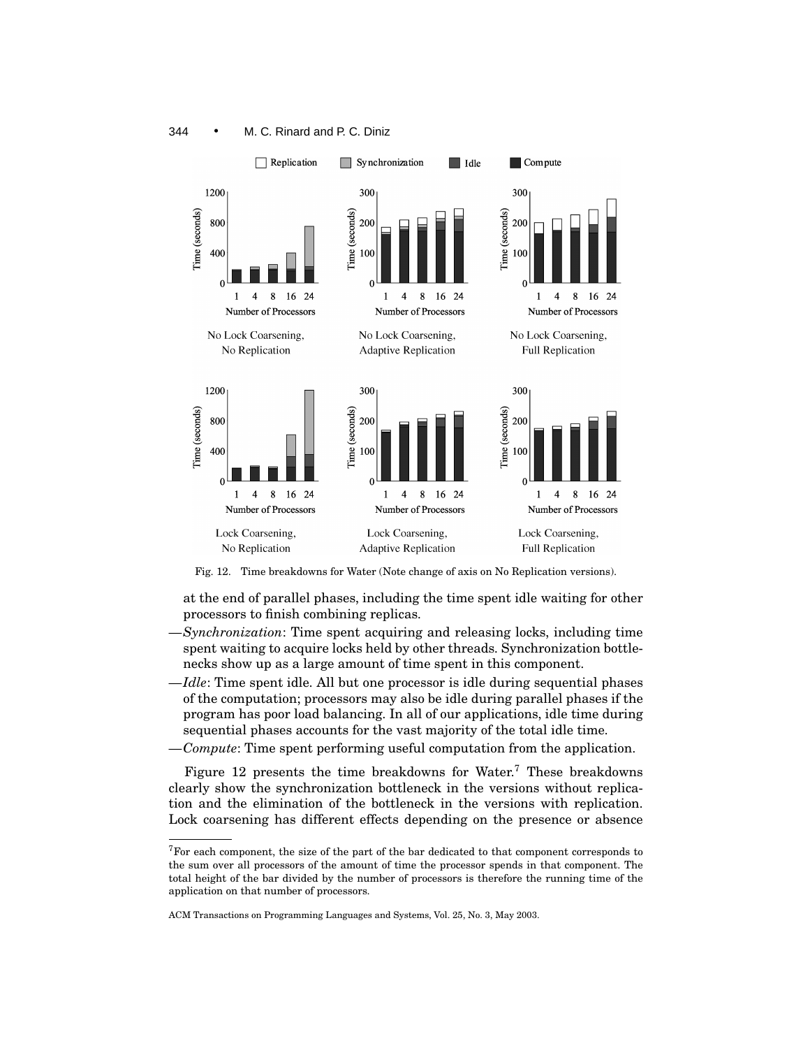Fig. 12. Time breakdowns for Water (Note change of axis on No Replication versions).

at the end of parallel phases, including the time spent idle waiting for other processors to finish combining replicas.

- —*Synchronization*: Time spent acquiring and releasing locks, including time spent waiting to acquire locks held by other threads. Synchronization bottlenecks show up as a large amount of time spent in this component.
- —*Idle*: Time spent idle. All but one processor is idle during sequential phases of the computation; processors may also be idle during parallel phases if the program has poor load balancing. In all of our applications, idle time during sequential phases accounts for the vast majority of the total idle time.
- —*Compute*: Time spent performing useful computation from the application.

Figure 12 presents the time breakdowns for Water.[7] These breakdowns clearly show the synchronization bottleneck in the versions without replication and the elimination of the bottleneck in the versions with replication. Lock coarsening has different effects depending on the presence or absence

[7] For each component, the size of the part of the bar dedicated to that component corresponds to the sum over all processors of the amount of time the processor spends in that component. The total height of the bar divided by the number of processors is therefore the running time of the application on that number of processors.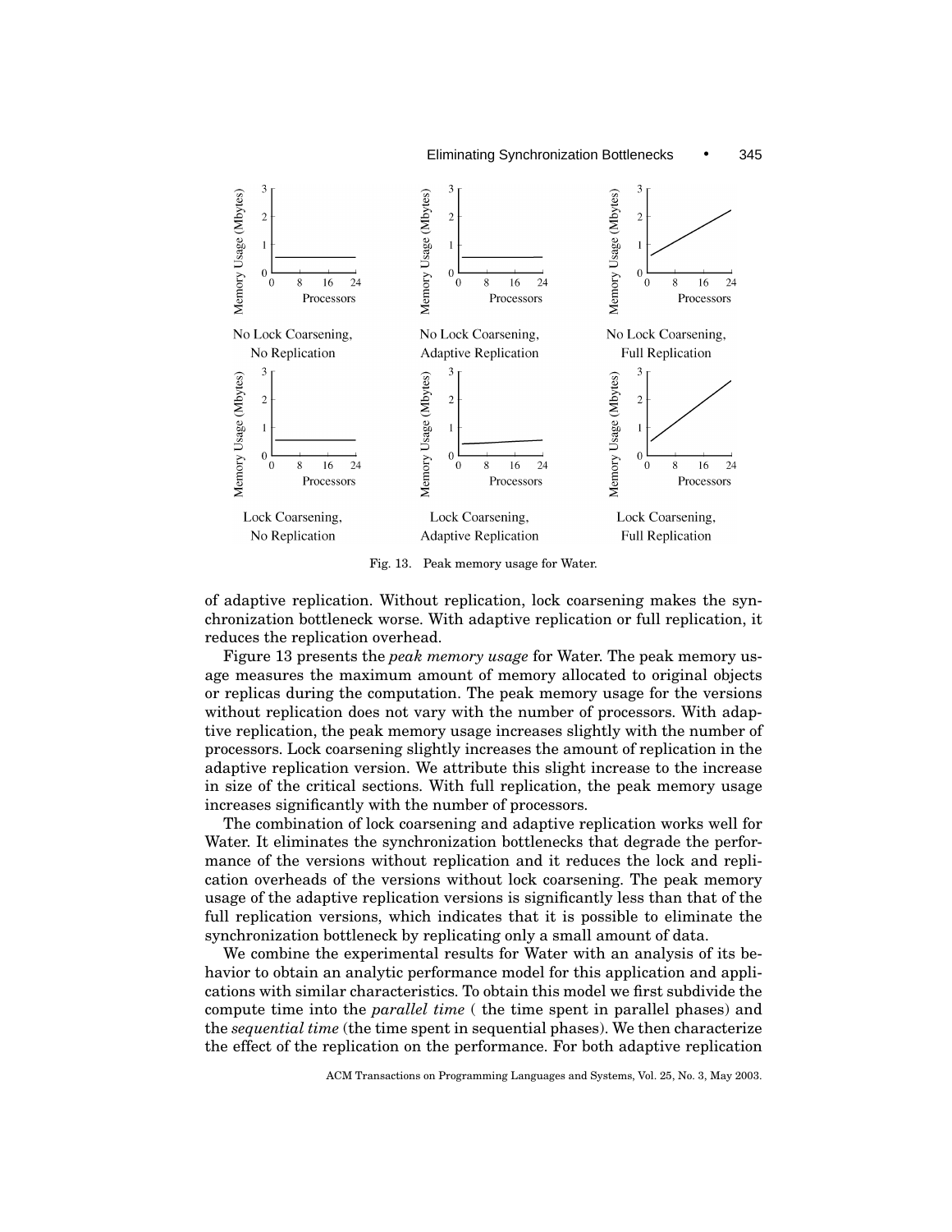Fig. 13. Peak memory usage for Water.

of adaptive replication. Without replication, lock coarsening makes the synchronization bottleneck worse. With adaptive replication or full replication, it reduces the replication overhead.

Figure 13 presents the *peak memory usage* for Water. The peak memory usage measures the maximum amount of memory allocated to original objects or replicas during the computation. The peak memory usage for the versions without replication does not vary with the number of processors. With adaptive replication, the peak memory usage increases slightly with the number of processors. Lock coarsening slightly increases the amount of replication in the adaptive replication version. We attribute this slight increase to the increase in size of the critical sections. With full replication, the peak memory usage increases significantly with the number of processors.

The combination of lock coarsening and adaptive replication works well for Water. It eliminates the synchronization bottlenecks that degrade the performance of the versions without replication and it reduces the lock and replication overheads of the versions without lock coarsening. The peak memory usage of the adaptive replication versions is significantly less than that of the full replication versions, which indicates that it is possible to eliminate the synchronization bottleneck by replicating only a small amount of data.

We combine the experimental results for Water with an analysis of its behavior to obtain an analytic performance model for this application and applications with similar characteristics. To obtain this model we first subdivide the compute time into the *parallel time* ( the time spent in parallel phases) and the *sequential time* (the time spent in sequential phases). We then characterize the effect of the replication on the performance. For both adaptive replication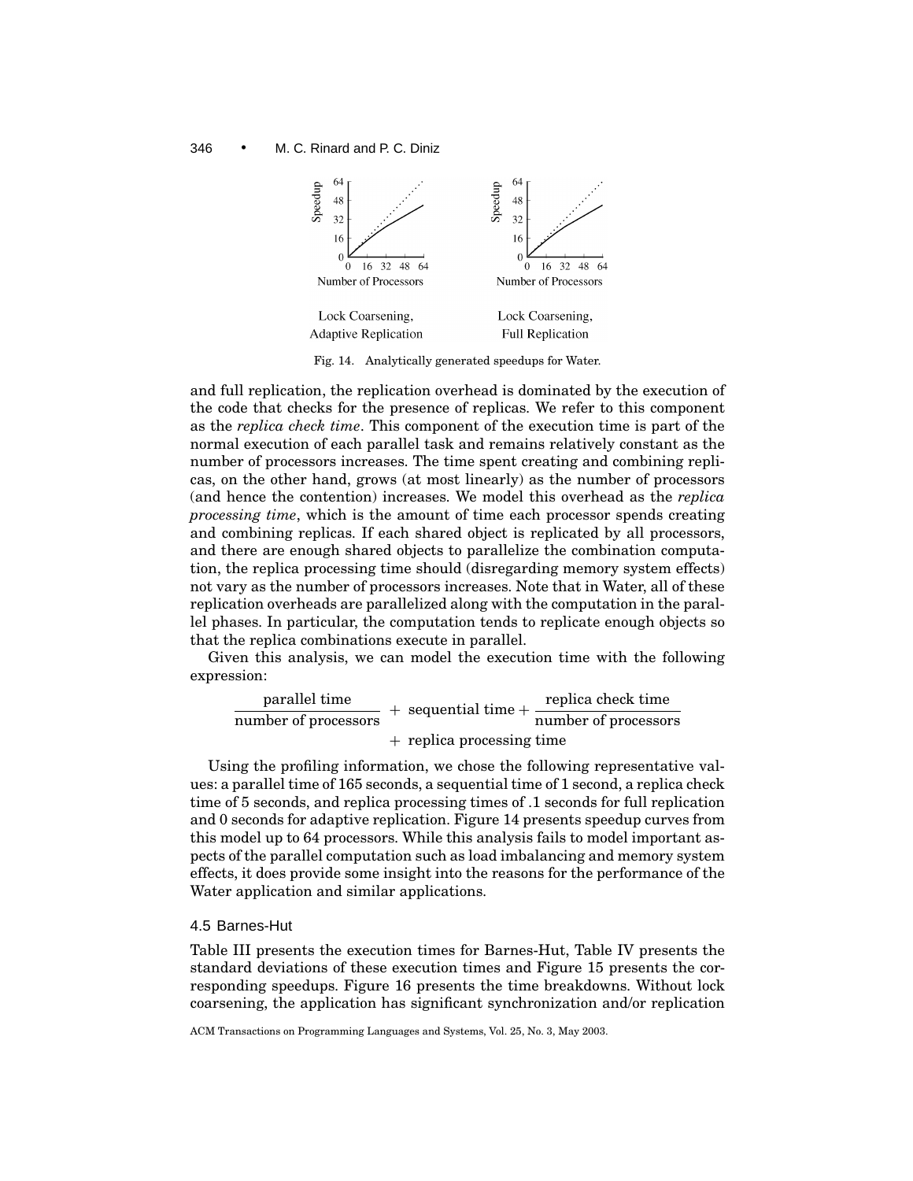Lock Coarsening, Adaptive Replication

Lock Coarsening, Full Replication

Fig. 14. Analytically generated speedups for Water.

and full replication, the replication overhead is dominated by the execution of the code that checks for the presence of replicas. We refer to this component as the *replica check time*. This component of the execution time is part of the normal execution of each parallel task and remains relatively constant as the number of processors increases. The time spent creating and combining replicas, on the other hand, grows (at most linearly) as the number of processors (and hence the contention) increases. We model this overhead as the *replica processing time*, which is the amount of time each processor spends creating and combining replicas. If each shared object is replicated by all processors, and there are enough shared objects to parallelize the combination computation, the replica processing time should (disregarding memory system effects) not vary as the number of processors increases. Note that in Water, all of these replication overheads are parallelized along with the computation in the parallel phases. In particular, the computation tends to replicate enough objects so that the replica combinations execute in parallel.

Given this analysis, we can model the execution time with the following expression:

$$\frac{\text{parallel time}}{\text{number of processors}} + \text{sequential time} + \frac{\text{replica check time}}{\text{number of processors}} + \text{replica processing time}$$

Using the profiling information, we chose the following representative values: a parallel time of 165 seconds, a sequential time of 1 second, a replica check time of 5 seconds, and replica processing times of .1 seconds for full replication and 0 seconds for adaptive replication. Figure 14 presents speedup curves from this model up to 64 processors. While this analysis fails to model important aspects of the parallel computation such as load imbalancing and memory system effects, it does provide some insight into the reasons for the performance of the Water application and similar applications.

## 4.5 Barnes-Hut

Table III presents the execution times for Barnes-Hut, Table IV presents the standard deviations of these execution times and Figure 15 presents the corresponding speedups. Figure 16 presents the time breakdowns. Without lock coarsening, the application has significant synchronization and/or replication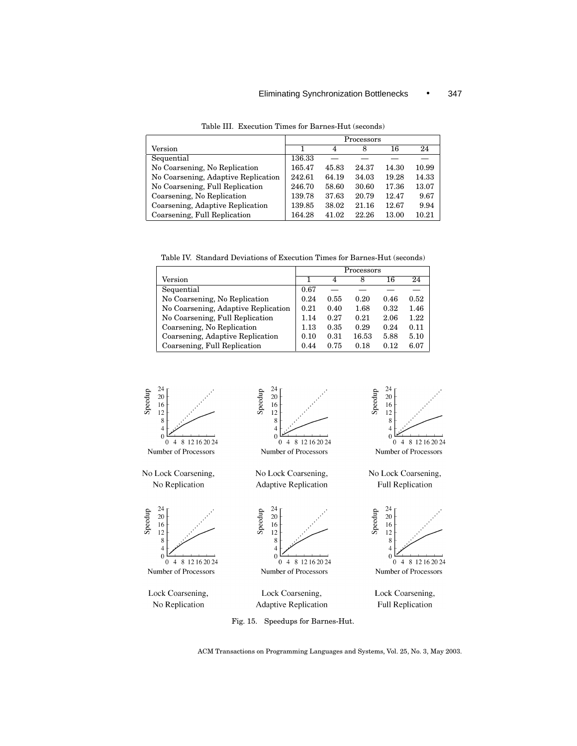Table III. Execution Times for Barnes-Hut (seconds)

| Version | Processors | | | | |
|---|---|---|---|---|---|
| | 1 | 4 | 8 | 16 | 24 |
| Sequential | 136.33 | — | — | — | — |
| No Coarsening, No Replication | 165.47 | 45.83 | 24.37 | 14.30 | 10.99 |
| No Coarsening, Adaptive Replication | 242.61 | 64.19 | 34.03 | 19.28 | 14.33 |
| No Coarsening, Full Replication | 246.70 | 58.60 | 30.60 | 17.36 | 13.07 |
| Coarsening, No Replication | 139.78 | 37.63 | 20.79 | 12.47 | 9.67 |
| Coarsening, Adaptive Replication | 139.85 | 38.02 | 21.16 | 12.67 | 9.94 |
| Coarsening, Full Replication | 164.28 | 41.02 | 22.26 | 13.00 | 10.21 |

Table IV. Standard Deviations of Execution Times for Barnes-Hut (seconds)

| Version | Processors | | | | |
|---|---|---|---|---|---|
| | 1 | 4 | 8 | 16 | 24 |
| Sequential | 0.67 | — | — | — | — |
| No Coarsening, No Replication | 0.24 | 0.55 | 0.20 | 0.46 | 0.52 |
| No Coarsening, Adaptive Replication | 0.21 | 0.40 | 1.68 | 0.32 | 1.46 |
| No Coarsening, Full Replication | 1.14 | 0.27 | 0.21 | 2.06 | 1.22 |
| Coarsening, No Replication | 1.13 | 0.35 | 0.29 | 0.24 | 0.11 |
| Coarsening, Adaptive Replication | 0.10 | 0.31 | 16.53 | 5.88 | 5.10 |
| Coarsening, Full Replication | 0.44 | 0.75 | 0.18 | 0.12 | 6.07 |

No Lock Coarsening, No Replication

No Lock Coarsening, Adaptive Replication

No Lock Coarsening, Full Replication

Lock Coarsening, No Replication

Lock Coarsening, Adaptive Replication

Lock Coarsening, Full Replication

Fig. 15. Speedups for Barnes-Hut.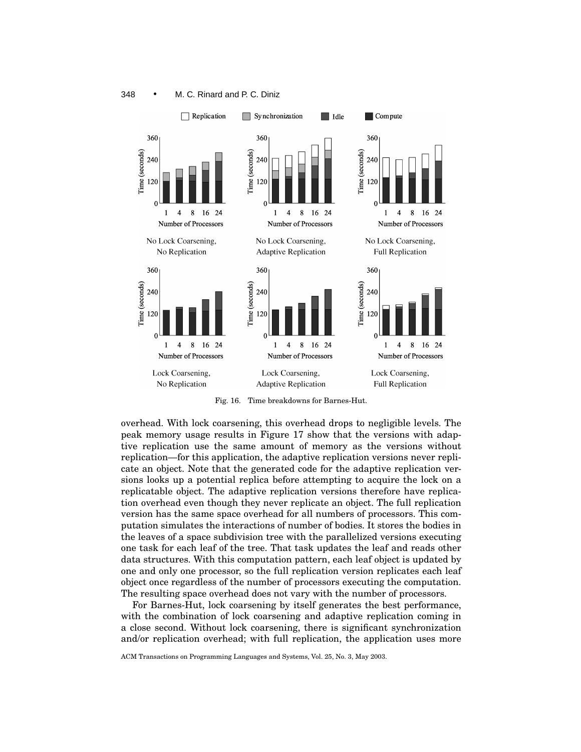Fig. 16. Time breakdowns for Barnes-Hut.

overhead. With lock coarsening, this overhead drops to negligible levels. The peak memory usage results in Figure 17 show that the versions with adaptive replication use the same amount of memory as the versions without replication—for this application, the adaptive replication versions never replicate an object. Note that the generated code for the adaptive replication versions looks up a potential replica before attempting to acquire the lock on a replicatable object. The adaptive replication versions therefore have replication overhead even though they never replicate an object. The full replication version has the same space overhead for all numbers of processors. This computation simulates the interactions of number of bodies. It stores the bodies in the leaves of a space subdivision tree with the parallelized versions executing one task for each leaf of the tree. That task updates the leaf and reads other data structures. With this computation pattern, each leaf object is updated by one and only one processor, so the full replication version replicates each leaf object once regardless of the number of processors executing the computation. The resulting space overhead does not vary with the number of processors.

For Barnes-Hut, lock coarsening by itself generates the best performance, with the combination of lock coarsening and adaptive replication coming in a close second. Without lock coarsening, there is significant synchronization and/or replication overhead; with full replication, the application uses more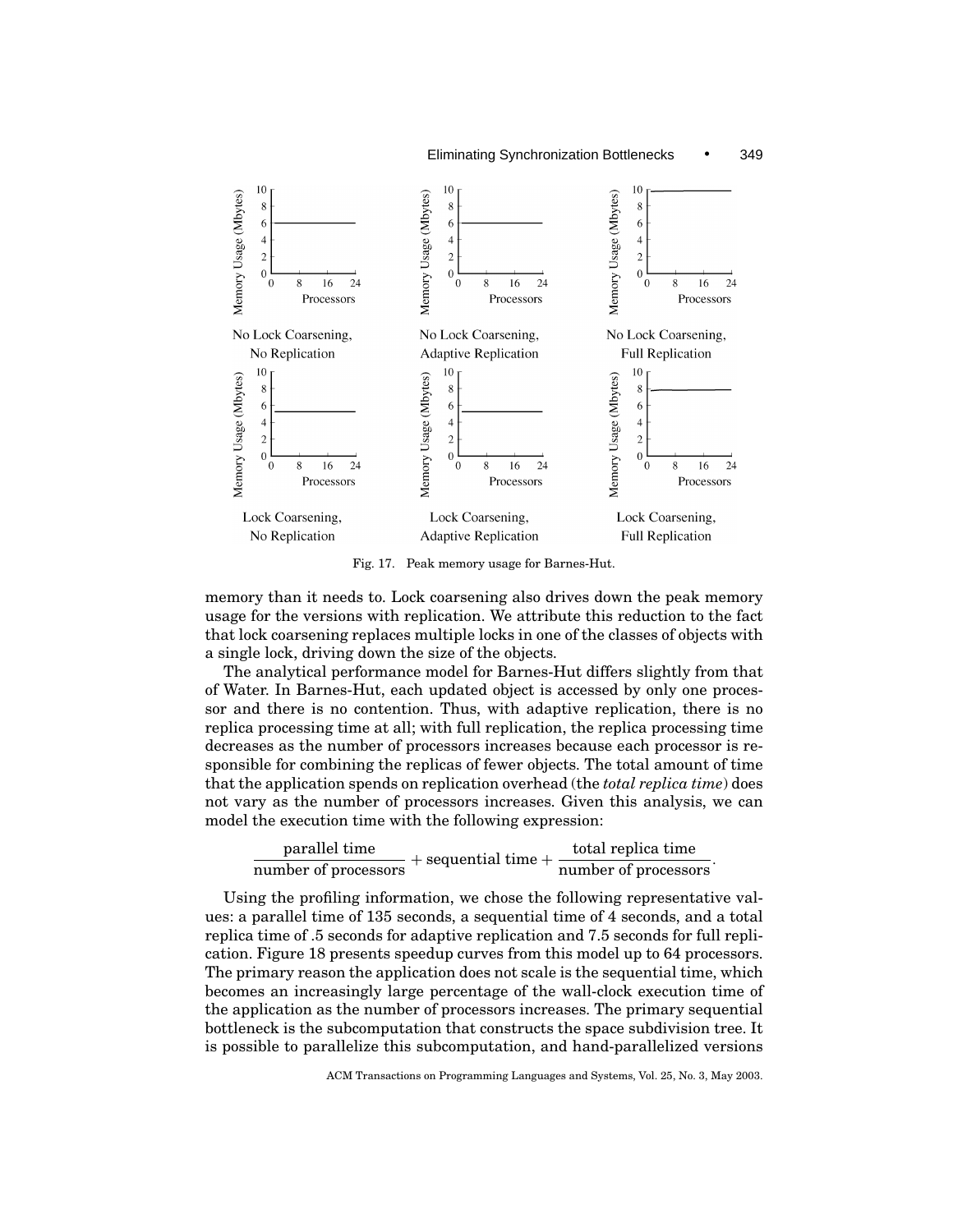Fig. 17. Peak memory usage for Barnes-Hut.

memory than it needs to. Lock coarsening also drives down the peak memory usage for the versions with replication. We attribute this reduction to the fact that lock coarsening replaces multiple locks in one of the classes of objects with a single lock, driving down the size of the objects.

The analytical performance model for Barnes-Hut differs slightly from that of Water. In Barnes-Hut, each updated object is accessed by only one processor and there is no contention. Thus, with adaptive replication, there is no replica processing time at all; with full replication, the replica processing time decreases as the number of processors increases because each processor is responsible for combining the replicas of fewer objects. The total amount of time that the application spends on replication overhead (the *total replica time*) does not vary as the number of processors increases. Given this analysis, we can model the execution time with the following expression:

$$\frac{\text{parallel time}}{\text{number of processors}} + \text{sequential time} + \frac{\text{total replica time}}{\text{number of processors}}.$$

Using the profiling information, we chose the following representative values: a parallel time of 135 seconds, a sequential time of 4 seconds, and a total replica time of .5 seconds for adaptive replication and 7.5 seconds for full replication. Figure 18 presents speedup curves from this model up to 64 processors. The primary reason the application does not scale is the sequential time, which becomes an increasingly large percentage of the wall-clock execution time of the application as the number of processors increases. The primary sequential bottleneck is the subcomputation that constructs the space subdivision tree. It is possible to parallelize this subcomputation, and hand-parallelized versions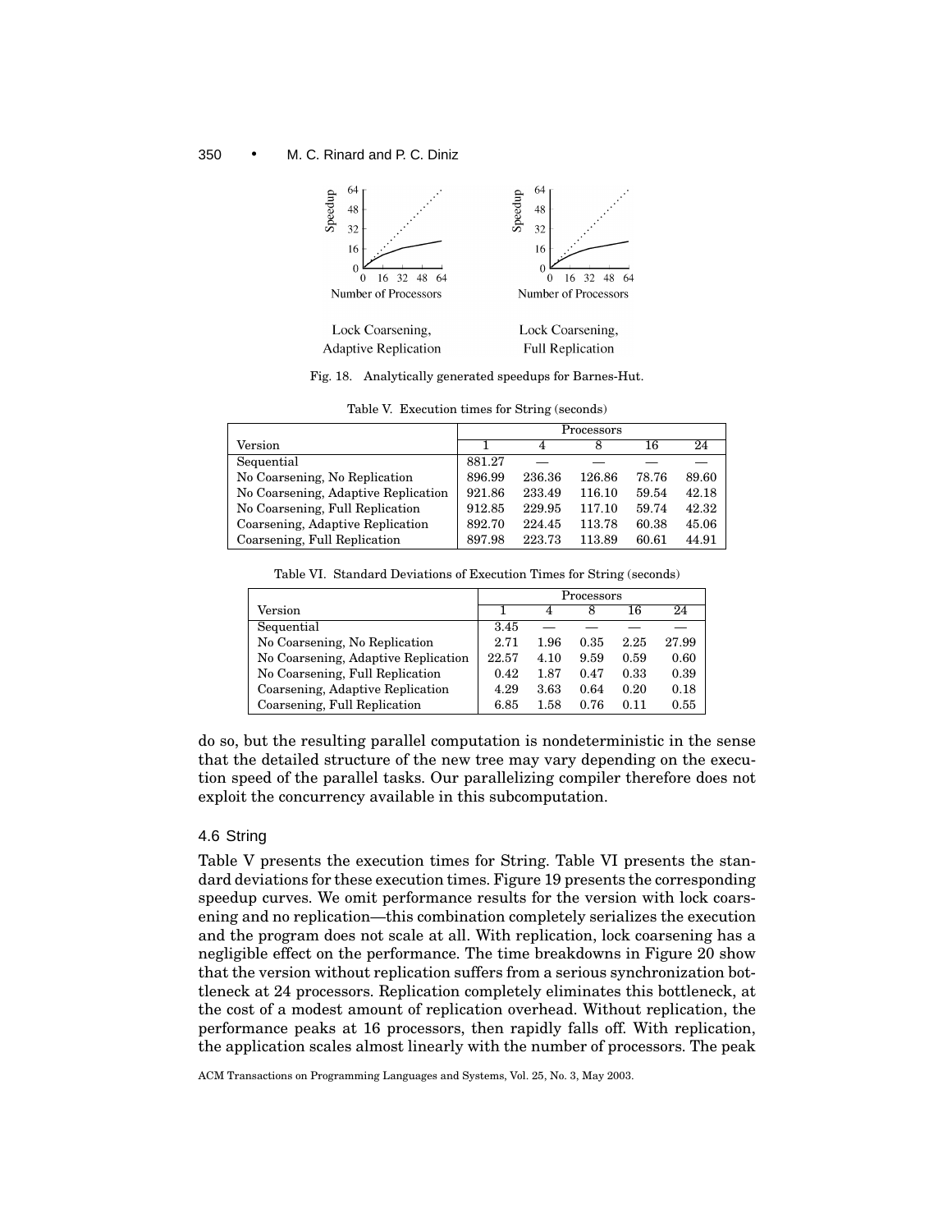Lock Coarsening, Adaptive Replication

Lock Coarsening, Full Replication

Fig. 18. Analytically generated speedups for Barnes-Hut.

Table V. Execution times for String (seconds)

| | Processors | | | | |
|---|---|---|---|---|---|
| Version | 1 | 4 | 8 | 16 | 24 |
| Sequential | 881.27 | — | — | — | — |
| No Coarsening, No Replication | 896.99 | 236.36 | 126.86 | 78.76 | 89.60 |
| No Coarsening, Adaptive Replication | 921.86 | 233.49 | 116.10 | 59.54 | 42.18 |
| No Coarsening, Full Replication | 912.85 | 229.95 | 117.10 | 59.74 | 42.32 |
| Coarsening, Adaptive Replication | 892.70 | 224.45 | 113.78 | 60.38 | 45.06 |
| Coarsening, Full Replication | 897.98 | 223.73 | 113.89 | 60.61 | 44.91 |

Table VI. Standard Deviations of Execution Times for String (seconds)

| | Processors | | | | |
|---|---|---|---|---|---|
| Version | 1 | 4 | 8 | 16 | 24 |
| Sequential | 3.45 | — | — | — | — |
| No Coarsening, No Replication | 2.71 | 1.96 | 0.35 | 2.25 | 27.99 |
| No Coarsening, Adaptive Replication | 22.57 | 4.10 | 9.59 | 0.59 | 0.60 |
| No Coarsening, Full Replication | 0.42 | 1.87 | 0.47 | 0.33 | 0.39 |
| Coarsening, Adaptive Replication | 4.29 | 3.63 | 0.64 | 0.20 | 0.18 |
| Coarsening, Full Replication | 6.85 | 1.58 | 0.76 | 0.11 | 0.55 |

do so, but the resulting parallel computation is nondeterministic in the sense that the detailed structure of the new tree may vary depending on the execution speed of the parallel tasks. Our parallelizing compiler therefore does not exploit the concurrency available in this subcomputation.

### 4.6 String

Table V presents the execution times for String. Table VI presents the standard deviations for these execution times. Figure 19 presents the corresponding speedup curves. We omit performance results for the version with lock coarsening and no replication—this combination completely serializes the execution and the program does not scale at all. With replication, lock coarsening has a negligible effect on the performance. The time breakdowns in Figure 20 show that the version without replication suffers from a serious synchronization bottleneck at 24 processors. Replication completely eliminates this bottleneck, at the cost of a modest amount of replication overhead. Without replication, the performance peaks at 16 processors, then rapidly falls off. With replication, the application scales almost linearly with the number of processors. The peak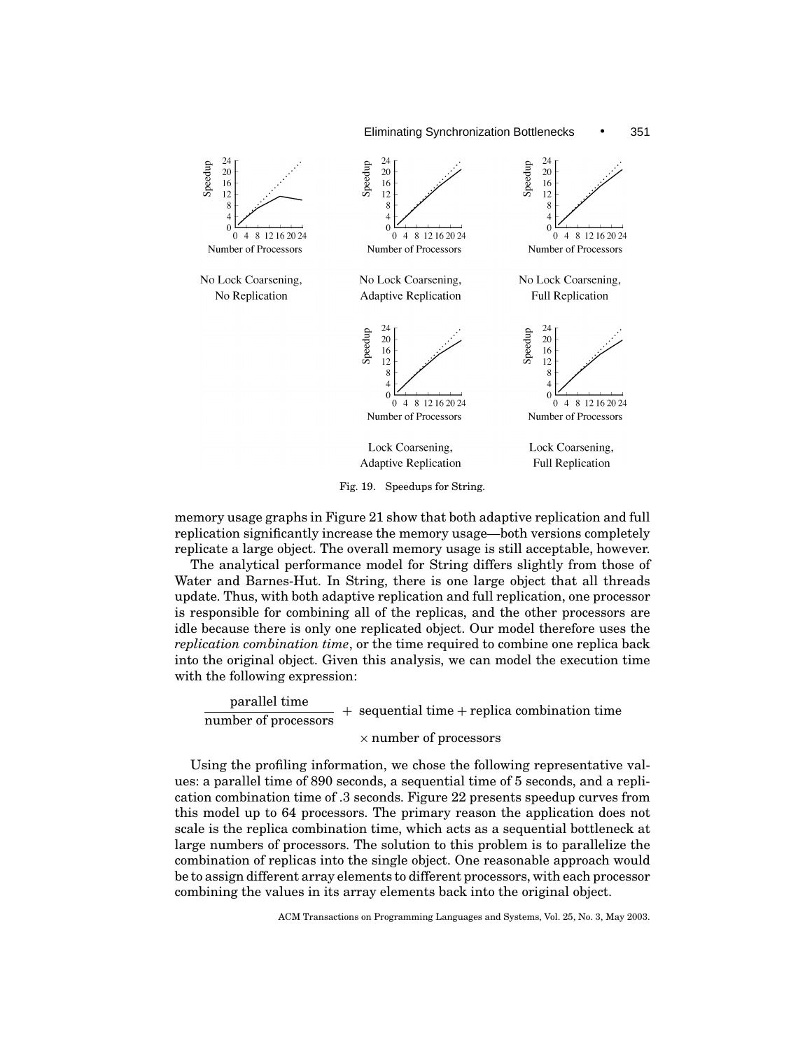Fig. 19. Speedups for String.

memory usage graphs in Figure 21 show that both adaptive replication and full replication significantly increase the memory usage—both versions completely replicate a large object. The overall memory usage is still acceptable, however.

The analytical performance model for String differs slightly from those of Water and Barnes-Hut. In String, there is one large object that all threads update. Thus, with both adaptive replication and full replication, one processor is responsible for combining all of the replicas, and the other processors are idle because there is only one replicated object. Our model therefore uses the *replication combination time*, or the time required to combine one replica back into the original object. Given this analysis, we can model the execution time with the following expression:

$$\frac{\text{parallel time}}{\text{number of processors}} + \text{sequential time} + \text{replica combination time} \times \text{number of processors}$$

Using the profiling information, we chose the following representative values: a parallel time of 890 seconds, a sequential time of 5 seconds, and a replication combination time of .3 seconds. Figure 22 presents speedup curves from this model up to 64 processors. The primary reason the application does not scale is the replica combination time, which acts as a sequential bottleneck at large numbers of processors. The solution to this problem is to parallelize the combination of replicas into the single object. One reasonable approach would be to assign different array elements to different processors, with each processor combining the values in its array elements back into the original object.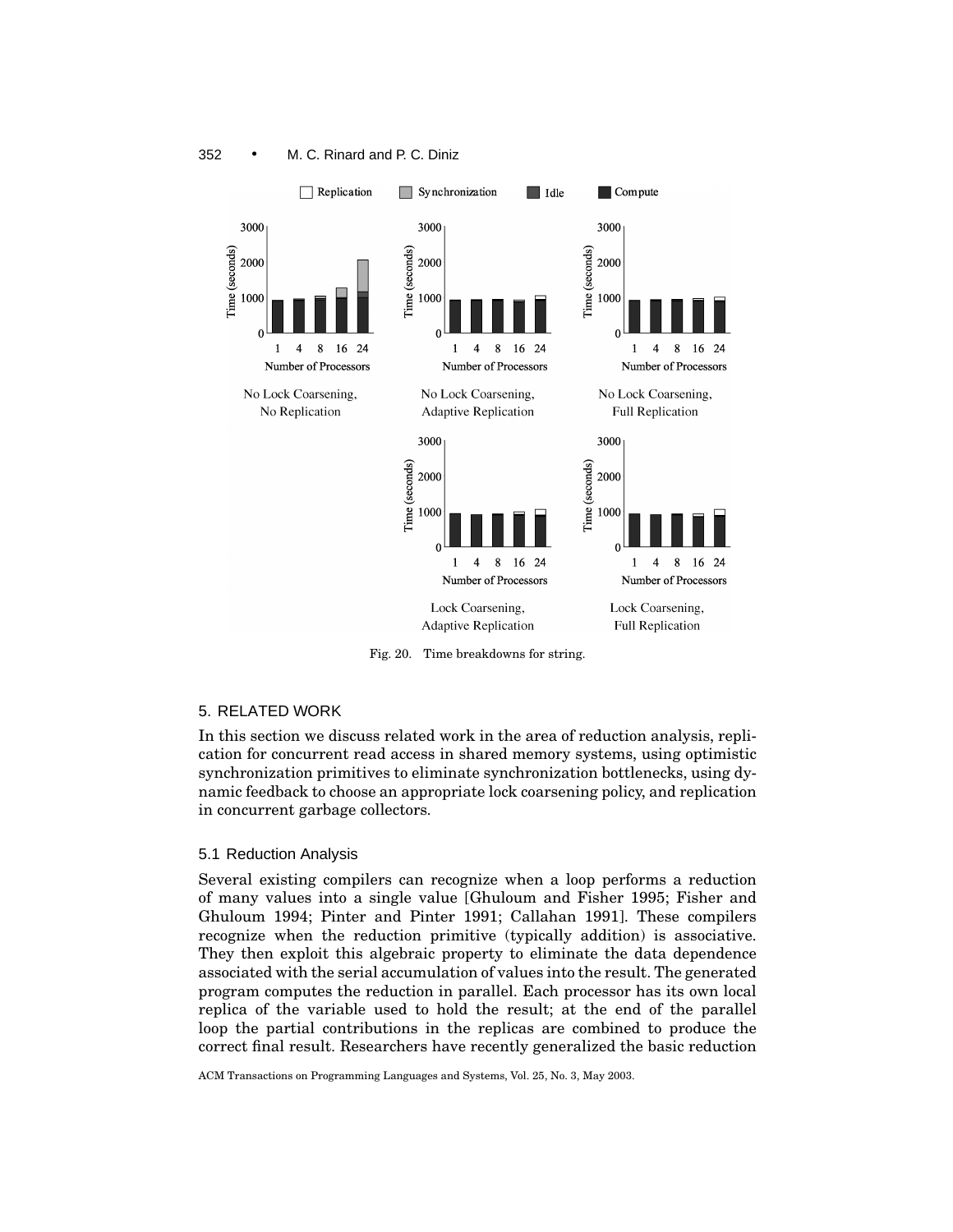Fig. 20. Time breakdowns for string.

## 5. RELATED WORK

In this section we discuss related work in the area of reduction analysis, replication for concurrent read access in shared memory systems, using optimistic synchronization primitives to eliminate synchronization bottlenecks, using dynamic feedback to choose an appropriate lock coarsening policy, and replication in concurrent garbage collectors.

### 5.1 Reduction Analysis

Several existing compilers can recognize when a loop performs a reduction of many values into a single value [Ghuloum and Fisher 1995; Fisher and Ghuloum 1994; Pinter and Pinter 1991; Callahan 1991]. These compilers recognize when the reduction primitive (typically addition) is associative. They then exploit this algebraic property to eliminate the data dependence associated with the serial accumulation of values into the result. The generated program computes the reduction in parallel. Each processor has its own local replica of the variable used to hold the result; at the end of the parallel loop the partial contributions in the replicas are combined to produce the correct final result. Researchers have recently generalized the basic reduction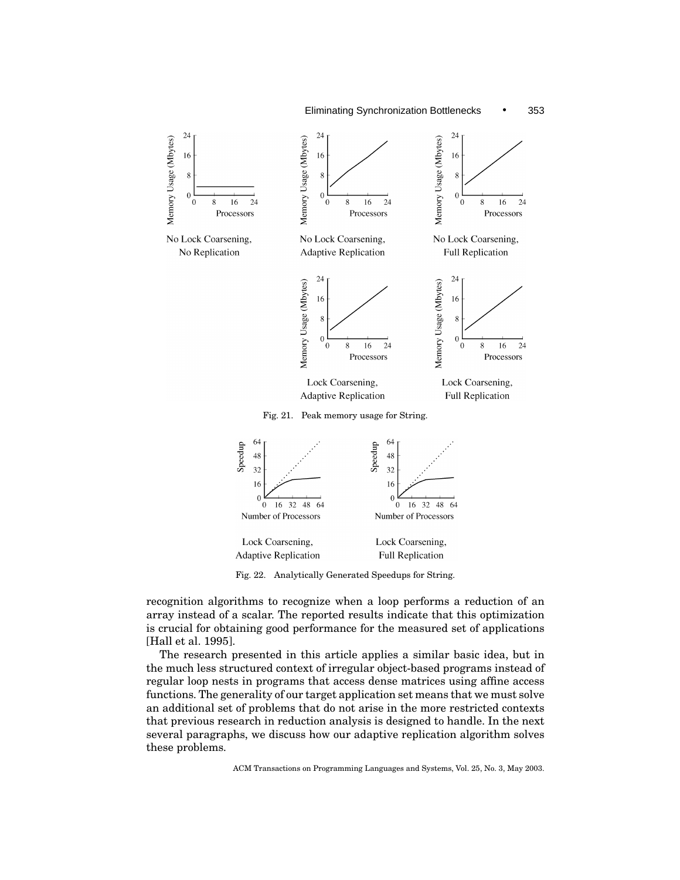Fig. 21. Peak memory usage for String.

Fig. 22. Analytically Generated Speedups for String.

recognition algorithms to recognize when a loop performs a reduction of an array instead of a scalar. The reported results indicate that this optimization is crucial for obtaining good performance for the measured set of applications [Hall et al. 1995].

The research presented in this article applies a similar basic idea, but in the much less structured context of irregular object-based programs instead of regular loop nests in programs that access dense matrices using affine access functions. The generality of our target application set means that we must solve an additional set of problems that do not arise in the more restricted contexts that previous research in reduction analysis is designed to handle. In the next several paragraphs, we discuss how our adaptive replication algorithm solves these problems.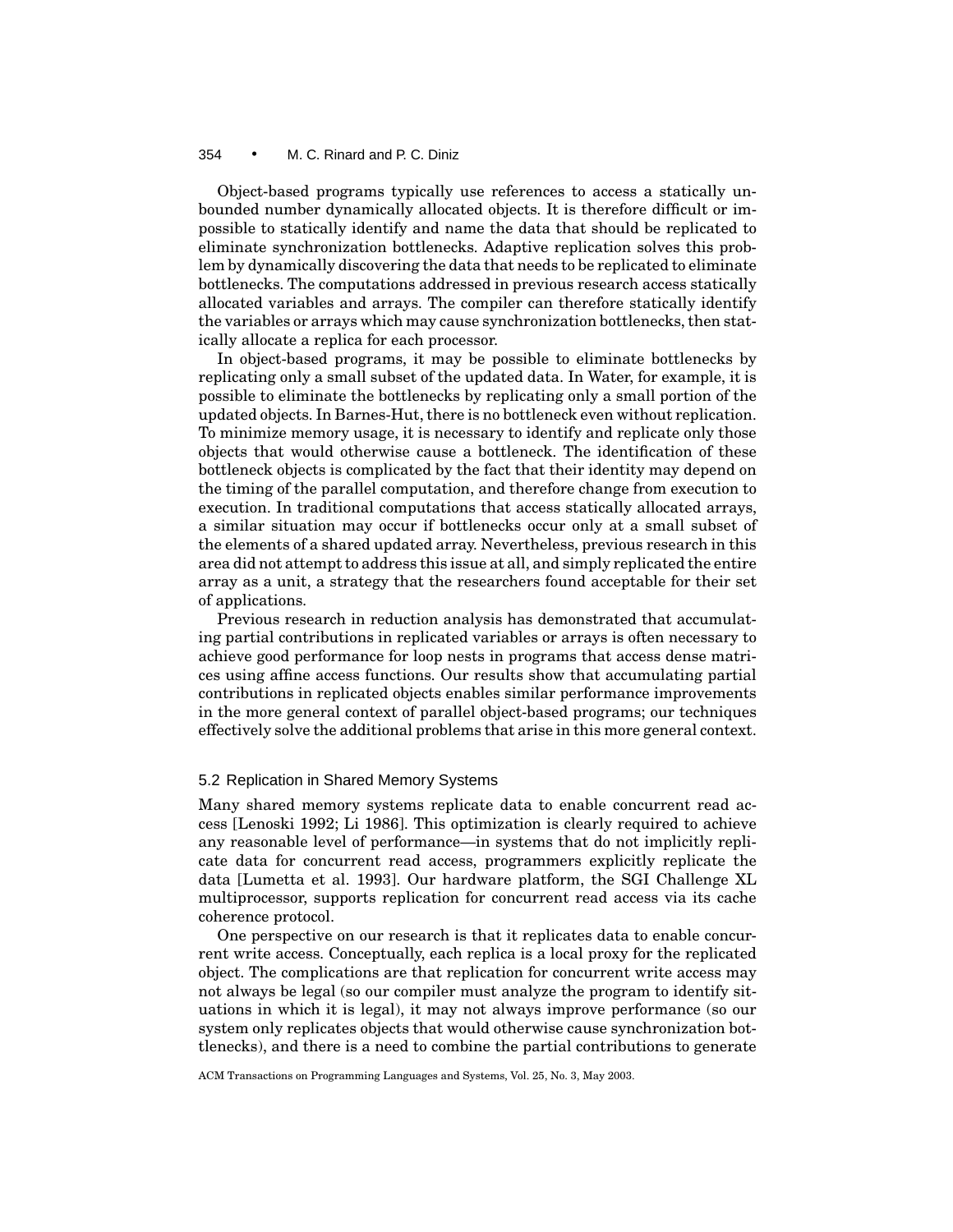Object-based programs typically use references to access a statically unbounded number dynamically allocated objects. It is therefore difficult or impossible to statically identify and name the data that should be replicated to eliminate synchronization bottlenecks. Adaptive replication solves this problem by dynamically discovering the data that needs to be replicated to eliminate bottlenecks. The computations addressed in previous research access statically allocated variables and arrays. The compiler can therefore statically identify the variables or arrays which may cause synchronization bottlenecks, then statically allocate a replica for each processor.

In object-based programs, it may be possible to eliminate bottlenecks by replicating only a small subset of the updated data. In Water, for example, it is possible to eliminate the bottlenecks by replicating only a small portion of the updated objects. In Barnes-Hut, there is no bottleneck even without replication. To minimize memory usage, it is necessary to identify and replicate only those objects that would otherwise cause a bottleneck. The identification of these bottleneck objects is complicated by the fact that their identity may depend on the timing of the parallel computation, and therefore change from execution to execution. In traditional computations that access statically allocated arrays, a similar situation may occur if bottlenecks occur only at a small subset of the elements of a shared updated array. Nevertheless, previous research in this area did not attempt to address this issue at all, and simply replicated the entire array as a unit, a strategy that the researchers found acceptable for their set of applications.

Previous research in reduction analysis has demonstrated that accumulating partial contributions in replicated variables or arrays is often necessary to achieve good performance for loop nests in programs that access dense matrices using affine access functions. Our results show that accumulating partial contributions in replicated objects enables similar performance improvements in the more general context of parallel object-based programs; our techniques effectively solve the additional problems that arise in this more general context.

## 5.2 Replication in Shared Memory Systems

Many shared memory systems replicate data to enable concurrent read access [Lenoski 1992; Li 1986]. This optimization is clearly required to achieve any reasonable level of performance—in systems that do not implicitly replicate data for concurrent read access, programmers explicitly replicate the data [Lumetta et al. 1993]. Our hardware platform, the SGI Challenge XL multiprocessor, supports replication for concurrent read access via its cache coherence protocol.

One perspective on our research is that it replicates data to enable concurrent write access. Conceptually, each replica is a local proxy for the replicated object. The complications are that replication for concurrent write access may not always be legal (so our compiler must analyze the program to identify situations in which it is legal), it may not always improve performance (so our system only replicates objects that would otherwise cause synchronization bottlenecks), and there is a need to combine the partial contributions to generate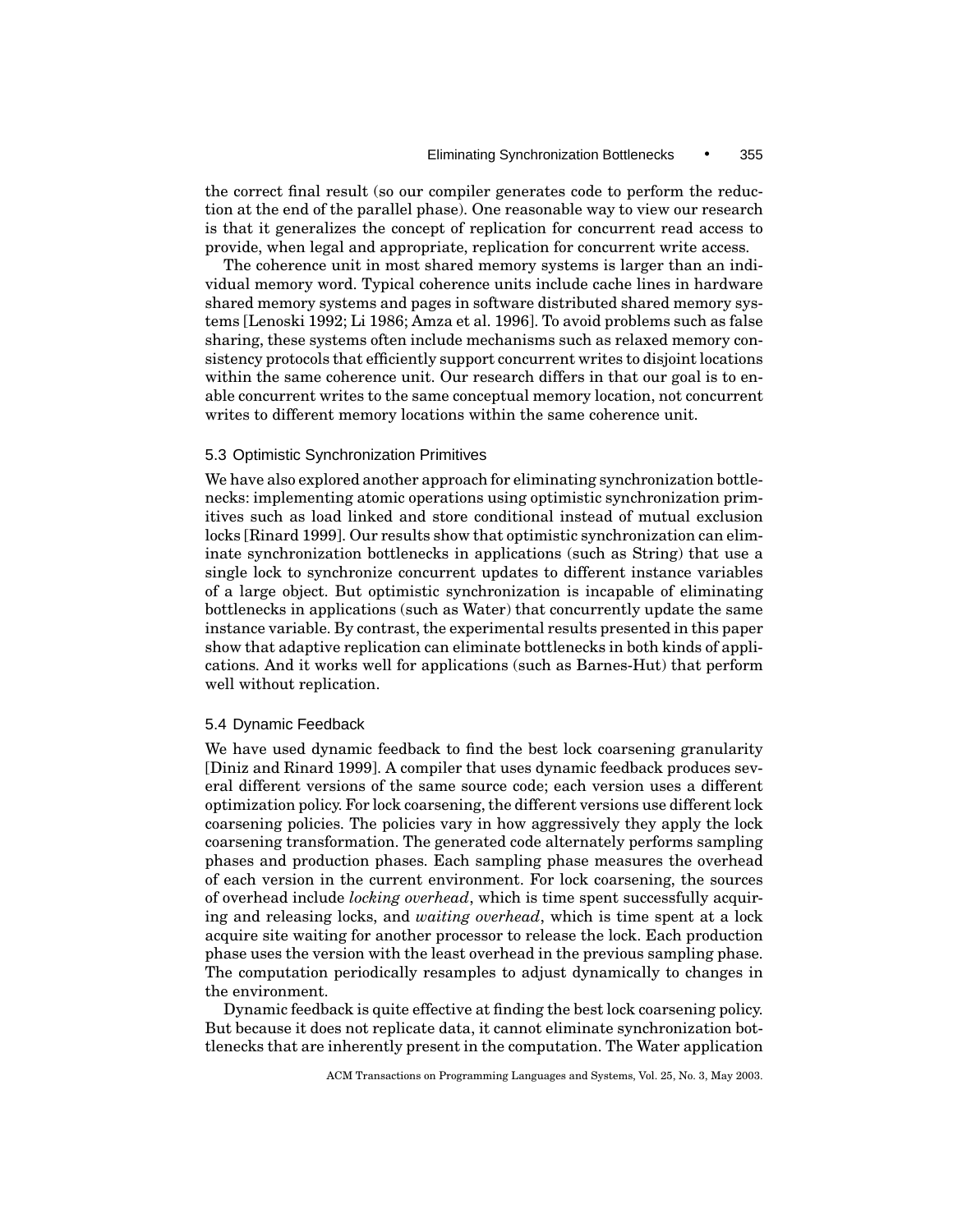the correct final result (so our compiler generates code to perform the reduction at the end of the parallel phase). One reasonable way to view our research is that it generalizes the concept of replication for concurrent read access to provide, when legal and appropriate, replication for concurrent write access.

The coherence unit in most shared memory systems is larger than an individual memory word. Typical coherence units include cache lines in hardware shared memory systems and pages in software distributed shared memory systems [Lenoski 1992; Li 1986; Amza et al. 1996]. To avoid problems such as false sharing, these systems often include mechanisms such as relaxed memory consistency protocols that efficiently support concurrent writes to disjoint locations within the same coherence unit. Our research differs in that our goal is to enable concurrent writes to the same conceptual memory location, not concurrent writes to different memory locations within the same coherence unit.

### 5.3 Optimistic Synchronization Primitives

We have also explored another approach for eliminating synchronization bottlenecks: implementing atomic operations using optimistic synchronization primitives such as load linked and store conditional instead of mutual exclusion locks [Rinard 1999]. Our results show that optimistic synchronization can eliminate synchronization bottlenecks in applications (such as String) that use a single lock to synchronize concurrent updates to different instance variables of a large object. But optimistic synchronization is incapable of eliminating bottlenecks in applications (such as Water) that concurrently update the same instance variable. By contrast, the experimental results presented in this paper show that adaptive replication can eliminate bottlenecks in both kinds of applications. And it works well for applications (such as Barnes-Hut) that perform well without replication.

### 5.4 Dynamic Feedback

We have used dynamic feedback to find the best lock coarsening granularity [Diniz and Rinard 1999]. A compiler that uses dynamic feedback produces several different versions of the same source code; each version uses a different optimization policy. For lock coarsening, the different versions use different lock coarsening policies. The policies vary in how aggressively they apply the lock coarsening transformation. The generated code alternately performs sampling phases and production phases. Each sampling phase measures the overhead of each version in the current environment. For lock coarsening, the sources of overhead include *locking overhead*, which is time spent successfully acquiring and releasing locks, and *waiting overhead*, which is time spent at a lock acquire site waiting for another processor to release the lock. Each production phase uses the version with the least overhead in the previous sampling phase. The computation periodically resamples to adjust dynamically to changes in the environment.

Dynamic feedback is quite effective at finding the best lock coarsening policy. But because it does not replicate data, it cannot eliminate synchronization bottlenecks that are inherently present in the computation. The Water application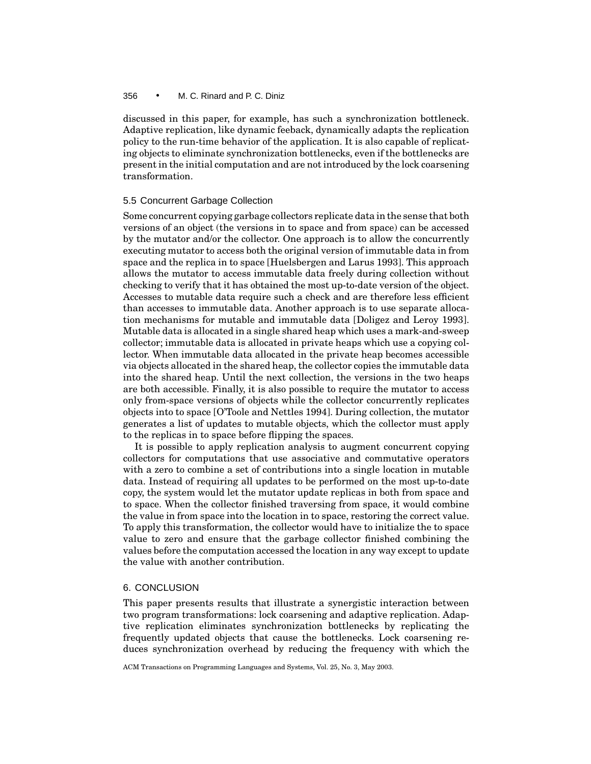discussed in this paper, for example, has such a synchronization bottleneck. Adaptive replication, like dynamic feeback, dynamically adapts the replication policy to the run-time behavior of the application. It is also capable of replicating objects to eliminate synchronization bottlenecks, even if the bottlenecks are present in the initial computation and are not introduced by the lock coarsening transformation.

### 5.5 Concurrent Garbage Collection

Some concurrent copying garbage collectors replicate data in the sense that both versions of an object (the versions in to space and from space) can be accessed by the mutator and/or the collector. One approach is to allow the concurrently executing mutator to access both the original version of immutable data in from space and the replica in to space [Huelsbergen and Larus 1993]. This approach allows the mutator to access immutable data freely during collection without checking to verify that it has obtained the most up-to-date version of the object. Accesses to mutable data require such a check and are therefore less efficient than accesses to immutable data. Another approach is to use separate allocation mechanisms for mutable and immutable data [Doligez and Leroy 1993]. Mutable data is allocated in a single shared heap which uses a mark-and-sweep collector; immutable data is allocated in private heaps which use a copying collector. When immutable data allocated in the private heap becomes accessible via objects allocated in the shared heap, the collector copies the immutable data into the shared heap. Until the next collection, the versions in the two heaps are both accessible. Finally, it is also possible to require the mutator to access only from-space versions of objects while the collector concurrently replicates objects into to space [O'Toole and Nettles 1994]. During collection, the mutator generates a list of updates to mutable objects, which the collector must apply to the replicas in to space before flipping the spaces.

It is possible to apply replication analysis to augment concurrent copying collectors for computations that use associative and commutative operators with a zero to combine a set of contributions into a single location in mutable data. Instead of requiring all updates to be performed on the most up-to-date copy, the system would let the mutator update replicas in both from space and to space. When the collector finished traversing from space, it would combine the value in from space into the location in to space, restoring the correct value. To apply this transformation, the collector would have to initialize the to space value to zero and ensure that the garbage collector finished combining the values before the computation accessed the location in any way except to update the value with another contribution.

## 6. CONCLUSION

This paper presents results that illustrate a synergistic interaction between two program transformations: lock coarsening and adaptive replication. Adaptive replication eliminates synchronization bottlenecks by replicating the frequently updated objects that cause the bottlenecks. Lock coarsening reduces synchronization overhead by reducing the frequency with which the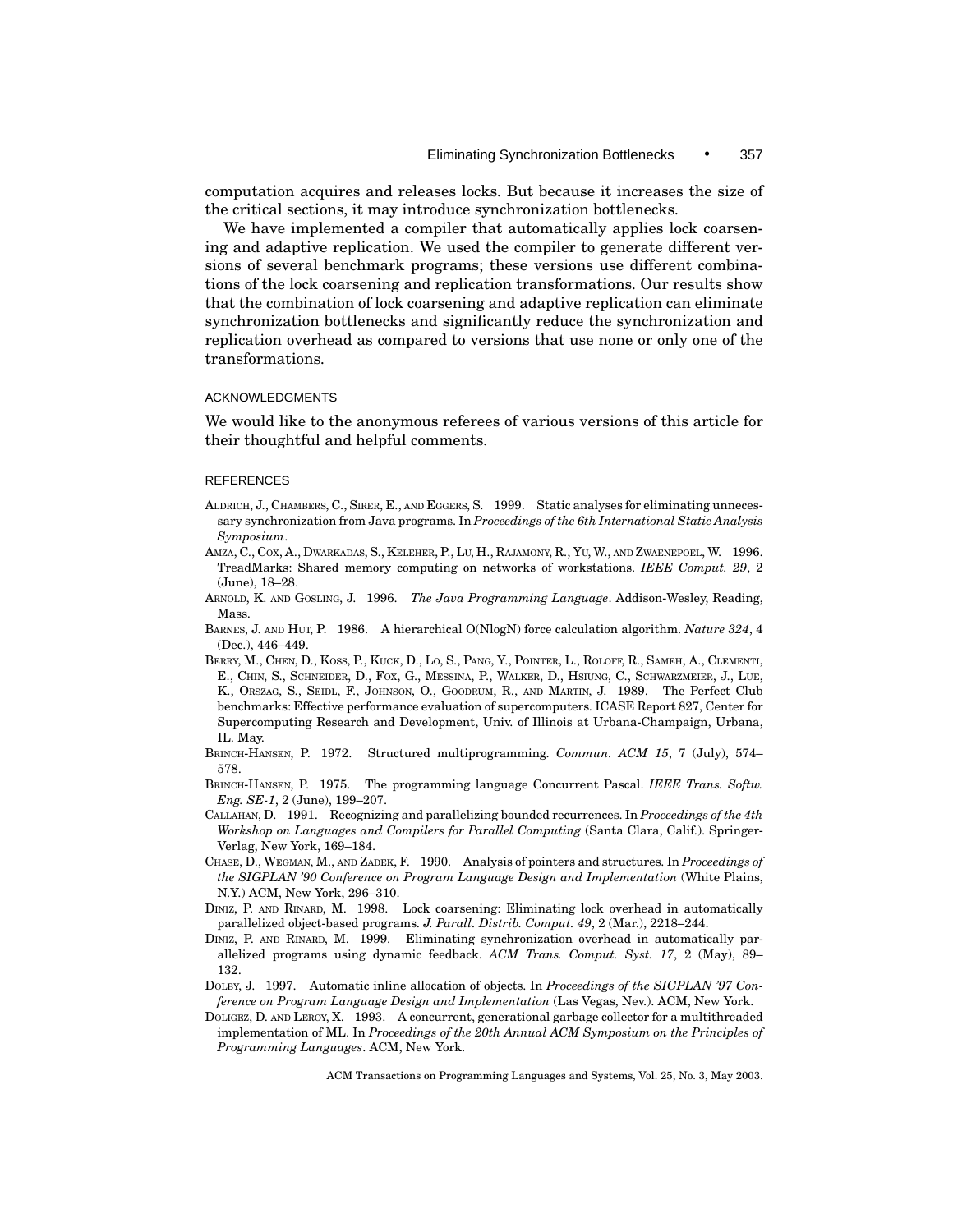computation acquires and releases locks. But because it increases the size of the critical sections, it may introduce synchronization bottlenecks.

We have implemented a compiler that automatically applies lock coarsening and adaptive replication. We used the compiler to generate different versions of several benchmark programs; these versions use different combinations of the lock coarsening and replication transformations. Our results show that the combination of lock coarsening and adaptive replication can eliminate synchronization bottlenecks and significantly reduce the synchronization and replication overhead as compared to versions that use none or only one of the transformations.

## ACKNOWLEDGMENTS

We would like to the anonymous referees of various versions of this article for their thoughtful and helpful comments.

## REFERENCES

ALDRICH, J., CHAMBERS, C., SIRER, E., AND EGGERS, S. 1999. Static analyses for eliminating unnecessary synchronization from Java programs. In *Proceedings of the 6th International Static Analysis Symposium*.

AMZA, C., COX, A., DWARKADAS, S., KELEHER, P., LU, H., RAJAMONY, R., YU, W., AND ZWAENEPOEL, W. 1996. TreadMarks: Shared memory computing on networks of workstations. *IEEE Comput. 29*, 2 (June), 18–28.

ARNOLD, K. AND GOSLING, J. 1996. *The Java Programming Language*. Addison-Wesley, Reading, Mass.

BARNES, J. AND HUT, P. 1986. A hierarchical O(NlogN) force calculation algorithm. *Nature 324*, 4 (Dec.), 446–449.

BERRY, M., CHEN, D., KOSS, P., KUCK, D., LO, S., PANG, Y., POINTER, L., ROLOFF, R., SAMEH, A., CLEMENTI, E., CHIN, S., SCHNEIDER, D., FOX, G., MESSINA, P., WALKER, D., HSIUNG, C., SCHWARZMEIER, J., LUE, K., ORSZAG, S., SEIDL, F., JOHNSON, O., GOODRUM, R., AND MARTIN, J. 1989. The Perfect Club benchmarks: Effective performance evaluation of supercomputers. ICASE Report 827, Center for Supercomputing Research and Development, Univ. of Illinois at Urbana-Champaign, Urbana, IL. May.

BRINCH-HANSEN, P. 1972. Structured multiprogramming. *Commun. ACM 15*, 7 (July), 574–578.

BRINCH-HANSEN, P. 1975. The programming language Concurrent Pascal. *IEEE Trans. Softw. Eng. SE-1*, 2 (June), 199–207.

CALLAHAN, D. 1991. Recognizing and parallelizing bounded recurrences. In *Proceedings of the 4th Workshop on Languages and Compilers for Parallel Computing* (Santa Clara, Calif.). Springer-Verlag, New York, 169–184.

CHASE, D., WEGMAN, M., AND ZADEK, F. 1990. Analysis of pointers and structures. In *Proceedings of the SIGPLAN '90 Conference on Program Language Design and Implementation* (White Plains, N.Y.) ACM, New York, 296–310.

DINIZ, P. AND RINARD, M. 1998. Lock coarsening: Eliminating lock overhead in automatically parallelized object-based programs. *J. Parall. Distrib. Comput. 49*, 2 (Mar.), 2218–244.

DINIZ, P. AND RINARD, M. 1999. Eliminating synchronization overhead in automatically parallelized programs using dynamic feedback. *ACM Trans. Comput. Syst. 17*, 2 (May), 89–132.

DOLBY, J. 1997. Automatic inline allocation of objects. In *Proceedings of the SIGPLAN '97 Conference on Program Language Design and Implementation* (Las Vegas, Nev.). ACM, New York.

DOLIGEZ, D. AND LEROY, X. 1993. A concurrent, generational garbage collector for a multithreaded implementation of ML. In *Proceedings of the 20th Annual ACM Symposium on the Principles of Programming Languages*. ACM, New York.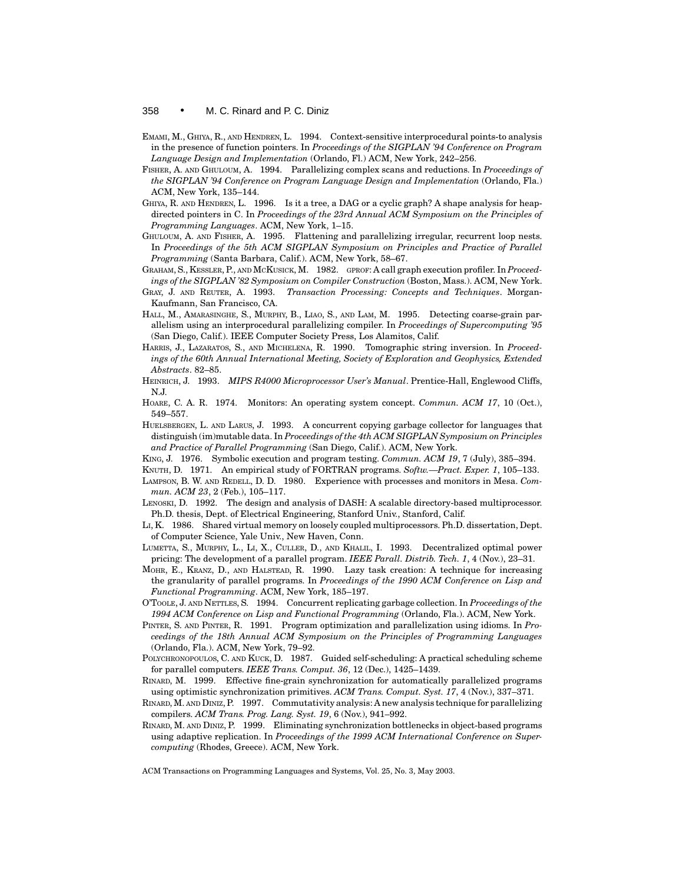EMAMI, M., GHIYA, R., AND HENDREN, L. 1994. Context-sensitive interprocedural points-to analysis in the presence of function pointers. In *Proceedings of the SIGPLAN '94 Conference on Program Language Design and Implementation* (Orlando, Fl.) ACM, New York, 242–256.

FISHER, A. AND GHULOUM, A. 1994. Parallelizing complex scans and reductions. In *Proceedings of the SIGPLAN '94 Conference on Program Language Design and Implementation* (Orlando, Fla.) ACM, New York, 135–144.

GHIYA, R. AND HENDREN, L. 1996. Is it a tree, a DAG or a cyclic graph? A shape analysis for heap-directed pointers in C. In *Proceedings of the 23rd Annual ACM Symposium on the Principles of Programming Languages*. ACM, New York, 1–15.

GHULOUM, A. AND FISHER, A. 1995. Flattening and parallelizing irregular, recurrent loop nests. In *Proceedings of the 5th ACM SIGPLAN Symposium on Principles and Practice of Parallel Programming* (Santa Barbara, Calif.). ACM, New York, 58–67.

GRAHAM, S., KESSLER, P., AND MCKUSICK, M. 1982. GPROF: A call graph execution profiler. In *Proceedings of the SIGPLAN '82 Symposium on Compiler Construction* (Boston, Mass.). ACM, New York.

GRAY, J. AND REUTER, A. 1993. *Transaction Processing: Concepts and Techniques*. Morgan-Kaufmann, San Francisco, CA.

HALL, M., AMARASINGHE, S., MURPHY, B., LIAO, S., AND LAM, M. 1995. Detecting coarse-grain parallelism using an interprocedural parallelizing compiler. In *Proceedings of Supercomputing '95* (San Diego, Calif.). IEEE Computer Society Press, Los Alamitos, Calif.

HARRIS, J., LAZARATOS, S., AND MICHELENA, R. 1990. Tomographic string inversion. In *Proceedings of the 60th Annual International Meeting, Society of Exploration and Geophysics, Extended Abstracts*. 82–85.

HEINRICH, J. 1993. *MIPS R4000 Microprocessor User's Manual*. Prentice-Hall, Englewood Cliffs, N.J.

HOARE, C. A. R. 1974. Monitors: An operating system concept. *Commun. ACM 17*, 10 (Oct.), 549–557.

HUELSBERGEN, L. AND LARUS, J. 1993. A concurrent copying garbage collector for languages that distinguish (im)mutable data. In *Proceedings of the 4th ACM SIGPLAN Symposium on Principles and Practice of Parallel Programming* (San Diego, Calif.). ACM, New York.

KING, J. 1976. Symbolic execution and program testing. *Commun. ACM 19*, 7 (July), 385–394.

KNUTH, D. 1971. An empirical study of FORTRAN programs. *Softw.—Pract. Exper. 1*, 105–133.

LAMPSON, B. W. AND REDELL, D. D. 1980. Experience with processes and monitors in Mesa. *Commun. ACM 23*, 2 (Feb.), 105–117.

LENOSKI, D. 1992. The design and analysis of DASH: A scalable directory-based multiprocessor. Ph.D. thesis, Dept. of Electrical Engineering, Stanford Univ., Stanford, Calif.

LI, K. 1986. Shared virtual memory on loosely coupled multiprocessors. Ph.D. dissertation, Dept. of Computer Science, Yale Univ., New Haven, Conn.

LUMETTA, S., MURPHY, L., LI, X., CULLER, D., AND KHALIL, I. 1993. Decentralized optimal power pricing: The development of a parallel program. *IEEE Parall. Distrib. Tech. 1*, 4 (Nov.), 23–31.

MOHR, E., KRANZ, D., AND HALSTEAD, R. 1990. Lazy task creation: A technique for increasing the granularity of parallel programs. In *Proceedings of the 1990 ACM Conference on Lisp and Functional Programming*. ACM, New York, 185–197.

O'TOOLE, J. AND NETTLES, S. 1994. Concurrent replicating garbage collection. In *Proceedings of the 1994 ACM Conference on Lisp and Functional Programming* (Orlando, Fla.). ACM, New York.

PINTER, S. AND PINTER, R. 1991. Program optimization and parallelization using idioms. In *Proceedings of the 18th Annual ACM Symposium on the Principles of Programming Languages* (Orlando, Fla.). ACM, New York, 79–92.

POLYCHRONOPOULOS, C. AND KUCK, D. 1987. Guided self-scheduling: A practical scheduling scheme for parallel computers. *IEEE Trans. Comput. 36*, 12 (Dec.), 1425–1439.

RINARD, M. 1999. Effective fine-grain synchronization for automatically parallelized programs using optimistic synchronization primitives. *ACM Trans. Comput. Syst. 17*, 4 (Nov.), 337–371.

RINARD, M. AND DINIZ, P. 1997. Commutativity analysis: A new analysis technique for parallelizing compilers. *ACM Trans. Prog. Lang. Syst. 19*, 6 (Nov.), 941–992.

RINARD, M. AND DINIZ, P. 1999. Eliminating synchronization bottlenecks in object-based programs using adaptive replication. In *Proceedings of the 1999 ACM International Conference on Supercomputing* (Rhodes, Greece). ACM, New York.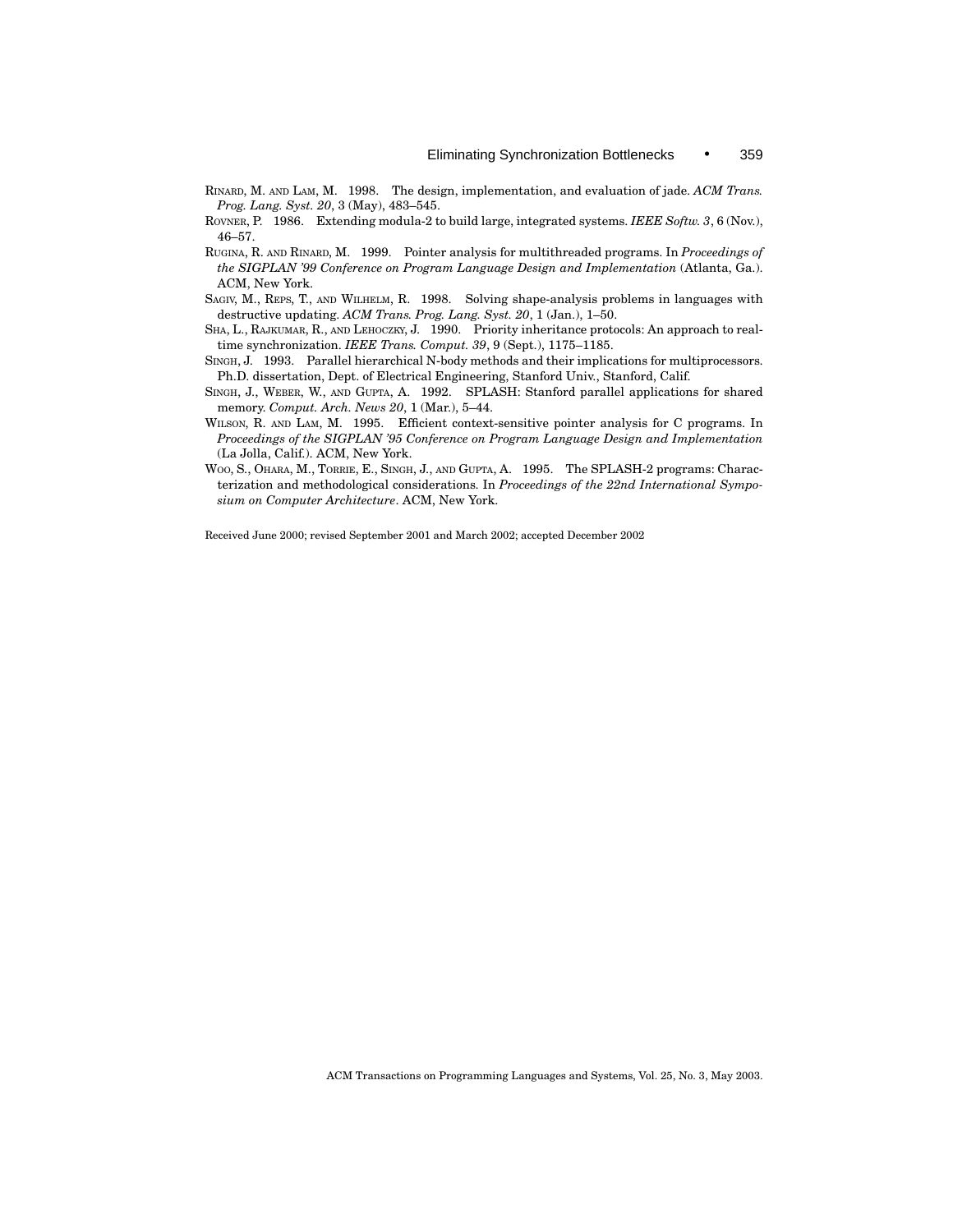RINARD, M. AND LAM, M. 1998. The design, implementation, and evaluation of jade. *ACM Trans. Prog. Lang. Syst. 20*, 3 (May), 483–545.

ROVNER, P. 1986. Extending modula-2 to build large, integrated systems. *IEEE Softw. 3*, 6 (Nov.), 46–57.

RUGINA, R. AND RINARD, M. 1999. Pointer analysis for multithreaded programs. In *Proceedings of the SIGPLAN '99 Conference on Program Language Design and Implementation* (Atlanta, Ga.). ACM, New York.

SAGIV, M., REPS, T., AND WILHELM, R. 1998. Solving shape-analysis problems in languages with destructive updating. *ACM Trans. Prog. Lang. Syst. 20*, 1 (Jan.), 1–50.

SHA, L., RAJKUMAR, R., AND LEHOCZKY, J. 1990. Priority inheritance protocols: An approach to real-time synchronization. *IEEE Trans. Comput. 39*, 9 (Sept.), 1175–1185.

SINGH, J. 1993. Parallel hierarchical N-body methods and their implications for multiprocessors. Ph.D. dissertation, Dept. of Electrical Engineering, Stanford Univ., Stanford, Calif.

SINGH, J., WEBER, W., AND GUPTA, A. 1992. SPLASH: Stanford parallel applications for shared memory. *Comput. Arch. News 20*, 1 (Mar.), 5–44.

WILSON, R. AND LAM, M. 1995. Efficient context-sensitive pointer analysis for C programs. In *Proceedings of the SIGPLAN '95 Conference on Program Language Design and Implementation* (La Jolla, Calif.). ACM, New York.

WOO, S., OHARA, M., TORRIE, E., SINGH, J., AND GUPTA, A. 1995. The SPLASH-2 programs: Characterization and methodological considerations. In *Proceedings of the 22nd International Symposium on Computer Architecture*. ACM, New York.

Received June 2000; revised September 2001 and March 2002; accepted December 2002